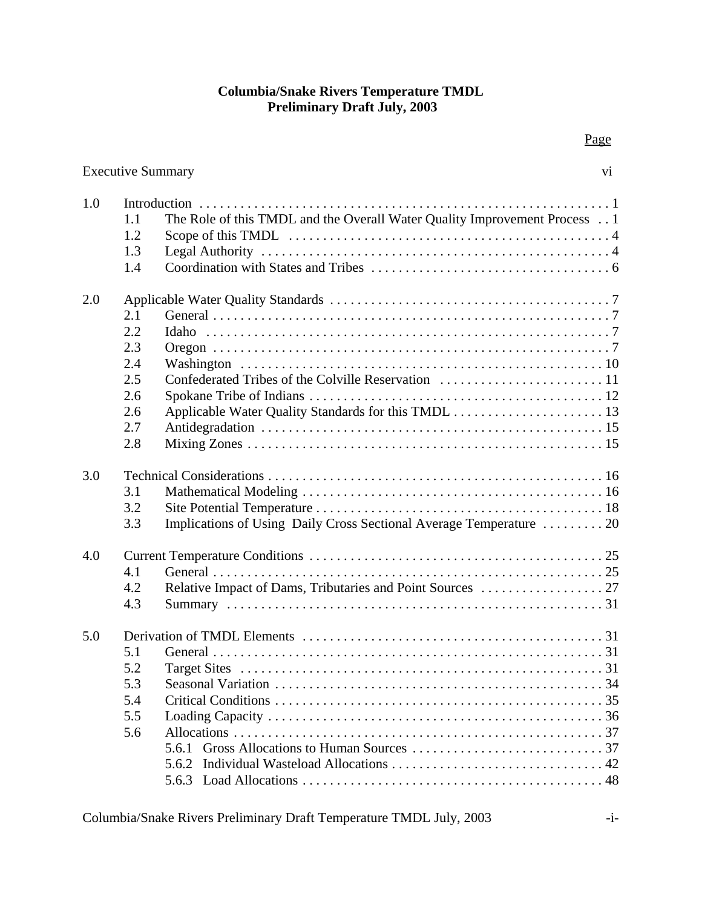**Columbia/Snake Rivers Temperature TMDL**
**Preliminary Draft July, 2003**

| | | | Page |
|---|---|---|---|
| Executive Summary | | | vi |
| 1.0 | Introduction | | 1 |
| | 1.1 | The Role of this TMDL and the Overall Water Quality Improvement Process | 1 |
| | 1.2 | Scope of this TMDL | 4 |
| | 1.3 | Legal Authority | 4 |
| | 1.4 | Coordination with States and Tribes | 6 |
| 2.0 | Applicable Water Quality Standards | | 7 |
| | 2.1 | General | 7 |
| | 2.2 | Idaho | 7 |
| | 2.3 | Oregon | 7 |
| | 2.4 | Washington | 10 |
| | 2.5 | Confederated Tribes of the Colville Reservation | 11 |
| | 2.6 | Spokane Tribe of Indians | 12 |
| | 2.6 | Applicable Water Quality Standards for this TMDL | 13 |
| | 2.7 | Antidegradation | 15 |
| | 2.8 | Mixing Zones | 15 |
| 3.0 | Technical Considerations | | 16 |
| | 3.1 | Mathematical Modeling | 16 |
| | 3.2 | Site Potential Temperature | 18 |
| | 3.3 | Implications of Using Daily Cross Sectional Average Temperature | 20 |
| 4.0 | Current Temperature Conditions | | 25 |
| | 4.1 | General | 25 |
| | 4.2 | Relative Impact of Dams, Tributaries and Point Sources | 27 |
| | 4.3 | Summary | 31 |
| 5.0 | Derivation of TMDL Elements | | 31 |
| | 5.1 | General | 31 |
| | 5.2 | Target Sites | 31 |
| | 5.3 | Seasonal Variation | 34 |
| | 5.4 | Critical Conditions | 35 |
| | 5.5 | Loading Capacity | 36 |
| | 5.6 | Allocations | 37 |
| | | 5.6.1 Gross Allocations to Human Sources | 37 |
| | | 5.6.2 Individual Wasteload Allocations | 42 |
| | | 5.6.3 Load Allocations | 48 |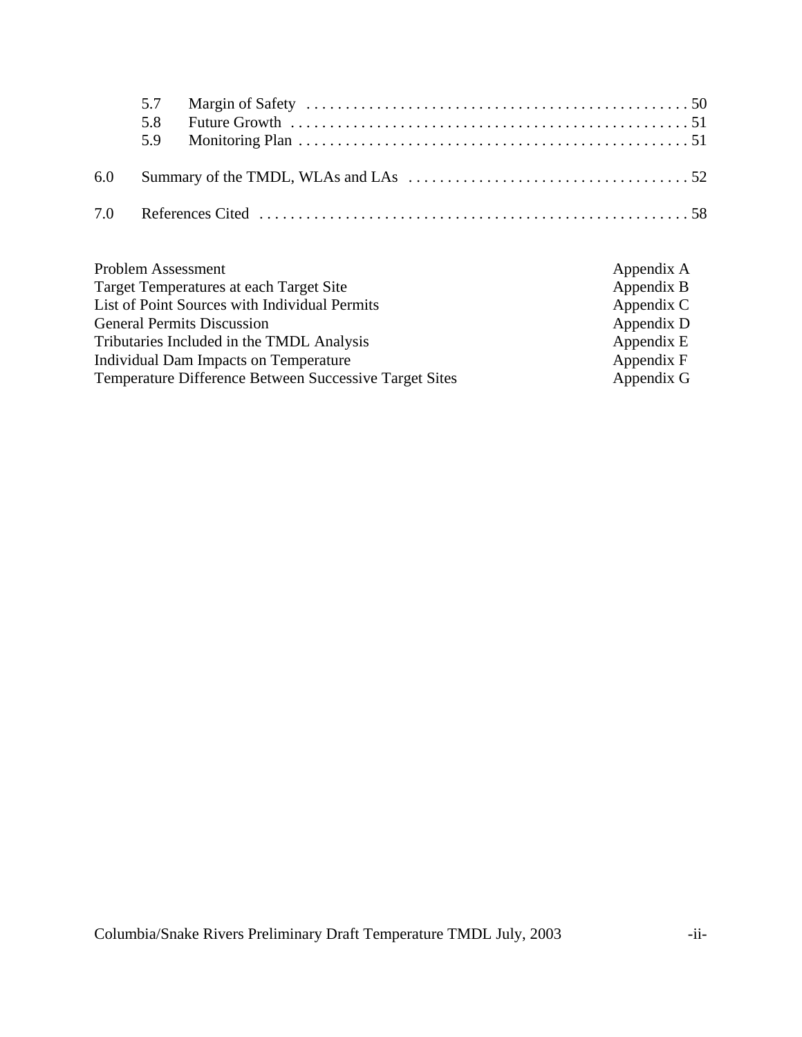5.7 Margin of Safety . . . . . . . . . . . . . . . . . . . . . . . . . . . . . . . . . . . . . . . . . . . . . . . 50
5.8 Future Growth . . . . . . . . . . . . . . . . . . . . . . . . . . . . . . . . . . . . . . . . . . . . . . . . . 51
5.9 Monitoring Plan . . . . . . . . . . . . . . . . . . . . . . . . . . . . . . . . . . . . . . . . . . . . . . . . 51

6.0 Summary of the TMDL, WLAs and LAs . . . . . . . . . . . . . . . . . . . . . . . . . . . . . . . . . . 52

7.0 References Cited . . . . . . . . . . . . . . . . . . . . . . . . . . . . . . . . . . . . . . . . . . . . . . . . . . . . 58

| | |
|---|---|
| Problem Assessment | Appendix A |
| Target Temperatures at each Target Site | Appendix B |
| List of Point Sources with Individual Permits | Appendix C |
| General Permits Discussion | Appendix D |
| Tributaries Included in the TMDL Analysis | Appendix E |
| Individual Dam Impacts on Temperature | Appendix F |
| Temperature Difference Between Successive Target Sites | Appendix G |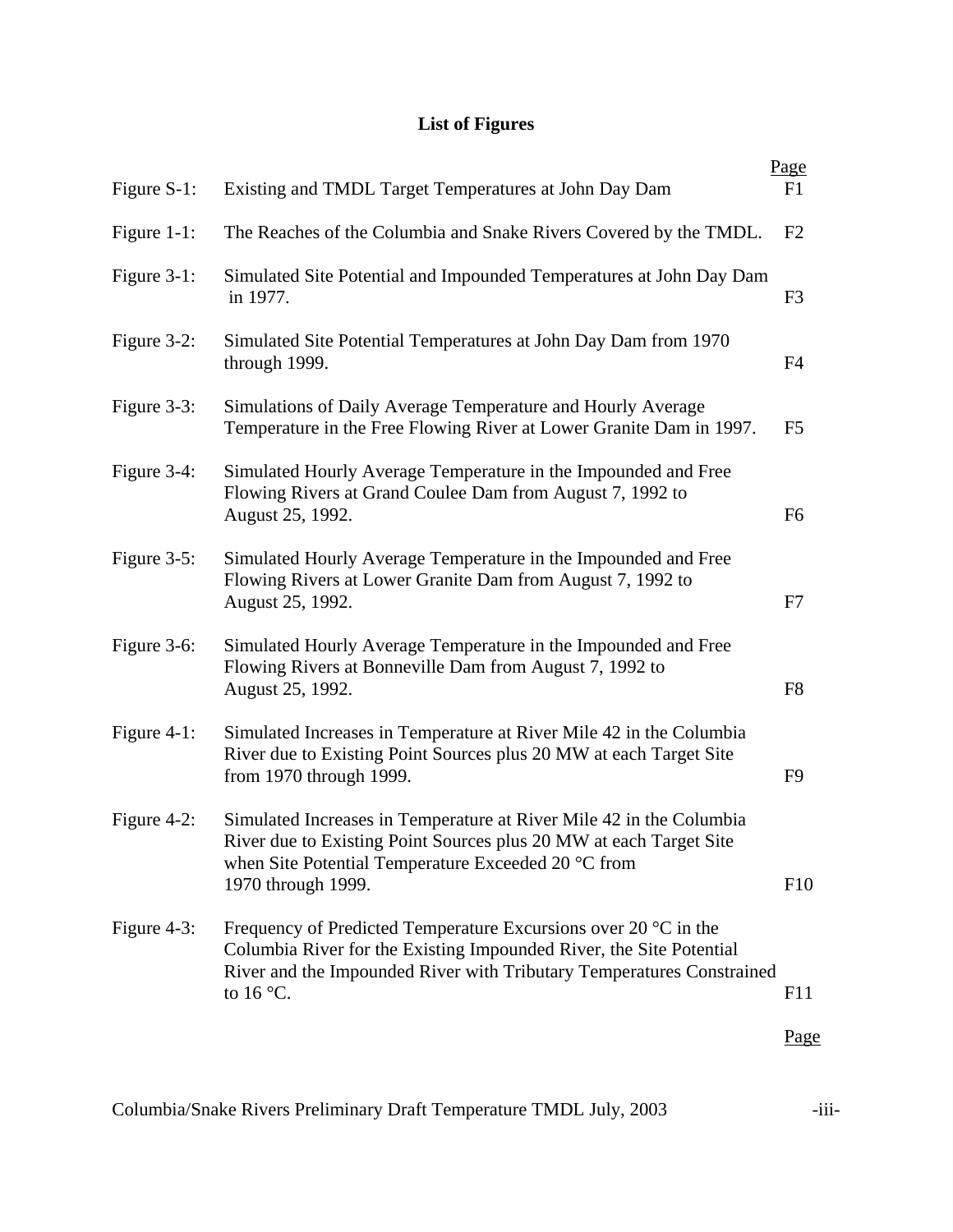# List of Figures

| | | Page |
|---|---|---|
| Figure S-1: | Existing and TMDL Target Temperatures at John Day Dam | F1 |
| Figure 1-1: | The Reaches of the Columbia and Snake Rivers Covered by the TMDL. | F2 |
| Figure 3-1: | Simulated Site Potential and Impounded Temperatures at John Day Dam in 1977. | F3 |
| Figure 3-2: | Simulated Site Potential Temperatures at John Day Dam from 1970 through 1999. | F4 |
| Figure 3-3: | Simulations of Daily Average Temperature and Hourly Average Temperature in the Free Flowing River at Lower Granite Dam in 1997. | F5 |
| Figure 3-4: | Simulated Hourly Average Temperature in the Impounded and Free Flowing Rivers at Grand Coulee Dam from August 7, 1992 to August 25, 1992. | F6 |
| Figure 3-5: | Simulated Hourly Average Temperature in the Impounded and Free Flowing Rivers at Lower Granite Dam from August 7, 1992 to August 25, 1992. | F7 |
| Figure 3-6: | Simulated Hourly Average Temperature in the Impounded and Free Flowing Rivers at Bonneville Dam from August 7, 1992 to August 25, 1992. | F8 |
| Figure 4-1: | Simulated Increases in Temperature at River Mile 42 in the Columbia River due to Existing Point Sources plus 20 MW at each Target Site from 1970 through 1999. | F9 |
| Figure 4-2: | Simulated Increases in Temperature at River Mile 42 in the Columbia River due to Existing Point Sources plus 20 MW at each Target Site when Site Potential Temperature Exceeded 20 °C from 1970 through 1999. | F10 |
| Figure 4-3: | Frequency of Predicted Temperature Excursions over 20 °C in the Columbia River for the Existing Impounded River, the Site Potential River and the Impounded River with Tributary Temperatures Constrained to 16 °C. | F11 |

Page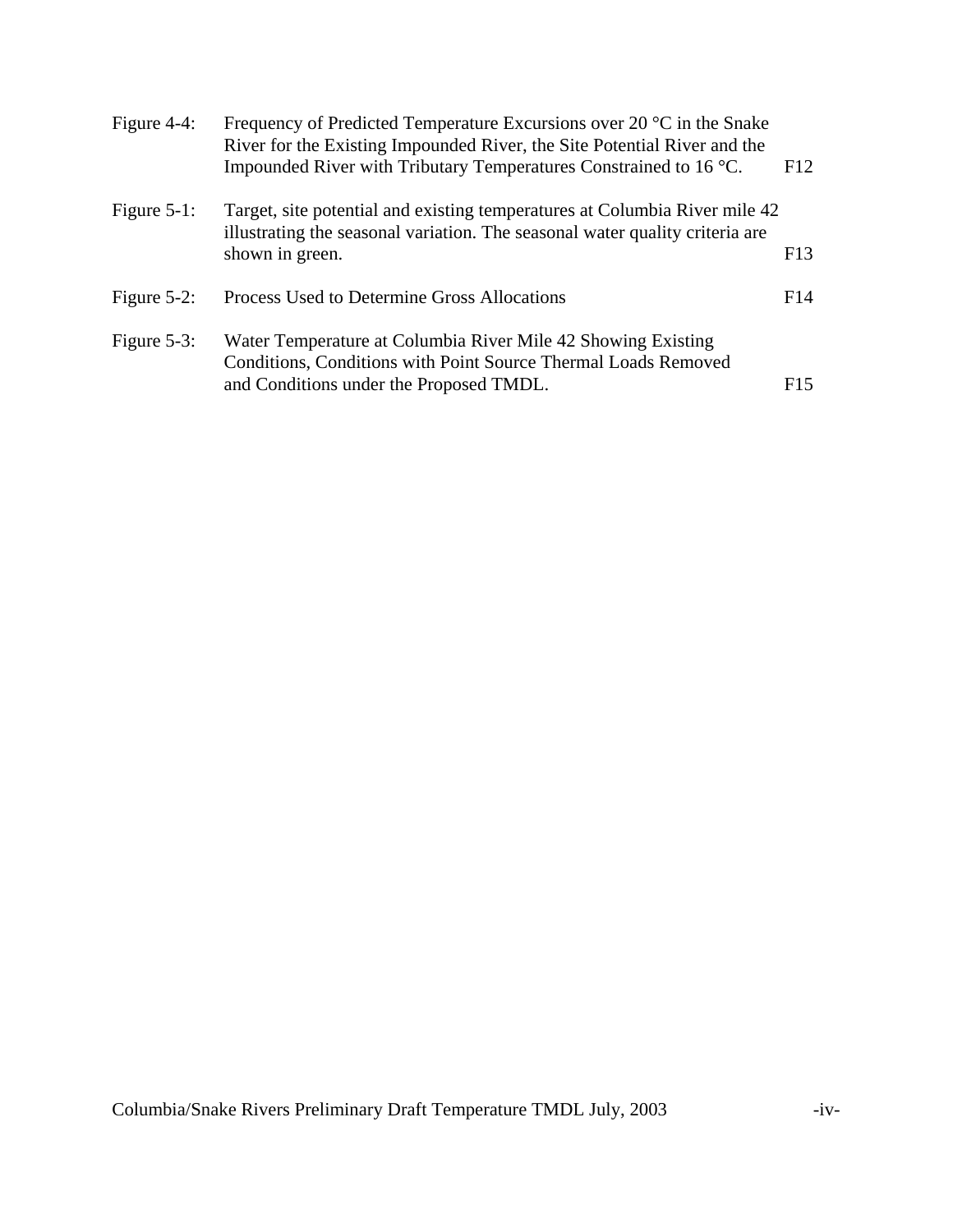| | | |
|---|---|---|
| Figure 4-4: | Frequency of Predicted Temperature Excursions over 20 °C in the Snake River for the Existing Impounded River, the Site Potential River and the Impounded River with Tributary Temperatures Constrained to 16 °C. | F12 |
| Figure 5-1: | Target, site potential and existing temperatures at Columbia River mile 42 illustrating the seasonal variation. The seasonal water quality criteria are shown in green. | F13 |
| Figure 5-2: | Process Used to Determine Gross Allocations | F14 |
| Figure 5-3: | Water Temperature at Columbia River Mile 42 Showing Existing Conditions, Conditions with Point Source Thermal Loads Removed and Conditions under the Proposed TMDL. | F15 |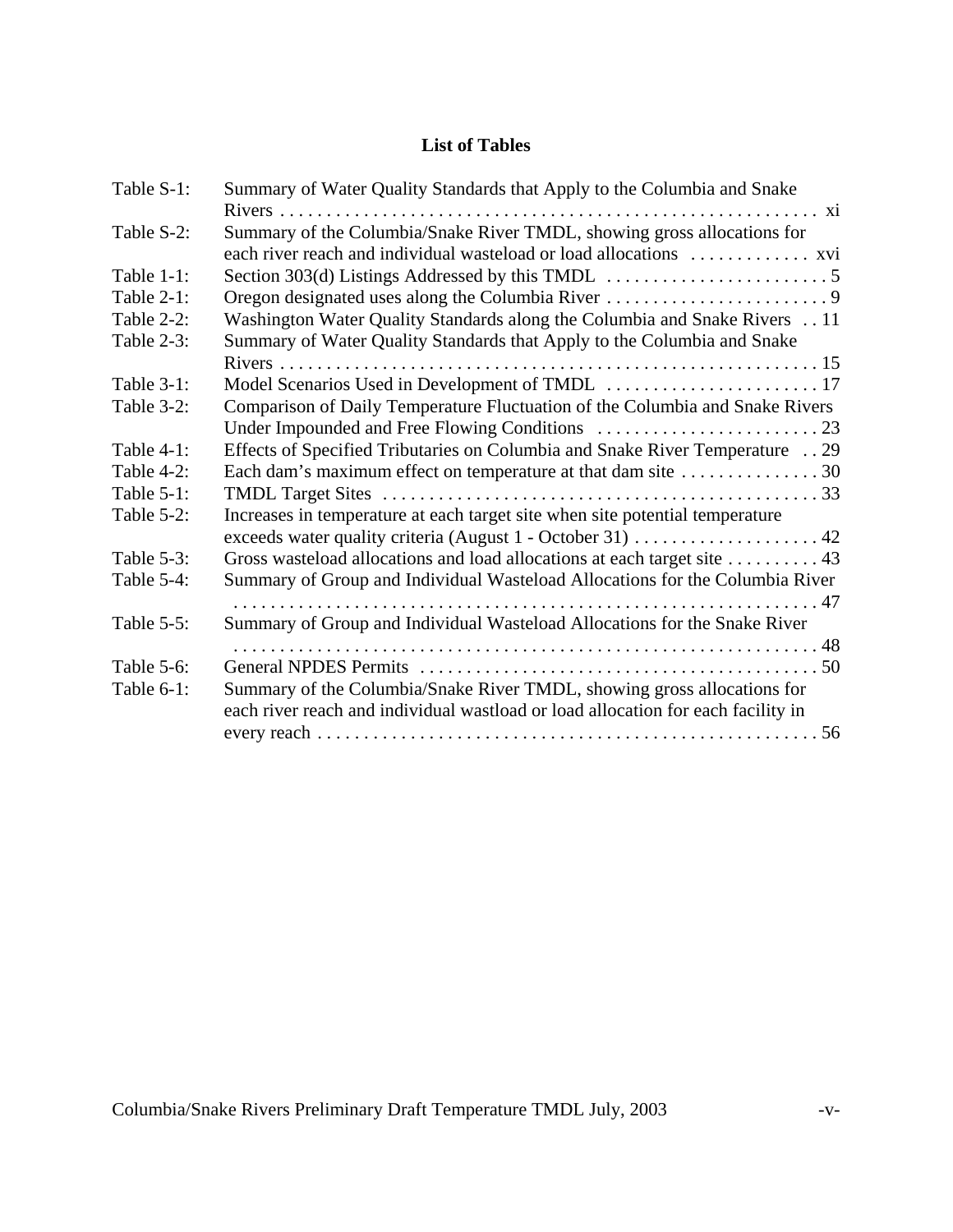## List of Tables

| | | |
|---|---|---|
| Table S-1: | Summary of Water Quality Standards that Apply to the Columbia and Snake Rivers | xi |
| Table S-2: | Summary of the Columbia/Snake River TMDL, showing gross allocations for each river reach and individual wasteload or load allocations | xvi |
| Table 1-1: | Section 303(d) Listings Addressed by this TMDL | 5 |
| Table 2-1: | Oregon designated uses along the Columbia River | 9 |
| Table 2-2: | Washington Water Quality Standards along the Columbia and Snake Rivers | 11 |
| Table 2-3: | Summary of Water Quality Standards that Apply to the Columbia and Snake Rivers | 15 |
| Table 3-1: | Model Scenarios Used in Development of TMDL | 17 |
| Table 3-2: | Comparison of Daily Temperature Fluctuation of the Columbia and Snake Rivers Under Impounded and Free Flowing Conditions | 23 |
| Table 4-1: | Effects of Specified Tributaries on Columbia and Snake River Temperature | 29 |
| Table 4-2: | Each dam's maximum effect on temperature at that dam site | 30 |
| Table 5-1: | TMDL Target Sites | 33 |
| Table 5-2: | Increases in temperature at each target site when site potential temperature exceeds water quality criteria (August 1 - October 31) | 42 |
| Table 5-3: | Gross wasteload allocations and load allocations at each target site | 43 |
| Table 5-4: | Summary of Group and Individual Wasteload Allocations for the Columbia River | 47 |
| Table 5-5: | Summary of Group and Individual Wasteload Allocations for the Snake River | 48 |
| Table 5-6: | General NPDES Permits | 50 |
| Table 6-1: | Summary of the Columbia/Snake River TMDL, showing gross allocations for each river reach and individual wastload or load allocation for each facility in every reach | 56 |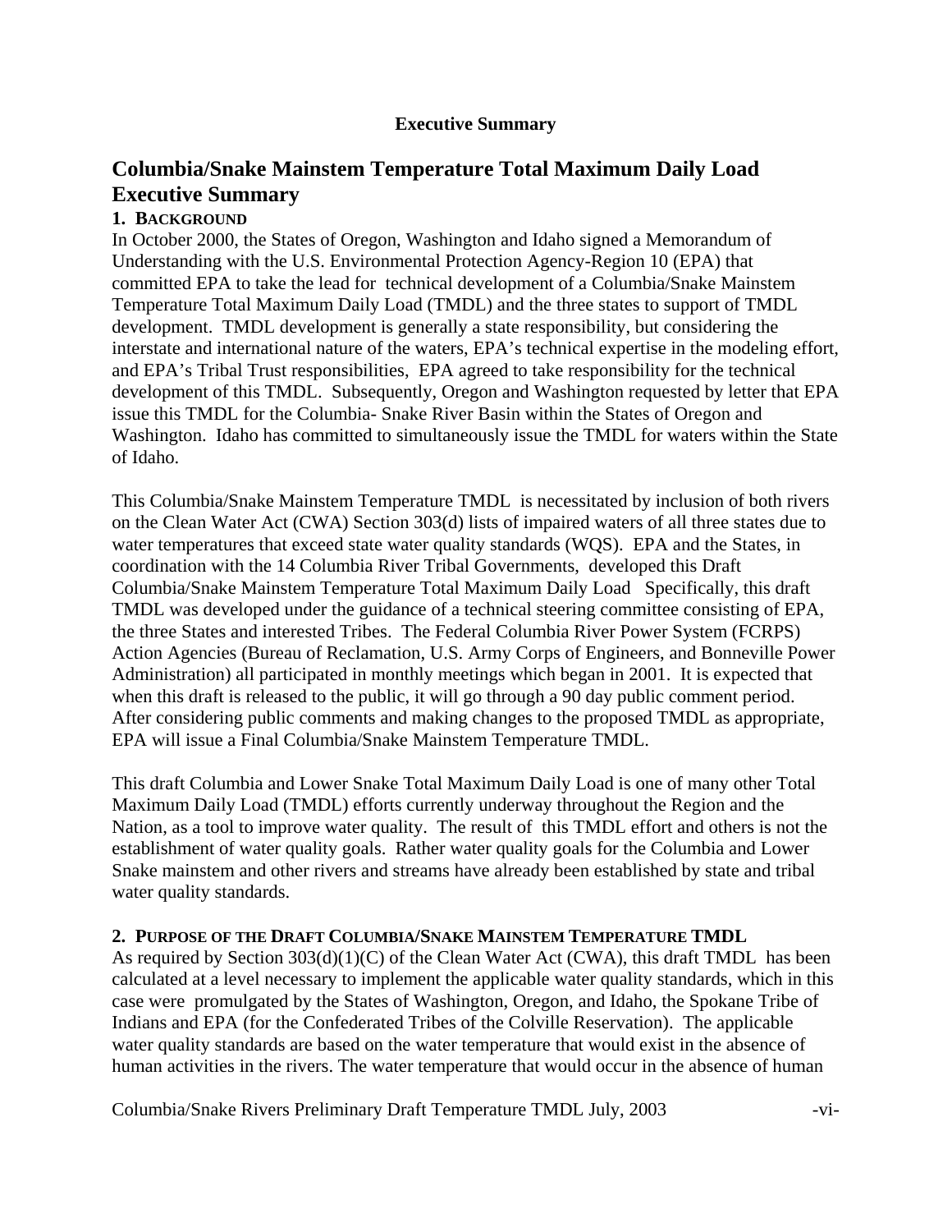**Executive Summary**

# Columbia/Snake Mainstem Temperature Total Maximum Daily Load Executive Summary

### 1. BACKGROUND

In October 2000, the States of Oregon, Washington and Idaho signed a Memorandum of Understanding with the U.S. Environmental Protection Agency-Region 10 (EPA) that committed EPA to take the lead for technical development of a Columbia/Snake Mainstem Temperature Total Maximum Daily Load (TMDL) and the three states to support of TMDL development. TMDL development is generally a state responsibility, but considering the interstate and international nature of the waters, EPA's technical expertise in the modeling effort, and EPA's Tribal Trust responsibilities, EPA agreed to take responsibility for the technical development of this TMDL. Subsequently, Oregon and Washington requested by letter that EPA issue this TMDL for the Columbia- Snake River Basin within the States of Oregon and Washington. Idaho has committed to simultaneously issue the TMDL for waters within the State of Idaho.

This Columbia/Snake Mainstem Temperature TMDL is necessitated by inclusion of both rivers on the Clean Water Act (CWA) Section 303(d) lists of impaired waters of all three states due to water temperatures that exceed state water quality standards (WQS). EPA and the States, in coordination with the 14 Columbia River Tribal Governments, developed this Draft Columbia/Snake Mainstem Temperature Total Maximum Daily Load Specifically, this draft TMDL was developed under the guidance of a technical steering committee consisting of EPA, the three States and interested Tribes. The Federal Columbia River Power System (FCRPS) Action Agencies (Bureau of Reclamation, U.S. Army Corps of Engineers, and Bonneville Power Administration) all participated in monthly meetings which began in 2001. It is expected that when this draft is released to the public, it will go through a 90 day public comment period. After considering public comments and making changes to the proposed TMDL as appropriate, EPA will issue a Final Columbia/Snake Mainstem Temperature TMDL.

This draft Columbia and Lower Snake Total Maximum Daily Load is one of many other Total Maximum Daily Load (TMDL) efforts currently underway throughout the Region and the Nation, as a tool to improve water quality. The result of this TMDL effort and others is not the establishment of water quality goals. Rather water quality goals for the Columbia and Lower Snake mainstem and other rivers and streams have already been established by state and tribal water quality standards.

### 2. PURPOSE OF THE DRAFT COLUMBIA/SNAKE MAINSTEM TEMPERATURE TMDL

As required by Section 303(d)(1)(C) of the Clean Water Act (CWA), this draft TMDL has been calculated at a level necessary to implement the applicable water quality standards, which in this case were promulgated by the States of Washington, Oregon, and Idaho, the Spokane Tribe of Indians and EPA (for the Confederated Tribes of the Colville Reservation). The applicable water quality standards are based on the water temperature that would exist in the absence of human activities in the rivers. The water temperature that would occur in the absence of human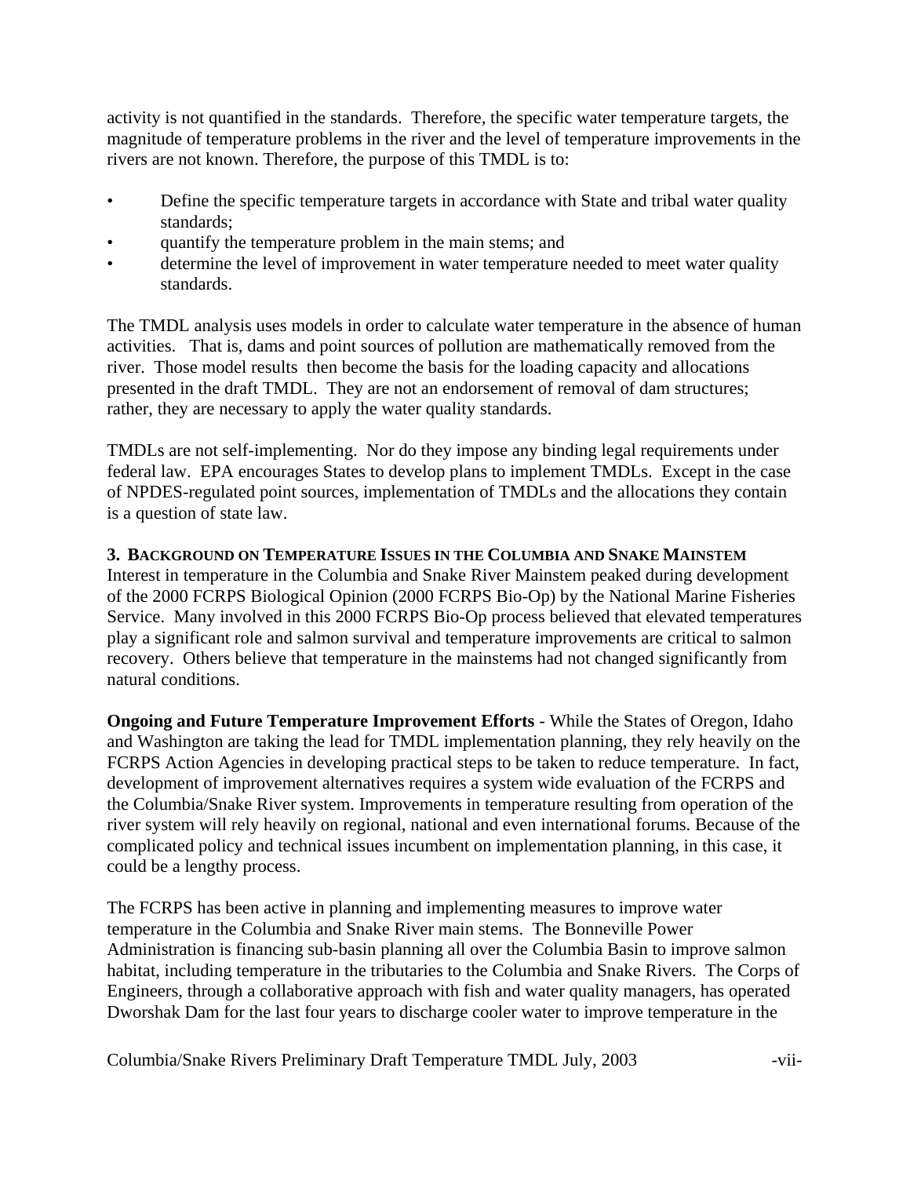activity is not quantified in the standards. Therefore, the specific water temperature targets, the magnitude of temperature problems in the river and the level of temperature improvements in the rivers are not known. Therefore, the purpose of this TMDL is to:

- Define the specific temperature targets in accordance with State and tribal water quality standards;
- quantify the temperature problem in the main stems; and
- determine the level of improvement in water temperature needed to meet water quality standards.

The TMDL analysis uses models in order to calculate water temperature in the absence of human activities. That is, dams and point sources of pollution are mathematically removed from the river. Those model results then become the basis for the loading capacity and allocations presented in the draft TMDL. They are not an endorsement of removal of dam structures; rather, they are necessary to apply the water quality standards.

TMDLs are not self-implementing. Nor do they impose any binding legal requirements under federal law. EPA encourages States to develop plans to implement TMDLs. Except in the case of NPDES-regulated point sources, implementation of TMDLs and the allocations they contain is a question of state law.

**3. BACKGROUND ON TEMPERATURE ISSUES IN THE COLUMBIA AND SNAKE MAINSTEM**

Interest in temperature in the Columbia and Snake River Mainstem peaked during development of the 2000 FCRPS Biological Opinion (2000 FCRPS Bio-Op) by the National Marine Fisheries Service. Many involved in this 2000 FCRPS Bio-Op process believed that elevated temperatures play a significant role and salmon survival and temperature improvements are critical to salmon recovery. Others believe that temperature in the mainstems had not changed significantly from natural conditions.

**Ongoing and Future Temperature Improvement Efforts** - While the States of Oregon, Idaho and Washington are taking the lead for TMDL implementation planning, they rely heavily on the FCRPS Action Agencies in developing practical steps to be taken to reduce temperature. In fact, development of improvement alternatives requires a system wide evaluation of the FCRPS and the Columbia/Snake River system. Improvements in temperature resulting from operation of the river system will rely heavily on regional, national and even international forums. Because of the complicated policy and technical issues incumbent on implementation planning, in this case, it could be a lengthy process.

The FCRPS has been active in planning and implementing measures to improve water temperature in the Columbia and Snake River main stems. The Bonneville Power Administration is financing sub-basin planning all over the Columbia Basin to improve salmon habitat, including temperature in the tributaries to the Columbia and Snake Rivers. The Corps of Engineers, through a collaborative approach with fish and water quality managers, has operated Dworshak Dam for the last four years to discharge cooler water to improve temperature in the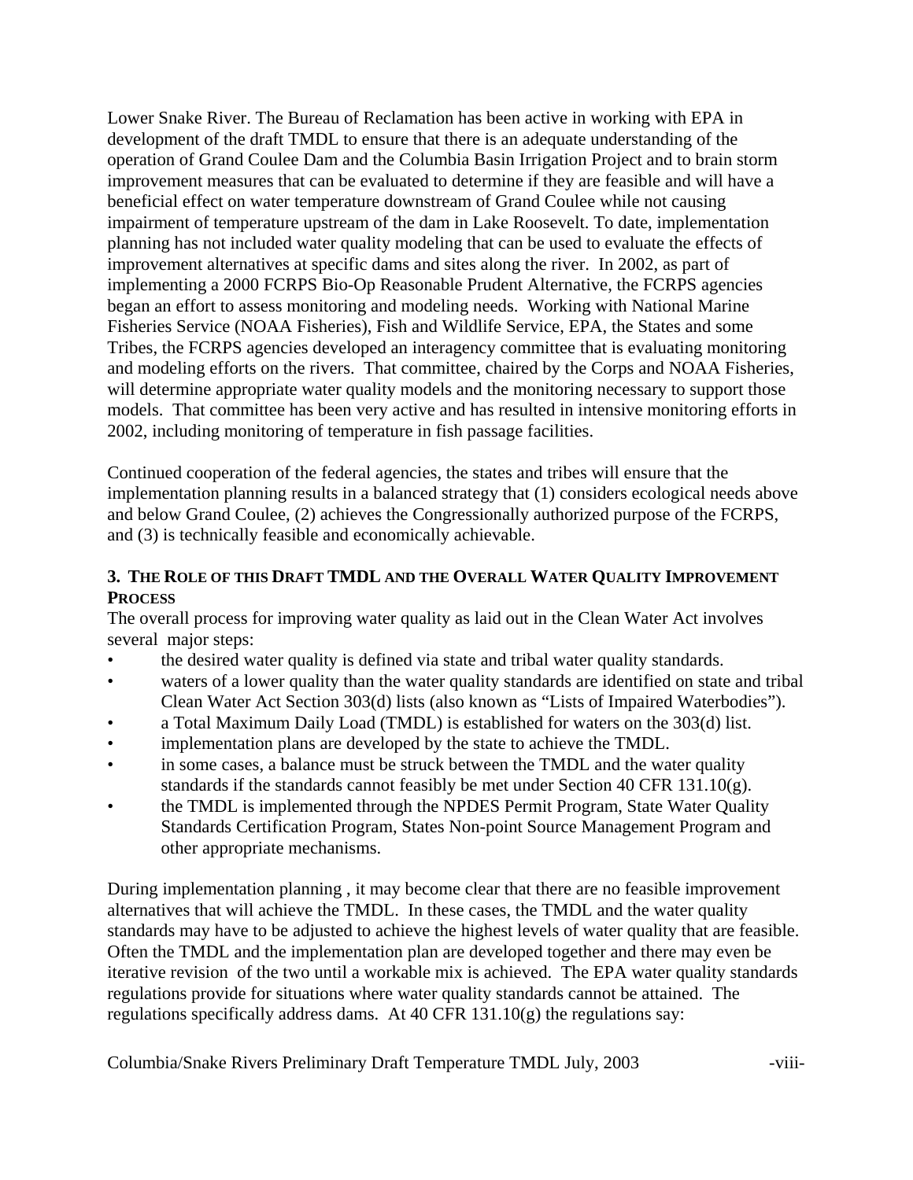Lower Snake River. The Bureau of Reclamation has been active in working with EPA in development of the draft TMDL to ensure that there is an adequate understanding of the operation of Grand Coulee Dam and the Columbia Basin Irrigation Project and to brain storm improvement measures that can be evaluated to determine if they are feasible and will have a beneficial effect on water temperature downstream of Grand Coulee while not causing impairment of temperature upstream of the dam in Lake Roosevelt. To date, implementation planning has not included water quality modeling that can be used to evaluate the effects of improvement alternatives at specific dams and sites along the river. In 2002, as part of implementing a 2000 FCRPS Bio-Op Reasonable Prudent Alternative, the FCRPS agencies began an effort to assess monitoring and modeling needs. Working with National Marine Fisheries Service (NOAA Fisheries), Fish and Wildlife Service, EPA, the States and some Tribes, the FCRPS agencies developed an interagency committee that is evaluating monitoring and modeling efforts on the rivers. That committee, chaired by the Corps and NOAA Fisheries, will determine appropriate water quality models and the monitoring necessary to support those models. That committee has been very active and has resulted in intensive monitoring efforts in 2002, including monitoring of temperature in fish passage facilities.

Continued cooperation of the federal agencies, the states and tribes will ensure that the implementation planning results in a balanced strategy that (1) considers ecological needs above and below Grand Coulee, (2) achieves the Congressionally authorized purpose of the FCRPS, and (3) is technically feasible and economically achievable.

### 3. The Role of this Draft TMDL and the Overall Water Quality Improvement Process

The overall process for improving water quality as laid out in the Clean Water Act involves several major steps:

- the desired water quality is defined via state and tribal water quality standards.
- waters of a lower quality than the water quality standards are identified on state and tribal Clean Water Act Section 303(d) lists (also known as "Lists of Impaired Waterbodies").
- a Total Maximum Daily Load (TMDL) is established for waters on the 303(d) list.
- implementation plans are developed by the state to achieve the TMDL.
- in some cases, a balance must be struck between the TMDL and the water quality standards if the standards cannot feasibly be met under Section 40 CFR 131.10(g).
- the TMDL is implemented through the NPDES Permit Program, State Water Quality Standards Certification Program, States Non-point Source Management Program and other appropriate mechanisms.

During implementation planning , it may become clear that there are no feasible improvement alternatives that will achieve the TMDL. In these cases, the TMDL and the water quality standards may have to be adjusted to achieve the highest levels of water quality that are feasible. Often the TMDL and the implementation plan are developed together and there may even be iterative revision of the two until a workable mix is achieved. The EPA water quality standards regulations provide for situations where water quality standards cannot be attained. The regulations specifically address dams. At 40 CFR 131.10(g) the regulations say: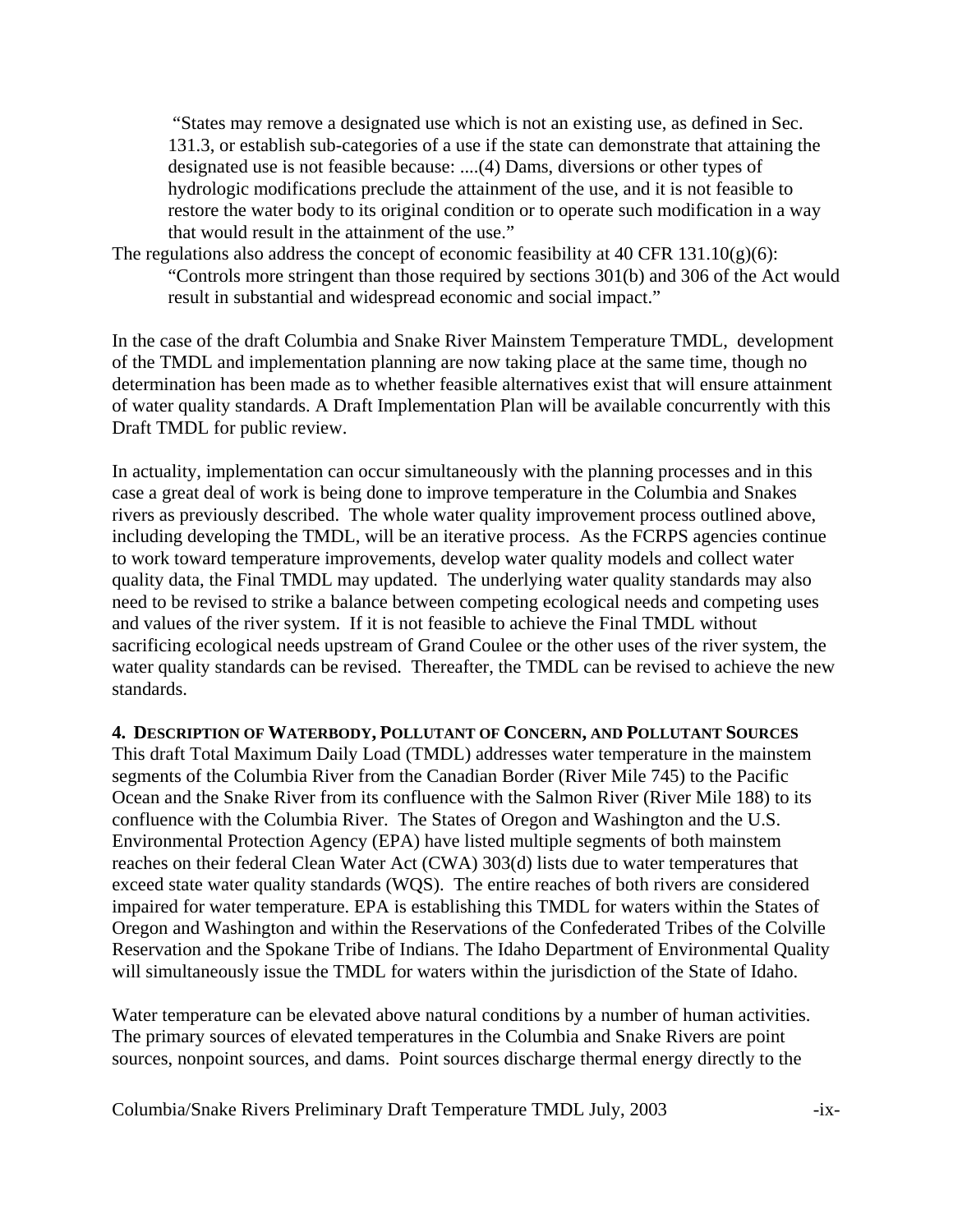> "States may remove a designated use which is not an existing use, as defined in Sec. 131.3, or establish sub-categories of a use if the state can demonstrate that attaining the designated use is not feasible because: ....(4) Dams, diversions or other types of hydrologic modifications preclude the attainment of the use, and it is not feasible to restore the water body to its original condition or to operate such modification in a way that would result in the attainment of the use."

The regulations also address the concept of economic feasibility at 40 CFR 131.10(g)(6):

> "Controls more stringent than those required by sections 301(b) and 306 of the Act would result in substantial and widespread economic and social impact."

In the case of the draft Columbia and Snake River Mainstem Temperature TMDL, development of the TMDL and implementation planning are now taking place at the same time, though no determination has been made as to whether feasible alternatives exist that will ensure attainment of water quality standards. A Draft Implementation Plan will be available concurrently with this Draft TMDL for public review.

In actuality, implementation can occur simultaneously with the planning processes and in this case a great deal of work is being done to improve temperature in the Columbia and Snakes rivers as previously described. The whole water quality improvement process outlined above, including developing the TMDL, will be an iterative process. As the FCRPS agencies continue to work toward temperature improvements, develop water quality models and collect water quality data, the Final TMDL may updated. The underlying water quality standards may also need to be revised to strike a balance between competing ecological needs and competing uses and values of the river system. If it is not feasible to achieve the Final TMDL without sacrificing ecological needs upstream of Grand Coulee or the other uses of the river system, the water quality standards can be revised. Thereafter, the TMDL can be revised to achieve the new standards.

## 4. Description of Waterbody, Pollutant of Concern, and Pollutant Sources

This draft Total Maximum Daily Load (TMDL) addresses water temperature in the mainstem segments of the Columbia River from the Canadian Border (River Mile 745) to the Pacific Ocean and the Snake River from its confluence with the Salmon River (River Mile 188) to its confluence with the Columbia River. The States of Oregon and Washington and the U.S. Environmental Protection Agency (EPA) have listed multiple segments of both mainstem reaches on their federal Clean Water Act (CWA) 303(d) lists due to water temperatures that exceed state water quality standards (WQS). The entire reaches of both rivers are considered impaired for water temperature. EPA is establishing this TMDL for waters within the States of Oregon and Washington and within the Reservations of the Confederated Tribes of the Colville Reservation and the Spokane Tribe of Indians. The Idaho Department of Environmental Quality will simultaneously issue the TMDL for waters within the jurisdiction of the State of Idaho.

Water temperature can be elevated above natural conditions by a number of human activities. The primary sources of elevated temperatures in the Columbia and Snake Rivers are point sources, nonpoint sources, and dams. Point sources discharge thermal energy directly to the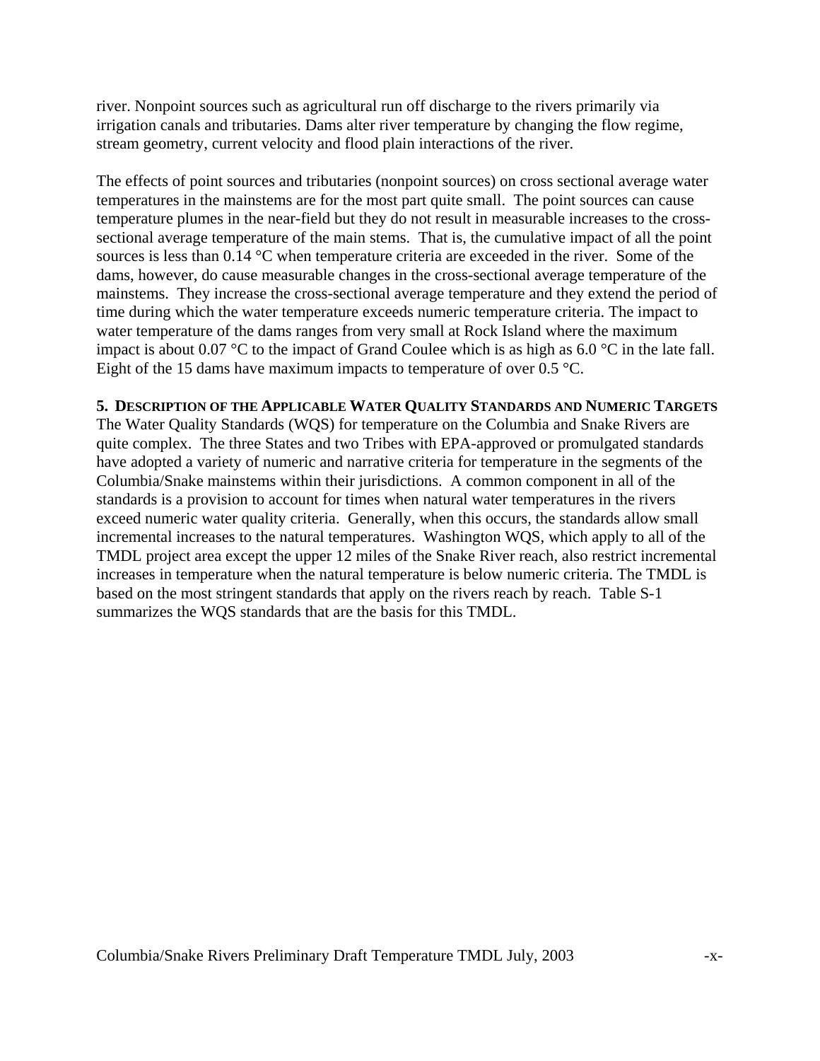river. Nonpoint sources such as agricultural run off discharge to the rivers primarily via irrigation canals and tributaries. Dams alter river temperature by changing the flow regime, stream geometry, current velocity and flood plain interactions of the river.

The effects of point sources and tributaries (nonpoint sources) on cross sectional average water temperatures in the mainstems are for the most part quite small. The point sources can cause temperature plumes in the near-field but they do not result in measurable increases to the cross-sectional average temperature of the main stems. That is, the cumulative impact of all the point sources is less than 0.14 °C when temperature criteria are exceeded in the river. Some of the dams, however, do cause measurable changes in the cross-sectional average temperature of the mainstems. They increase the cross-sectional average temperature and they extend the period of time during which the water temperature exceeds numeric temperature criteria. The impact to water temperature of the dams ranges from very small at Rock Island where the maximum impact is about 0.07 °C to the impact of Grand Coulee which is as high as 6.0 °C in the late fall. Eight of the 15 dams have maximum impacts to temperature of over 0.5 °C.

## 5. Description of the Applicable Water Quality Standards and Numeric Targets

The Water Quality Standards (WQS) for temperature on the Columbia and Snake Rivers are quite complex. The three States and two Tribes with EPA-approved or promulgated standards have adopted a variety of numeric and narrative criteria for temperature in the segments of the Columbia/Snake mainstems within their jurisdictions. A common component in all of the standards is a provision to account for times when natural water temperatures in the rivers exceed numeric water quality criteria. Generally, when this occurs, the standards allow small incremental increases to the natural temperatures. Washington WQS, which apply to all of the TMDL project area except the upper 12 miles of the Snake River reach, also restrict incremental increases in temperature when the natural temperature is below numeric criteria. The TMDL is based on the most stringent standards that apply on the rivers reach by reach. Table S-1 summarizes the WQS standards that are the basis for this TMDL.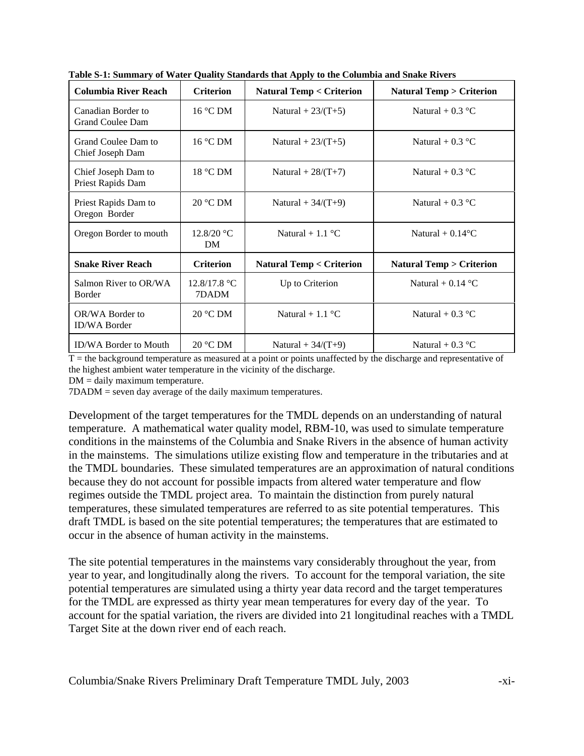**Table S-1: Summary of Water Quality Standards that Apply to the Columbia and Snake Rivers**

| Columbia River Reach | Criterion | Natural Temp < Criterion | Natural Temp > Criterion |
|---|---|---|---|
| Canadian Border to Grand Coulee Dam | 16 °C DM | Natural + 23/(T+5) | Natural + 0.3 °C |
| Grand Coulee Dam to Chief Joseph Dam | 16 °C DM | Natural + 23/(T+5) | Natural + 0.3 °C |
| Chief Joseph Dam to Priest Rapids Dam | 18 °C DM | Natural + 28/(T+7) | Natural + 0.3 °C |
| Priest Rapids Dam to Oregon Border | 20 °C DM | Natural + 34/(T+9) | Natural + 0.3 °C |
| Oregon Border to mouth | 12.8/20 °C DM | Natural + 1.1 °C | Natural + 0.14°C |
| **Snake River Reach** | **Criterion** | **Natural Temp < Criterion** | **Natural Temp > Criterion** |
| Salmon River to OR/WA Border | 12.8/17.8 °C 7DADM | Up to Criterion | Natural + 0.14 °C |
| OR/WA Border to ID/WA Border | 20 °C DM | Natural + 1.1 °C | Natural + 0.3 °C |
| ID/WA Border to Mouth | 20 °C DM | Natural + 34/(T+9) | Natural + 0.3 °C |

T = the background temperature as measured at a point or points unaffected by the discharge and representative of the highest ambient water temperature in the vicinity of the discharge.
DM = daily maximum temperature.
7DADM = seven day average of the daily maximum temperatures.

Development of the target temperatures for the TMDL depends on an understanding of natural temperature. A mathematical water quality model, RBM-10, was used to simulate temperature conditions in the mainstems of the Columbia and Snake Rivers in the absence of human activity in the mainstems. The simulations utilize existing flow and temperature in the tributaries and at the TMDL boundaries. These simulated temperatures are an approximation of natural conditions because they do not account for possible impacts from altered water temperature and flow regimes outside the TMDL project area. To maintain the distinction from purely natural temperatures, these simulated temperatures are referred to as site potential temperatures. This draft TMDL is based on the site potential temperatures; the temperatures that are estimated to occur in the absence of human activity in the mainstems.

The site potential temperatures in the mainstems vary considerably throughout the year, from year to year, and longitudinally along the rivers. To account for the temporal variation, the site potential temperatures are simulated using a thirty year data record and the target temperatures for the TMDL are expressed as thirty year mean temperatures for every day of the year. To account for the spatial variation, the rivers are divided into 21 longitudinal reaches with a TMDL Target Site at the down river end of each reach.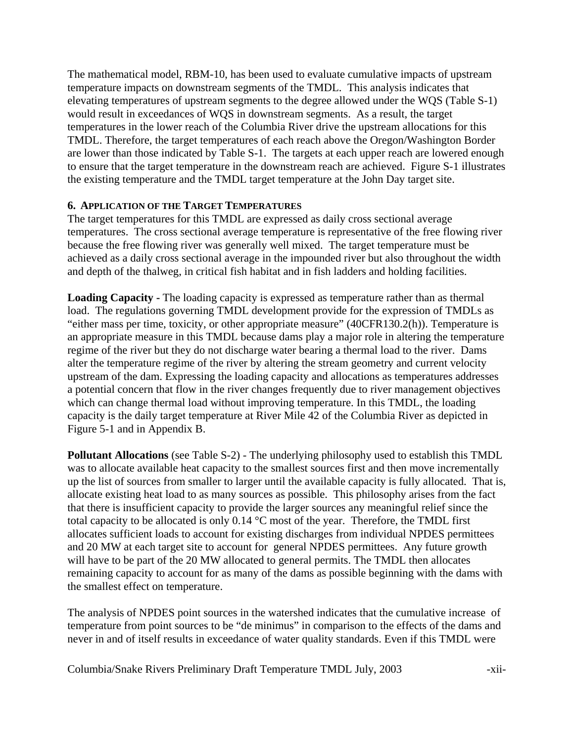The mathematical model, RBM-10, has been used to evaluate cumulative impacts of upstream temperature impacts on downstream segments of the TMDL. This analysis indicates that elevating temperatures of upstream segments to the degree allowed under the WQS (Table S-1) would result in exceedances of WQS in downstream segments. As a result, the target temperatures in the lower reach of the Columbia River drive the upstream allocations for this TMDL. Therefore, the target temperatures of each reach above the Oregon/Washington Border are lower than those indicated by Table S-1. The targets at each upper reach are lowered enough to ensure that the target temperature in the downstream reach are achieved. Figure S-1 illustrates the existing temperature and the TMDL target temperature at the John Day target site.

#### 6. APPLICATION OF THE TARGET TEMPERATURES

The target temperatures for this TMDL are expressed as daily cross sectional average temperatures. The cross sectional average temperature is representative of the free flowing river because the free flowing river was generally well mixed. The target temperature must be achieved as a daily cross sectional average in the impounded river but also throughout the width and depth of the thalweg, in critical fish habitat and in fish ladders and holding facilities.

**Loading Capacity** - The loading capacity is expressed as temperature rather than as thermal load. The regulations governing TMDL development provide for the expression of TMDLs as "either mass per time, toxicity, or other appropriate measure" (40CFR130.2(h)). Temperature is an appropriate measure in this TMDL because dams play a major role in altering the temperature regime of the river but they do not discharge water bearing a thermal load to the river. Dams alter the temperature regime of the river by altering the stream geometry and current velocity upstream of the dam. Expressing the loading capacity and allocations as temperatures addresses a potential concern that flow in the river changes frequently due to river management objectives which can change thermal load without improving temperature. In this TMDL, the loading capacity is the daily target temperature at River Mile 42 of the Columbia River as depicted in Figure 5-1 and in Appendix B.

**Pollutant Allocations** (see Table S-2) - The underlying philosophy used to establish this TMDL was to allocate available heat capacity to the smallest sources first and then move incrementally up the list of sources from smaller to larger until the available capacity is fully allocated. That is, allocate existing heat load to as many sources as possible. This philosophy arises from the fact that there is insufficient capacity to provide the larger sources any meaningful relief since the total capacity to be allocated is only 0.14 °C most of the year. Therefore, the TMDL first allocates sufficient loads to account for existing discharges from individual NPDES permittees and 20 MW at each target site to account for general NPDES permittees. Any future growth will have to be part of the 20 MW allocated to general permits. The TMDL then allocates remaining capacity to account for as many of the dams as possible beginning with the dams with the smallest effect on temperature.

The analysis of NPDES point sources in the watershed indicates that the cumulative increase of temperature from point sources to be "de minimus" in comparison to the effects of the dams and never in and of itself results in exceedance of water quality standards. Even if this TMDL were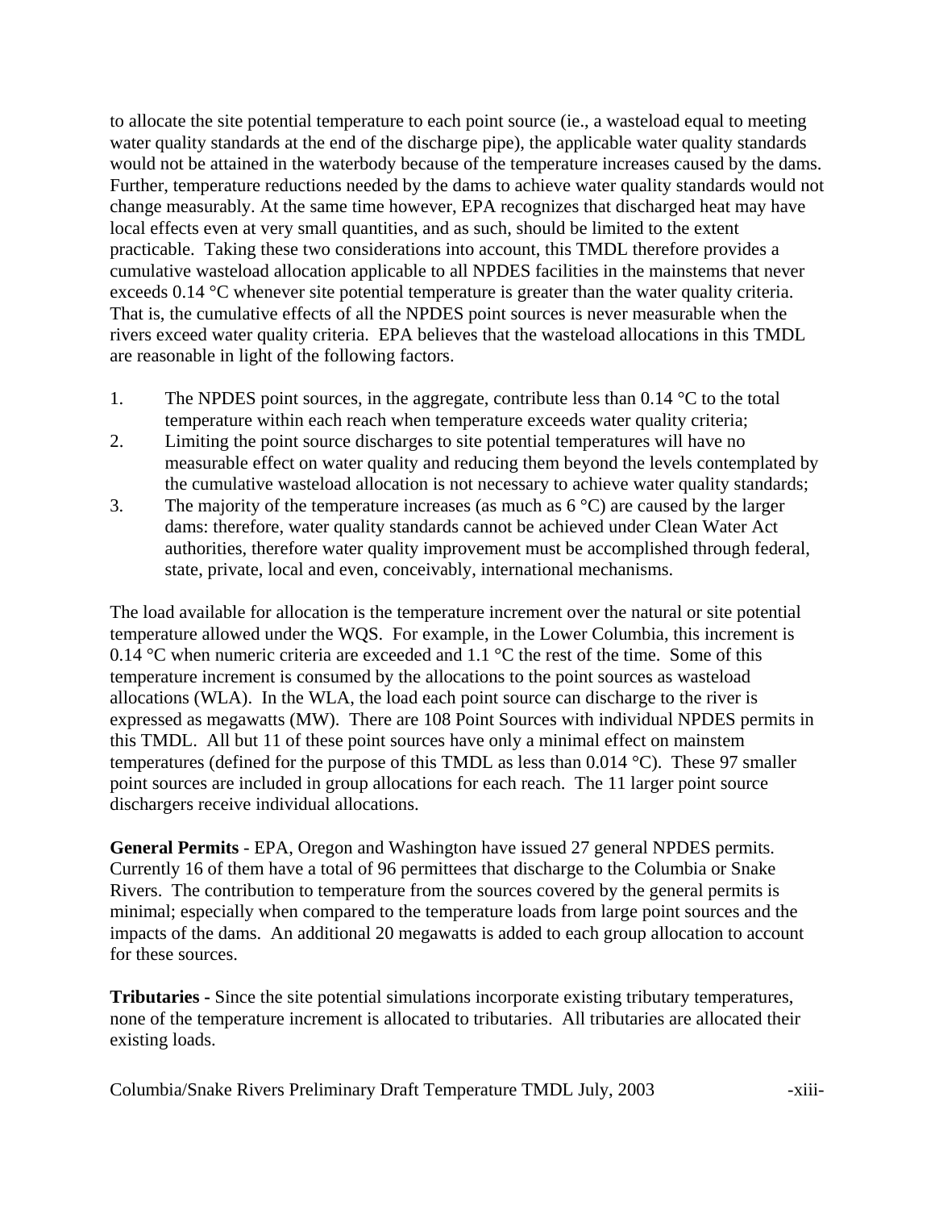to allocate the site potential temperature to each point source (ie., a wasteload equal to meeting water quality standards at the end of the discharge pipe), the applicable water quality standards would not be attained in the waterbody because of the temperature increases caused by the dams. Further, temperature reductions needed by the dams to achieve water quality standards would not change measurably. At the same time however, EPA recognizes that discharged heat may have local effects even at very small quantities, and as such, should be limited to the extent practicable. Taking these two considerations into account, this TMDL therefore provides a cumulative wasteload allocation applicable to all NPDES facilities in the mainstems that never exceeds 0.14 °C whenever site potential temperature is greater than the water quality criteria. That is, the cumulative effects of all the NPDES point sources is never measurable when the rivers exceed water quality criteria. EPA believes that the wasteload allocations in this TMDL are reasonable in light of the following factors.

1. The NPDES point sources, in the aggregate, contribute less than 0.14 °C to the total temperature within each reach when temperature exceeds water quality criteria;
2. Limiting the point source discharges to site potential temperatures will have no measurable effect on water quality and reducing them beyond the levels contemplated by the cumulative wasteload allocation is not necessary to achieve water quality standards;
3. The majority of the temperature increases (as much as 6 °C) are caused by the larger dams: therefore, water quality standards cannot be achieved under Clean Water Act authorities, therefore water quality improvement must be accomplished through federal, state, private, local and even, conceivably, international mechanisms.

The load available for allocation is the temperature increment over the natural or site potential temperature allowed under the WQS. For example, in the Lower Columbia, this increment is 0.14 °C when numeric criteria are exceeded and 1.1 °C the rest of the time. Some of this temperature increment is consumed by the allocations to the point sources as wasteload allocations (WLA). In the WLA, the load each point source can discharge to the river is expressed as megawatts (MW). There are 108 Point Sources with individual NPDES permits in this TMDL. All but 11 of these point sources have only a minimal effect on mainstem temperatures (defined for the purpose of this TMDL as less than 0.014 °C). These 97 smaller point sources are included in group allocations for each reach. The 11 larger point source dischargers receive individual allocations.

**General Permits** - EPA, Oregon and Washington have issued 27 general NPDES permits. Currently 16 of them have a total of 96 permittees that discharge to the Columbia or Snake Rivers. The contribution to temperature from the sources covered by the general permits is minimal; especially when compared to the temperature loads from large point sources and the impacts of the dams. An additional 20 megawatts is added to each group allocation to account for these sources.

**Tributaries -** Since the site potential simulations incorporate existing tributary temperatures, none of the temperature increment is allocated to tributaries. All tributaries are allocated their existing loads.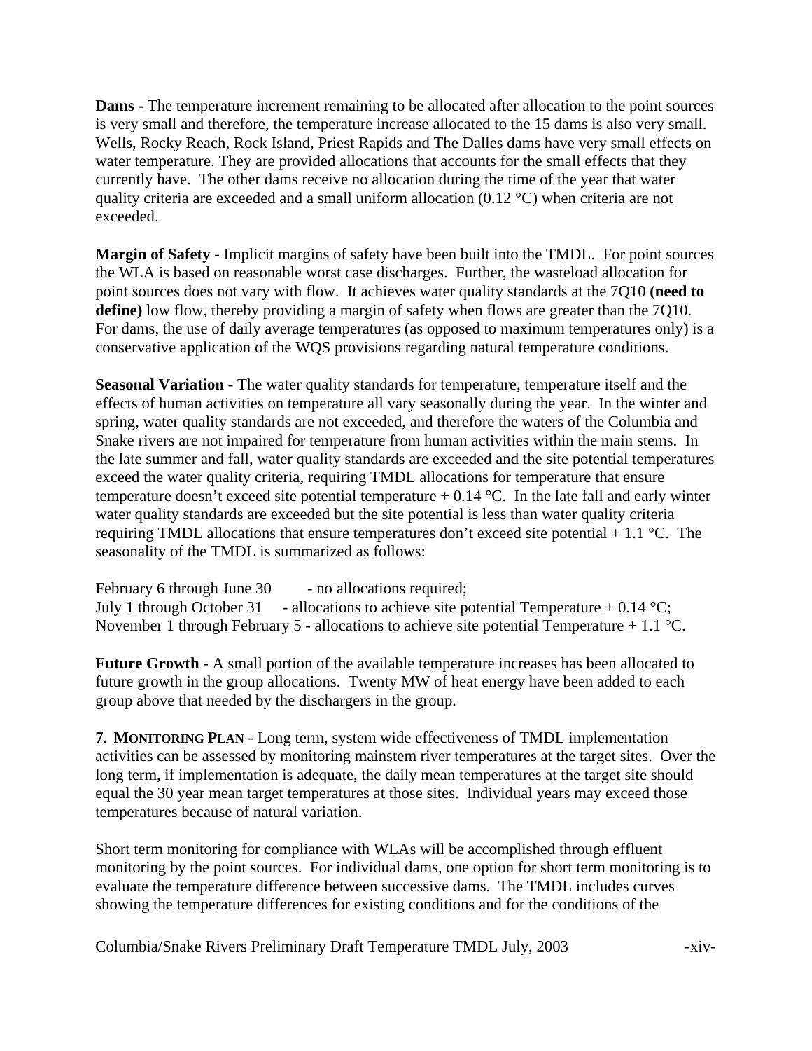**Dams -** The temperature increment remaining to be allocated after allocation to the point sources is very small and therefore, the temperature increase allocated to the 15 dams is also very small. Wells, Rocky Reach, Rock Island, Priest Rapids and The Dalles dams have very small effects on water temperature. They are provided allocations that accounts for the small effects that they currently have. The other dams receive no allocation during the time of the year that water quality criteria are exceeded and a small uniform allocation (0.12 °C) when criteria are not exceeded.

**Margin of Safety** - Implicit margins of safety have been built into the TMDL. For point sources the WLA is based on reasonable worst case discharges. Further, the wasteload allocation for point sources does not vary with flow. It achieves water quality standards at the 7Q10 **(need to define)** low flow, thereby providing a margin of safety when flows are greater than the 7Q10. For dams, the use of daily average temperatures (as opposed to maximum temperatures only) is a conservative application of the WQS provisions regarding natural temperature conditions.

**Seasonal Variation** - The water quality standards for temperature, temperature itself and the effects of human activities on temperature all vary seasonally during the year. In the winter and spring, water quality standards are not exceeded, and therefore the waters of the Columbia and Snake rivers are not impaired for temperature from human activities within the main stems. In the late summer and fall, water quality standards are exceeded and the site potential temperatures exceed the water quality criteria, requiring TMDL allocations for temperature that ensure temperature doesn't exceed site potential temperature + 0.14 °C. In the late fall and early winter water quality standards are exceeded but the site potential is less than water quality criteria requiring TMDL allocations that ensure temperatures don't exceed site potential + 1.1 °C. The seasonality of the TMDL is summarized as follows:

February 6 through June 30 - no allocations required;
July 1 through October 31 - allocations to achieve site potential Temperature + 0.14 °C;
November 1 through February 5 - allocations to achieve site potential Temperature + 1.1 °C.

**Future Growth** - A small portion of the available temperature increases has been allocated to future growth in the group allocations. Twenty MW of heat energy have been added to each group above that needed by the dischargers in the group.

**7. MONITORING PLAN** - Long term, system wide effectiveness of TMDL implementation activities can be assessed by monitoring mainstem river temperatures at the target sites. Over the long term, if implementation is adequate, the daily mean temperatures at the target site should equal the 30 year mean target temperatures at those sites. Individual years may exceed those temperatures because of natural variation.

Short term monitoring for compliance with WLAs will be accomplished through effluent monitoring by the point sources. For individual dams, one option for short term monitoring is to evaluate the temperature difference between successive dams. The TMDL includes curves showing the temperature differences for existing conditions and for the conditions of the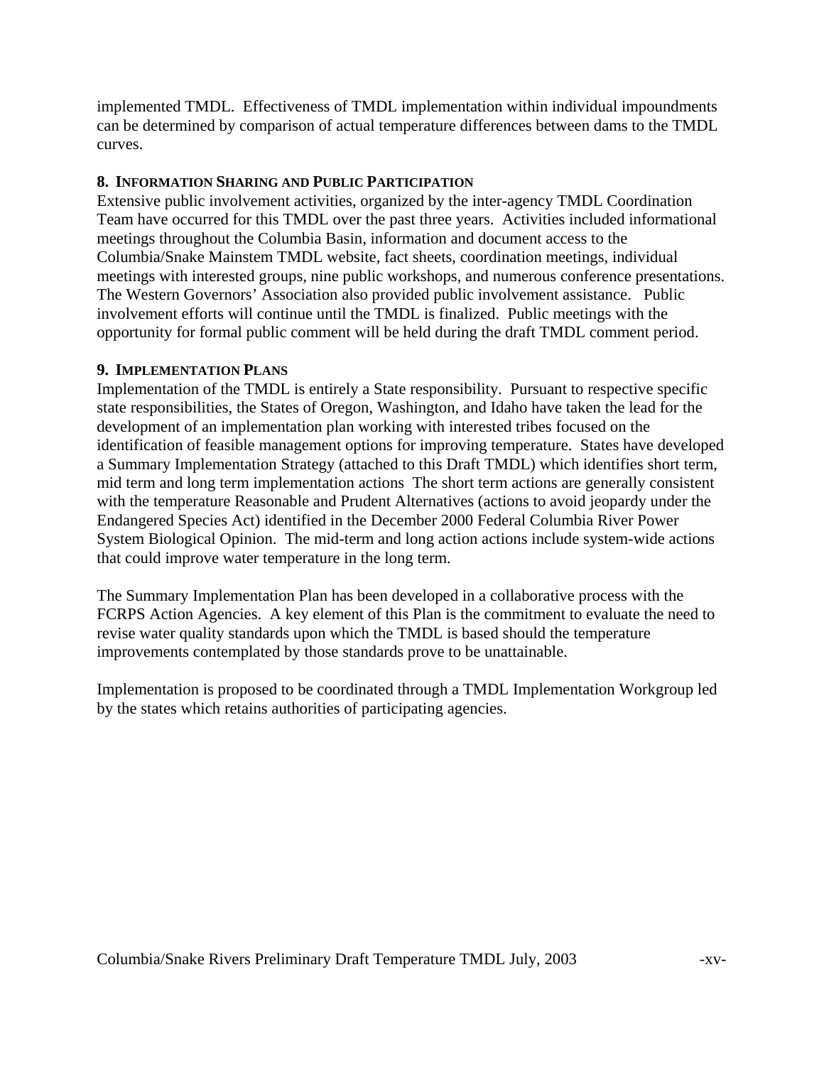implemented TMDL. Effectiveness of TMDL implementation within individual impoundments can be determined by comparison of actual temperature differences between dams to the TMDL curves.

### 8. Information Sharing and Public Participation

Extensive public involvement activities, organized by the inter-agency TMDL Coordination Team have occurred for this TMDL over the past three years. Activities included informational meetings throughout the Columbia Basin, information and document access to the Columbia/Snake Mainstem TMDL website, fact sheets, coordination meetings, individual meetings with interested groups, nine public workshops, and numerous conference presentations. The Western Governors' Association also provided public involvement assistance. Public involvement efforts will continue until the TMDL is finalized. Public meetings with the opportunity for formal public comment will be held during the draft TMDL comment period.

### 9. Implementation Plans

Implementation of the TMDL is entirely a State responsibility. Pursuant to respective specific state responsibilities, the States of Oregon, Washington, and Idaho have taken the lead for the development of an implementation plan working with interested tribes focused on the identification of feasible management options for improving temperature. States have developed a Summary Implementation Strategy (attached to this Draft TMDL) which identifies short term, mid term and long term implementation actions The short term actions are generally consistent with the temperature Reasonable and Prudent Alternatives (actions to avoid jeopardy under the Endangered Species Act) identified in the December 2000 Federal Columbia River Power System Biological Opinion. The mid-term and long action actions include system-wide actions that could improve water temperature in the long term.

The Summary Implementation Plan has been developed in a collaborative process with the FCRPS Action Agencies. A key element of this Plan is the commitment to evaluate the need to revise water quality standards upon which the TMDL is based should the temperature improvements contemplated by those standards prove to be unattainable.

Implementation is proposed to be coordinated through a TMDL Implementation Workgroup led by the states which retains authorities of participating agencies.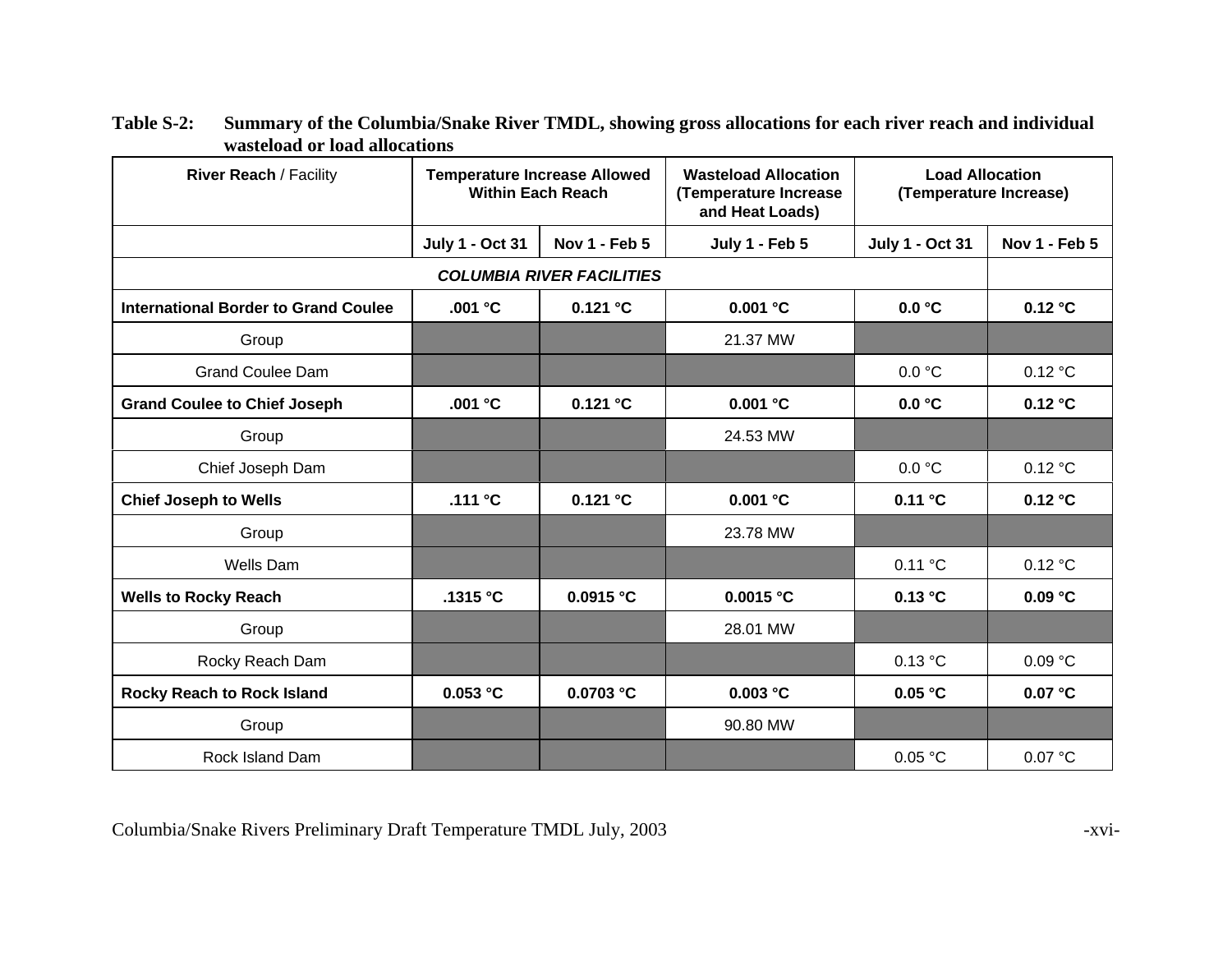**Table S-2: Summary of the Columbia/Snake River TMDL, showing gross allocations for each river reach and individual wasteload or load allocations**

| **River Reach** / Facility | **Temperature Increase Allowed Within Each Reach** | | **Wasteload Allocation (Temperature Increase and Heat Loads)** | **Load Allocation (Temperature Increase)** | |
|---|---|---|---|---|---|
| | **July 1 - Oct 31** | **Nov 1 - Feb 5** | **July 1 - Feb 5** | **July 1 - Oct 31** | **Nov 1 - Feb 5** |
| ***COLUMBIA RIVER FACILITIES*** | | | | | |
| **International Border to Grand Coulee** | **.001 °C** | **0.121 °C** | **0.001 °C** | **0.0 °C** | **0.12 °C** |
| Group | | | 21.37 MW | | |
| Grand Coulee Dam | | | | 0.0 °C | 0.12 °C |
| **Grand Coulee to Chief Joseph** | **.001 °C** | **0.121 °C** | **0.001 °C** | **0.0 °C** | **0.12 °C** |
| Group | | | 24.53 MW | | |
| Chief Joseph Dam | | | | 0.0 °C | 0.12 °C |
| **Chief Joseph to Wells** | **.111 °C** | **0.121 °C** | **0.001 °C** | **0.11 °C** | **0.12 °C** |
| Group | | | 23.78 MW | | |
| Wells Dam | | | | 0.11 °C | 0.12 °C |
| **Wells to Rocky Reach** | **.1315 °C** | **0.0915 °C** | **0.0015 °C** | **0.13 °C** | **0.09 °C** |
| Group | | | 28.01 MW | | |
| Rocky Reach Dam | | | | 0.13 °C | 0.09 °C |
| **Rocky Reach to Rock Island** | **0.053 °C** | **0.0703 °C** | **0.003 °C** | **0.05 °C** | **0.07 °C** |
| Group | | | 90.80 MW | | |
| Rock Island Dam | | | | 0.05 °C | 0.07 °C |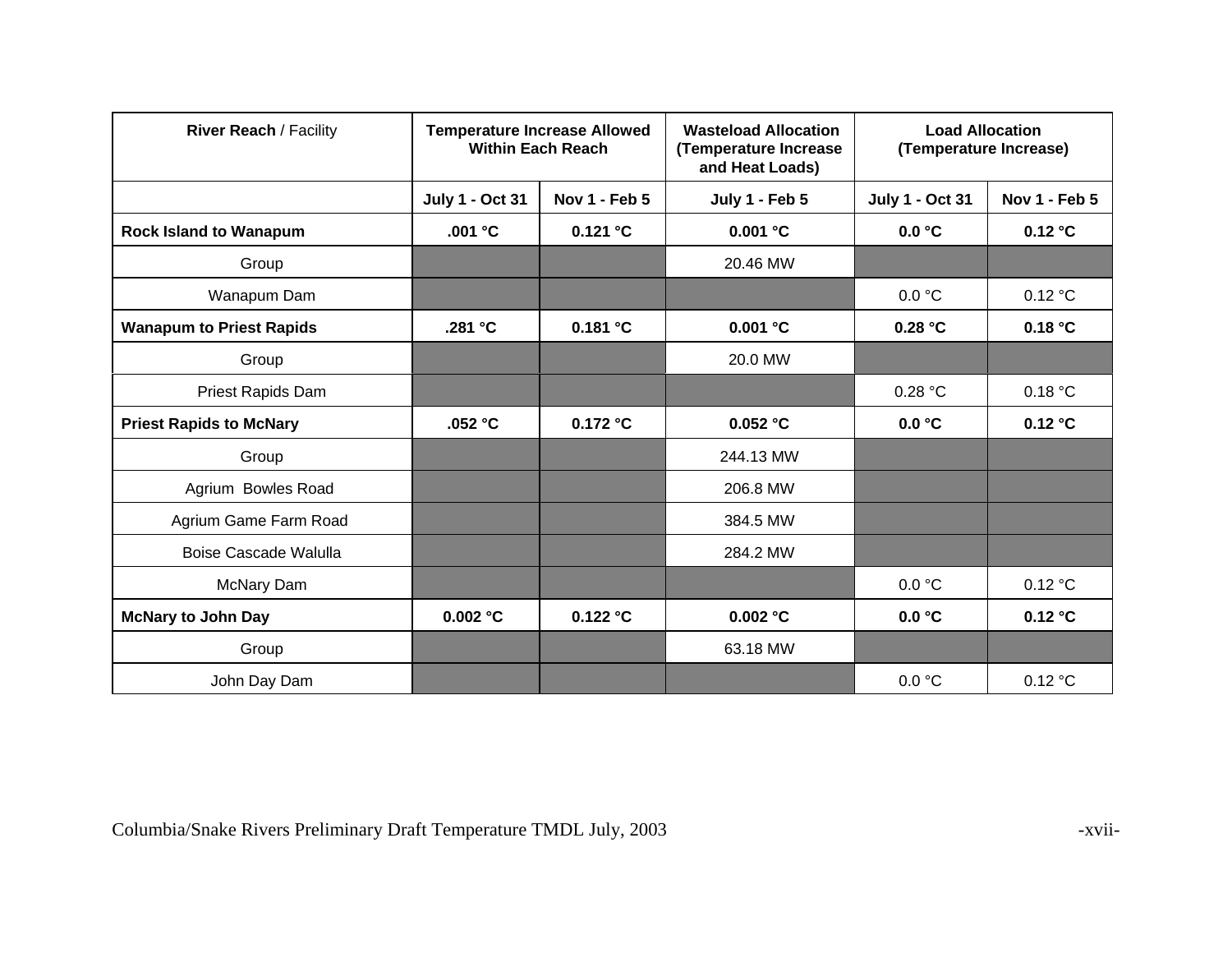| **River Reach** / Facility | **Temperature Increase Allowed Within Each Reach** | | **Wasteload Allocation (Temperature Increase and Heat Loads)** | **Load Allocation (Temperature Increase)** | |
|---|---|---|---|---|---|
| | **July 1 - Oct 31** | **Nov 1 - Feb 5** | **July 1 - Feb 5** | **July 1 - Oct 31** | **Nov 1 - Feb 5** |
| **Rock Island to Wanapum** | **.001 °C** | **0.121 °C** | **0.001 °C** | **0.0 °C** | **0.12 °C** |
| Group | | | 20.46 MW | | |
| Wanapum Dam | | | | 0.0 °C | 0.12 °C |
| **Wanapum to Priest Rapids** | **.281 °C** | **0.181 °C** | **0.001 °C** | **0.28 °C** | **0.18 °C** |
| Group | | | 20.0 MW | | |
| Priest Rapids Dam | | | | 0.28 °C | 0.18 °C |
| **Priest Rapids to McNary** | **.052 °C** | **0.172 °C** | **0.052 °C** | **0.0 °C** | **0.12 °C** |
| Group | | | 244.13 MW | | |
| Agrium Bowles Road | | | 206.8 MW | | |
| Agrium Game Farm Road | | | 384.5 MW | | |
| Boise Cascade Walulla | | | 284.2 MW | | |
| McNary Dam | | | | 0.0 °C | 0.12 °C |
| **McNary to John Day** | **0.002 °C** | **0.122 °C** | **0.002 °C** | **0.0 °C** | **0.12 °C** |
| Group | | | 63.18 MW | | |
| John Day Dam | | | | 0.0 °C | 0.12 °C |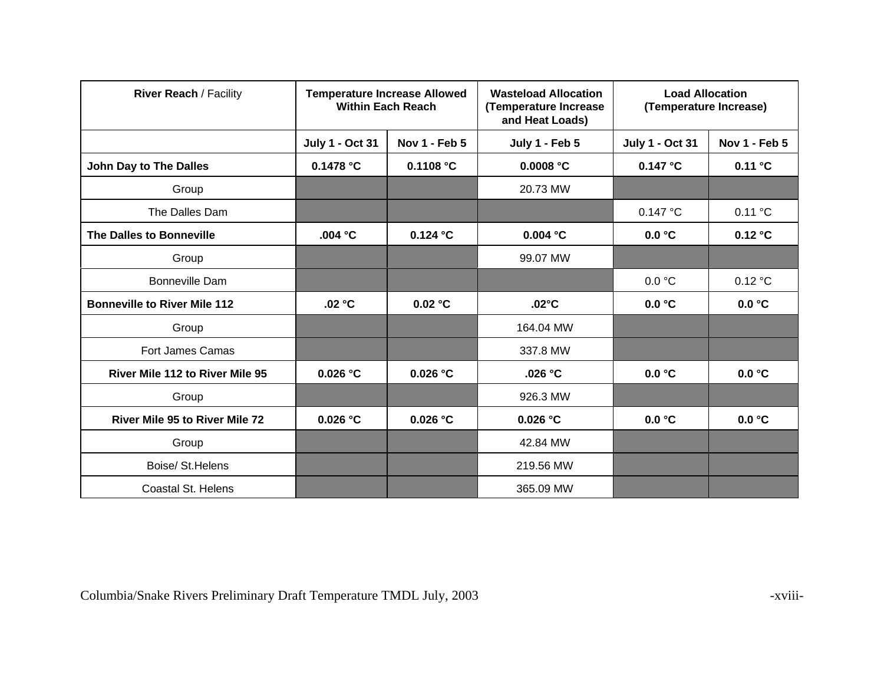| **River Reach** / Facility | **Temperature Increase Allowed Within Each Reach** | | **Wasteload Allocation (Temperature Increase and Heat Loads)** | **Load Allocation (Temperature Increase)** | |
|---|---|---|---|---|---|
| | **July 1 - Oct 31** | **Nov 1 - Feb 5** | **July 1 - Feb 5** | **July 1 - Oct 31** | **Nov 1 - Feb 5** |
| **John Day to The Dalles** | **0.1478 °C** | **0.1108 °C** | **0.0008 °C** | **0.147 °C** | **0.11 °C** |
| Group | | | 20.73 MW | | |
| The Dalles Dam | | | | 0.147 °C | 0.11 °C |
| **The Dalles to Bonneville** | **.004 °C** | **0.124 °C** | **0.004 °C** | **0.0 °C** | **0.12 °C** |
| Group | | | 99.07 MW | | |
| Bonneville Dam | | | | 0.0 °C | 0.12 °C |
| **Bonneville to River Mile 112** | **.02 °C** | **0.02 °C** | **.02°C** | **0.0 °C** | **0.0 °C** |
| Group | | | 164.04 MW | | |
| Fort James Camas | | | 337.8 MW | | |
| **River Mile 112 to River Mile 95** | **0.026 °C** | **0.026 °C** | **.026 °C** | **0.0 °C** | **0.0 °C** |
| Group | | | 926.3 MW | | |
| **River Mile 95 to River Mile 72** | **0.026 °C** | **0.026 °C** | **0.026 °C** | **0.0 °C** | **0.0 °C** |
| Group | | | 42.84 MW | | |
| Boise/ St.Helens | | | 219.56 MW | | |
| Coastal St. Helens | | | 365.09 MW | | |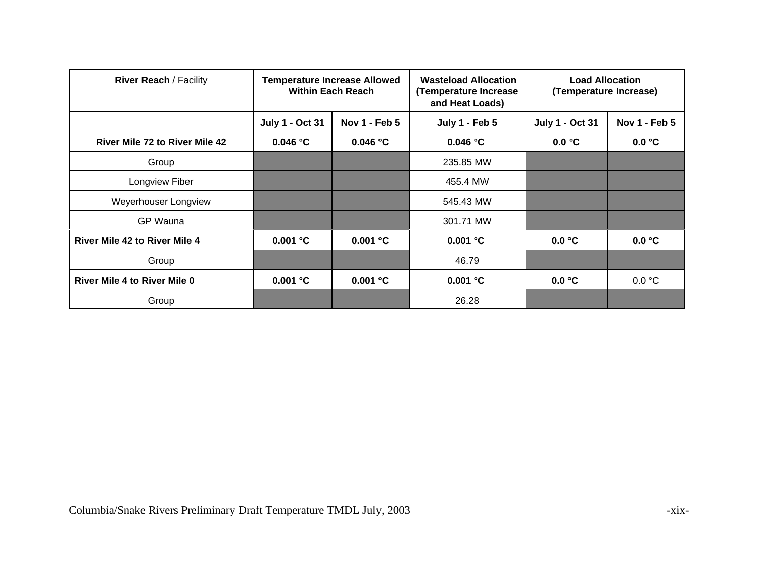| **River Reach** / Facility | **Temperature Increase Allowed Within Each Reach** | | **Wasteload Allocation (Temperature Increase and Heat Loads)** | **Load Allocation (Temperature Increase)** | |
|---|---|---|---|---|---|
| | **July 1 - Oct 31** | **Nov 1 - Feb 5** | **July 1 - Feb 5** | **July 1 - Oct 31** | **Nov 1 - Feb 5** |
| **River Mile 72 to River Mile 42** | **0.046 °C** | **0.046 °C** | **0.046 °C** | **0.0 °C** | **0.0 °C** |
| Group | | | 235.85 MW | | |
| Longview Fiber | | | 455.4 MW | | |
| Weyerhouser Longview | | | 545.43 MW | | |
| GP Wauna | | | 301.71 MW | | |
| **River Mile 42 to River Mile 4** | **0.001 °C** | **0.001 °C** | **0.001 °C** | **0.0 °C** | **0.0 °C** |
| Group | | | 46.79 | | |
| **River Mile 4 to River Mile 0** | **0.001 °C** | **0.001 °C** | **0.001 °C** | **0.0 °C** | 0.0 °C |
| Group | | | 26.28 | | |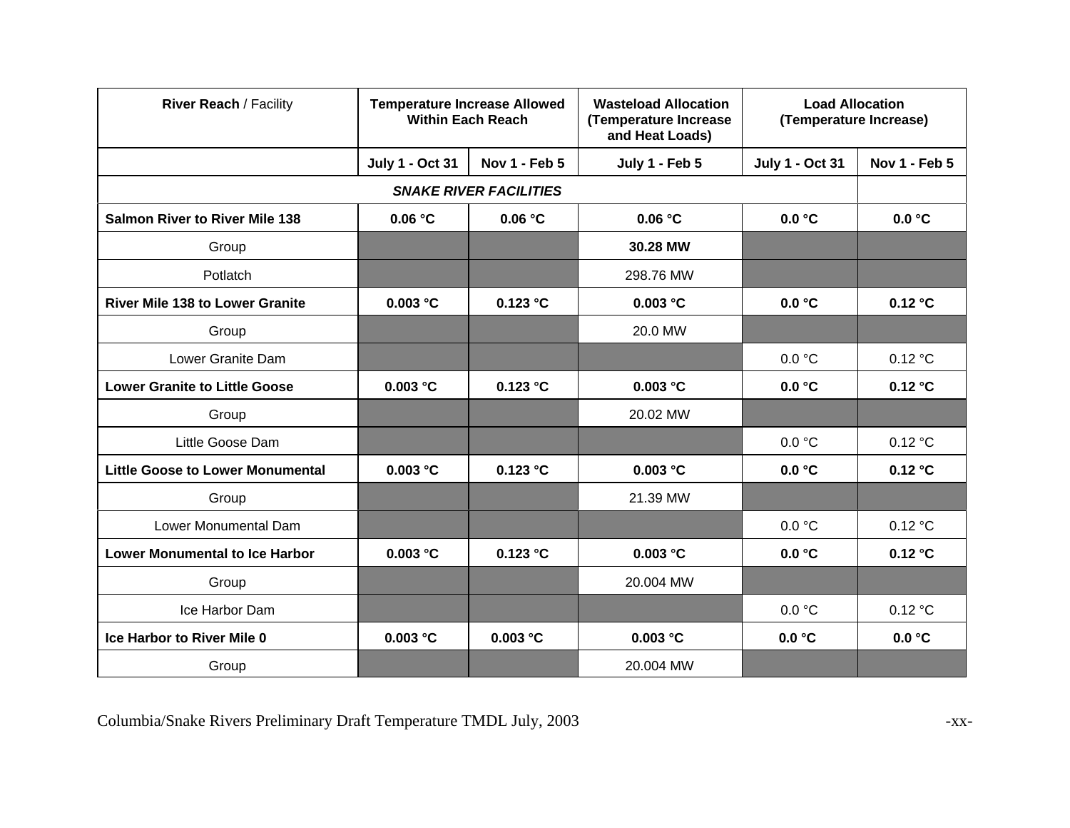| **River Reach** / Facility | **Temperature Increase Allowed Within Each Reach** | | **Wasteload Allocation (Temperature Increase and Heat Loads)** | **Load Allocation (Temperature Increase)** | |
|---|---|---|---|---|---|
| | **July 1 - Oct 31** | **Nov 1 - Feb 5** | **July 1 - Feb 5** | **July 1 - Oct 31** | **Nov 1 - Feb 5** |
| ***SNAKE RIVER FACILITIES*** | | | | | |
| **Salmon River to River Mile 138** | **0.06 °C** | **0.06 °C** | **0.06 °C** | **0.0 °C** | **0.0 °C** |
| Group | | | **30.28 MW** | | |
| Potlatch | | | 298.76 MW | | |
| **River Mile 138 to Lower Granite** | **0.003 °C** | **0.123 °C** | **0.003 °C** | **0.0 °C** | **0.12 °C** |
| Group | | | 20.0 MW | | |
| Lower Granite Dam | | | | 0.0 °C | 0.12 °C |
| **Lower Granite to Little Goose** | **0.003 °C** | **0.123 °C** | **0.003 °C** | **0.0 °C** | **0.12 °C** |
| Group | | | 20.02 MW | | |
| Little Goose Dam | | | | 0.0 °C | 0.12 °C |
| **Little Goose to Lower Monumental** | **0.003 °C** | **0.123 °C** | **0.003 °C** | **0.0 °C** | **0.12 °C** |
| Group | | | 21.39 MW | | |
| Lower Monumental Dam | | | | 0.0 °C | 0.12 °C |
| **Lower Monumental to Ice Harbor** | **0.003 °C** | **0.123 °C** | **0.003 °C** | **0.0 °C** | **0.12 °C** |
| Group | | | 20.004 MW | | |
| Ice Harbor Dam | | | | 0.0 °C | 0.12 °C |
| **Ice Harbor to River Mile 0** | **0.003 °C** | **0.003 °C** | **0.003 °C** | **0.0 °C** | **0.0 °C** |
| Group | | | 20.004 MW | | |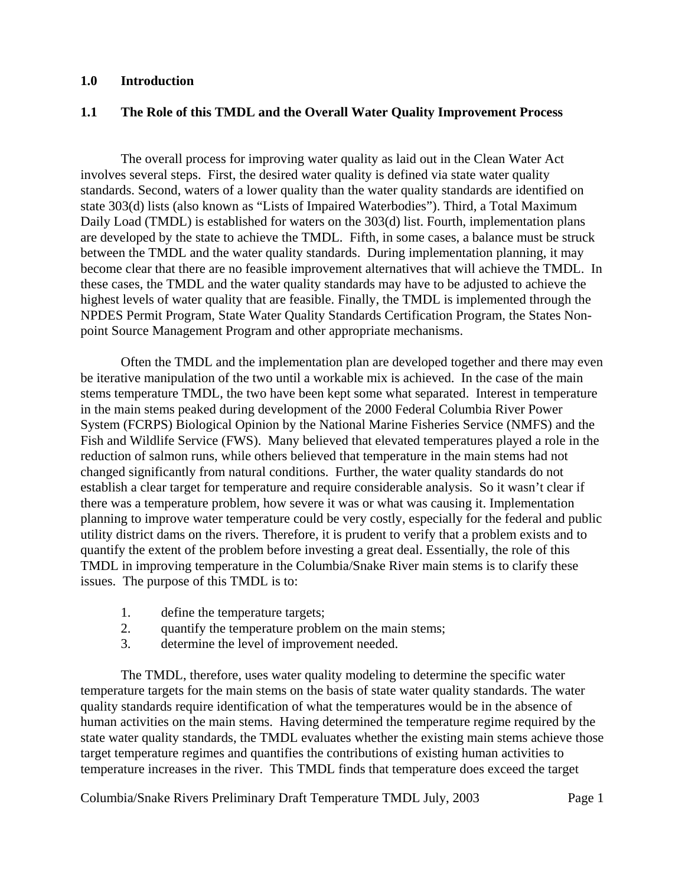## 1.0 Introduction

### 1.1 The Role of this TMDL and the Overall Water Quality Improvement Process

The overall process for improving water quality as laid out in the Clean Water Act involves several steps. First, the desired water quality is defined via state water quality standards. Second, waters of a lower quality than the water quality standards are identified on state 303(d) lists (also known as "Lists of Impaired Waterbodies"). Third, a Total Maximum Daily Load (TMDL) is established for waters on the 303(d) list. Fourth, implementation plans are developed by the state to achieve the TMDL. Fifth, in some cases, a balance must be struck between the TMDL and the water quality standards. During implementation planning, it may become clear that there are no feasible improvement alternatives that will achieve the TMDL. In these cases, the TMDL and the water quality standards may have to be adjusted to achieve the highest levels of water quality that are feasible. Finally, the TMDL is implemented through the NPDES Permit Program, State Water Quality Standards Certification Program, the States Non-point Source Management Program and other appropriate mechanisms.

Often the TMDL and the implementation plan are developed together and there may even be iterative manipulation of the two until a workable mix is achieved. In the case of the main stems temperature TMDL, the two have been kept some what separated. Interest in temperature in the main stems peaked during development of the 2000 Federal Columbia River Power System (FCRPS) Biological Opinion by the National Marine Fisheries Service (NMFS) and the Fish and Wildlife Service (FWS). Many believed that elevated temperatures played a role in the reduction of salmon runs, while others believed that temperature in the main stems had not changed significantly from natural conditions. Further, the water quality standards do not establish a clear target for temperature and require considerable analysis. So it wasn't clear if there was a temperature problem, how severe it was or what was causing it. Implementation planning to improve water temperature could be very costly, especially for the federal and public utility district dams on the rivers. Therefore, it is prudent to verify that a problem exists and to quantify the extent of the problem before investing a great deal. Essentially, the role of this TMDL in improving temperature in the Columbia/Snake River main stems is to clarify these issues. The purpose of this TMDL is to:

1. define the temperature targets;
2. quantify the temperature problem on the main stems;
3. determine the level of improvement needed.

The TMDL, therefore, uses water quality modeling to determine the specific water temperature targets for the main stems on the basis of state water quality standards. The water quality standards require identification of what the temperatures would be in the absence of human activities on the main stems. Having determined the temperature regime required by the state water quality standards, the TMDL evaluates whether the existing main stems achieve those target temperature regimes and quantifies the contributions of existing human activities to temperature increases in the river. This TMDL finds that temperature does exceed the target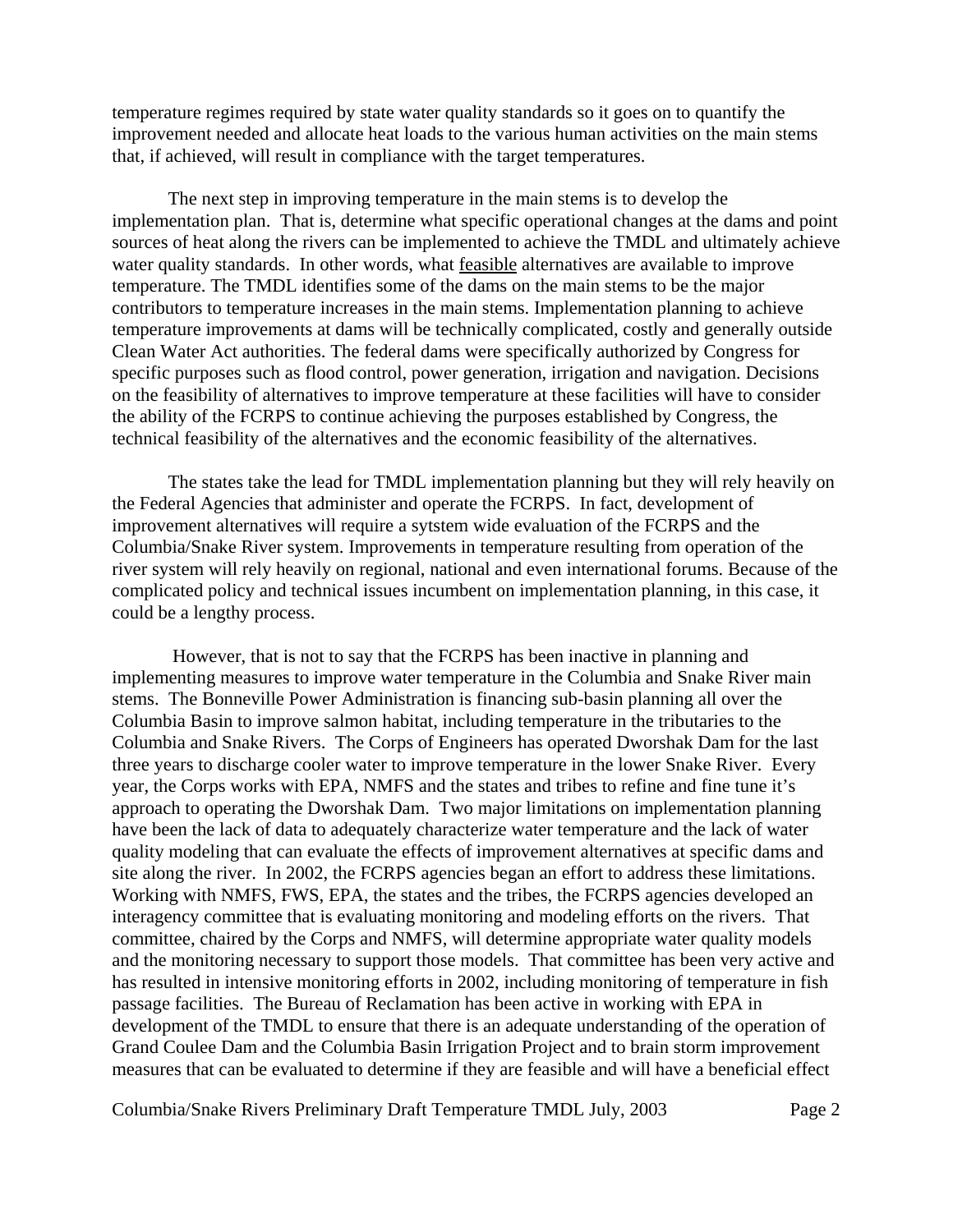temperature regimes required by state water quality standards so it goes on to quantify the improvement needed and allocate heat loads to the various human activities on the main stems that, if achieved, will result in compliance with the target temperatures.

The next step in improving temperature in the main stems is to develop the implementation plan. That is, determine what specific operational changes at the dams and point sources of heat along the rivers can be implemented to achieve the TMDL and ultimately achieve water quality standards. In other words, what feasible alternatives are available to improve temperature. The TMDL identifies some of the dams on the main stems to be the major contributors to temperature increases in the main stems. Implementation planning to achieve temperature improvements at dams will be technically complicated, costly and generally outside Clean Water Act authorities. The federal dams were specifically authorized by Congress for specific purposes such as flood control, power generation, irrigation and navigation. Decisions on the feasibility of alternatives to improve temperature at these facilities will have to consider the ability of the FCRPS to continue achieving the purposes established by Congress, the technical feasibility of the alternatives and the economic feasibility of the alternatives.

The states take the lead for TMDL implementation planning but they will rely heavily on the Federal Agencies that administer and operate the FCRPS. In fact, development of improvement alternatives will require a sytstem wide evaluation of the FCRPS and the Columbia/Snake River system. Improvements in temperature resulting from operation of the river system will rely heavily on regional, national and even international forums. Because of the complicated policy and technical issues incumbent on implementation planning, in this case, it could be a lengthy process.

However, that is not to say that the FCRPS has been inactive in planning and implementing measures to improve water temperature in the Columbia and Snake River main stems. The Bonneville Power Administration is financing sub-basin planning all over the Columbia Basin to improve salmon habitat, including temperature in the tributaries to the Columbia and Snake Rivers. The Corps of Engineers has operated Dworshak Dam for the last three years to discharge cooler water to improve temperature in the lower Snake River. Every year, the Corps works with EPA, NMFS and the states and tribes to refine and fine tune it's approach to operating the Dworshak Dam. Two major limitations on implementation planning have been the lack of data to adequately characterize water temperature and the lack of water quality modeling that can evaluate the effects of improvement alternatives at specific dams and site along the river. In 2002, the FCRPS agencies began an effort to address these limitations. Working with NMFS, FWS, EPA, the states and the tribes, the FCRPS agencies developed an interagency committee that is evaluating monitoring and modeling efforts on the rivers. That committee, chaired by the Corps and NMFS, will determine appropriate water quality models and the monitoring necessary to support those models. That committee has been very active and has resulted in intensive monitoring efforts in 2002, including monitoring of temperature in fish passage facilities. The Bureau of Reclamation has been active in working with EPA in development of the TMDL to ensure that there is an adequate understanding of the operation of Grand Coulee Dam and the Columbia Basin Irrigation Project and to brain storm improvement measures that can be evaluated to determine if they are feasible and will have a beneficial effect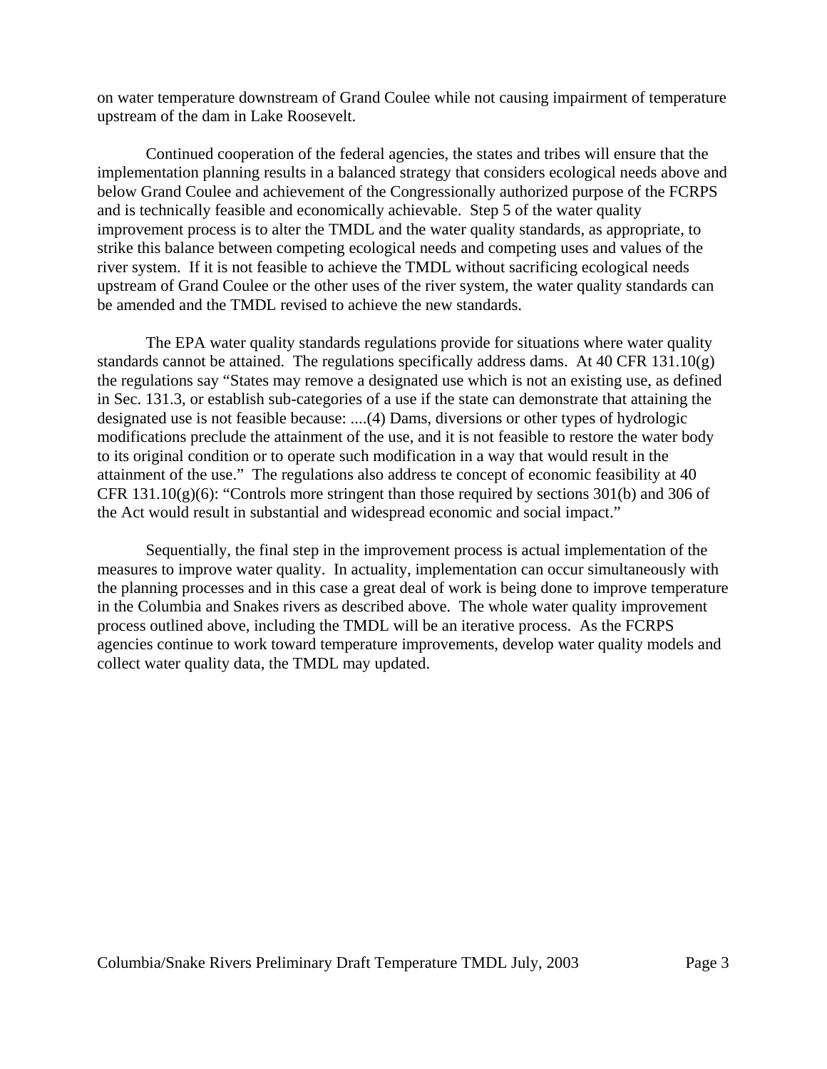on water temperature downstream of Grand Coulee while not causing impairment of temperature upstream of the dam in Lake Roosevelt.

Continued cooperation of the federal agencies, the states and tribes will ensure that the implementation planning results in a balanced strategy that considers ecological needs above and below Grand Coulee and achievement of the Congressionally authorized purpose of the FCRPS and is technically feasible and economically achievable. Step 5 of the water quality improvement process is to alter the TMDL and the water quality standards, as appropriate, to strike this balance between competing ecological needs and competing uses and values of the river system. If it is not feasible to achieve the TMDL without sacrificing ecological needs upstream of Grand Coulee or the other uses of the river system, the water quality standards can be amended and the TMDL revised to achieve the new standards.

The EPA water quality standards regulations provide for situations where water quality standards cannot be attained. The regulations specifically address dams. At 40 CFR 131.10(g) the regulations say "States may remove a designated use which is not an existing use, as defined in Sec. 131.3, or establish sub-categories of a use if the state can demonstrate that attaining the designated use is not feasible because: ....(4) Dams, diversions or other types of hydrologic modifications preclude the attainment of the use, and it is not feasible to restore the water body to its original condition or to operate such modification in a way that would result in the attainment of the use." The regulations also address te concept of economic feasibility at 40 CFR 131.10(g)(6): "Controls more stringent than those required by sections 301(b) and 306 of the Act would result in substantial and widespread economic and social impact."

Sequentially, the final step in the improvement process is actual implementation of the measures to improve water quality. In actuality, implementation can occur simultaneously with the planning processes and in this case a great deal of work is being done to improve temperature in the Columbia and Snakes rivers as described above. The whole water quality improvement process outlined above, including the TMDL will be an iterative process. As the FCRPS agencies continue to work toward temperature improvements, develop water quality models and collect water quality data, the TMDL may updated.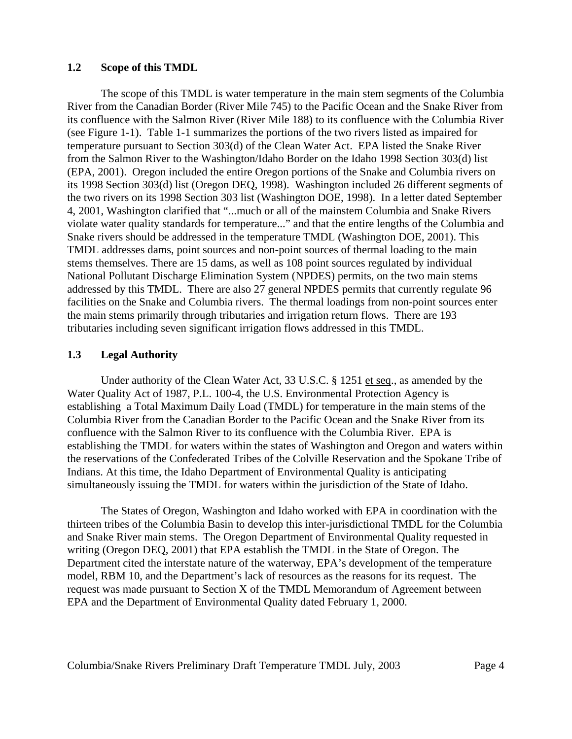## 1.2 Scope of this TMDL

The scope of this TMDL is water temperature in the main stem segments of the Columbia River from the Canadian Border (River Mile 745) to the Pacific Ocean and the Snake River from its confluence with the Salmon River (River Mile 188) to its confluence with the Columbia River (see Figure 1-1). Table 1-1 summarizes the portions of the two rivers listed as impaired for temperature pursuant to Section 303(d) of the Clean Water Act. EPA listed the Snake River from the Salmon River to the Washington/Idaho Border on the Idaho 1998 Section 303(d) list (EPA, 2001). Oregon included the entire Oregon portions of the Snake and Columbia rivers on its 1998 Section 303(d) list (Oregon DEQ, 1998). Washington included 26 different segments of the two rivers on its 1998 Section 303 list (Washington DOE, 1998). In a letter dated September 4, 2001, Washington clarified that "...much or all of the mainstem Columbia and Snake Rivers violate water quality standards for temperature..." and that the entire lengths of the Columbia and Snake rivers should be addressed in the temperature TMDL (Washington DOE, 2001). This TMDL addresses dams, point sources and non-point sources of thermal loading to the main stems themselves. There are 15 dams, as well as 108 point sources regulated by individual National Pollutant Discharge Elimination System (NPDES) permits, on the two main stems addressed by this TMDL. There are also 27 general NPDES permits that currently regulate 96 facilities on the Snake and Columbia rivers. The thermal loadings from non-point sources enter the main stems primarily through tributaries and irrigation return flows. There are 193 tributaries including seven significant irrigation flows addressed in this TMDL.

## 1.3 Legal Authority

Under authority of the Clean Water Act, 33 U.S.C. § 1251 et seq., as amended by the Water Quality Act of 1987, P.L. 100-4, the U.S. Environmental Protection Agency is establishing a Total Maximum Daily Load (TMDL) for temperature in the main stems of the Columbia River from the Canadian Border to the Pacific Ocean and the Snake River from its confluence with the Salmon River to its confluence with the Columbia River. EPA is establishing the TMDL for waters within the states of Washington and Oregon and waters within the reservations of the Confederated Tribes of the Colville Reservation and the Spokane Tribe of Indians. At this time, the Idaho Department of Environmental Quality is anticipating simultaneously issuing the TMDL for waters within the jurisdiction of the State of Idaho.

The States of Oregon, Washington and Idaho worked with EPA in coordination with the thirteen tribes of the Columbia Basin to develop this inter-jurisdictional TMDL for the Columbia and Snake River main stems. The Oregon Department of Environmental Quality requested in writing (Oregon DEQ, 2001) that EPA establish the TMDL in the State of Oregon. The Department cited the interstate nature of the waterway, EPA's development of the temperature model, RBM 10, and the Department's lack of resources as the reasons for its request. The request was made pursuant to Section X of the TMDL Memorandum of Agreement between EPA and the Department of Environmental Quality dated February 1, 2000.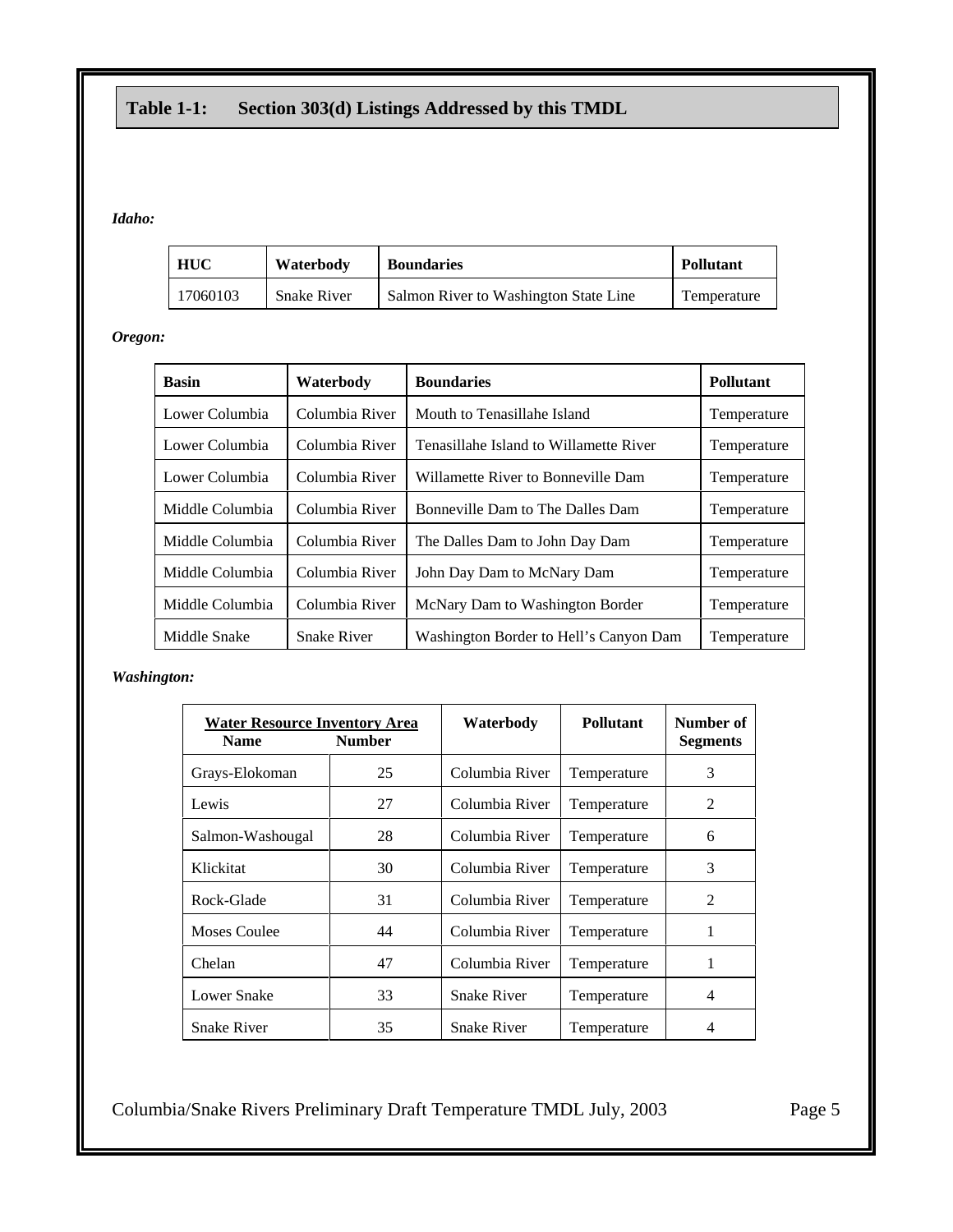## Table 1-1: Section 303(d) Listings Addressed by this TMDL

*Idaho:*

| HUC | Waterbody | Boundaries | Pollutant |
|---|---|---|---|
| 17060103 | Snake River | Salmon River to Washington State Line | Temperature |

*Oregon:*

| Basin | Waterbody | Boundaries | Pollutant |
|---|---|---|---|
| Lower Columbia | Columbia River | Mouth to Tenasillahe Island | Temperature |
| Lower Columbia | Columbia River | Tenasillahe Island to Willamette River | Temperature |
| Lower Columbia | Columbia River | Willamette River to Bonneville Dam | Temperature |
| Middle Columbia | Columbia River | Bonneville Dam to The Dalles Dam | Temperature |
| Middle Columbia | Columbia River | The Dalles Dam to John Day Dam | Temperature |
| Middle Columbia | Columbia River | John Day Dam to McNary Dam | Temperature |
| Middle Columbia | Columbia River | McNary Dam to Washington Border | Temperature |
| Middle Snake | Snake River | Washington Border to Hell's Canyon Dam | Temperature |

*Washington:*

| Water Resource Inventory Area | | Waterbody | Pollutant | Number of Segments |
|---|---|---|---|---|
| Name | Number | | | |
| Grays-Elokoman | 25 | Columbia River | Temperature | 3 |
| Lewis | 27 | Columbia River | Temperature | 2 |
| Salmon-Washougal | 28 | Columbia River | Temperature | 6 |
| Klickitat | 30 | Columbia River | Temperature | 3 |
| Rock-Glade | 31 | Columbia River | Temperature | 2 |
| Moses Coulee | 44 | Columbia River | Temperature | 1 |
| Chelan | 47 | Columbia River | Temperature | 1 |
| Lower Snake | 33 | Snake River | Temperature | 4 |
| Snake River | 35 | Snake River | Temperature | 4 |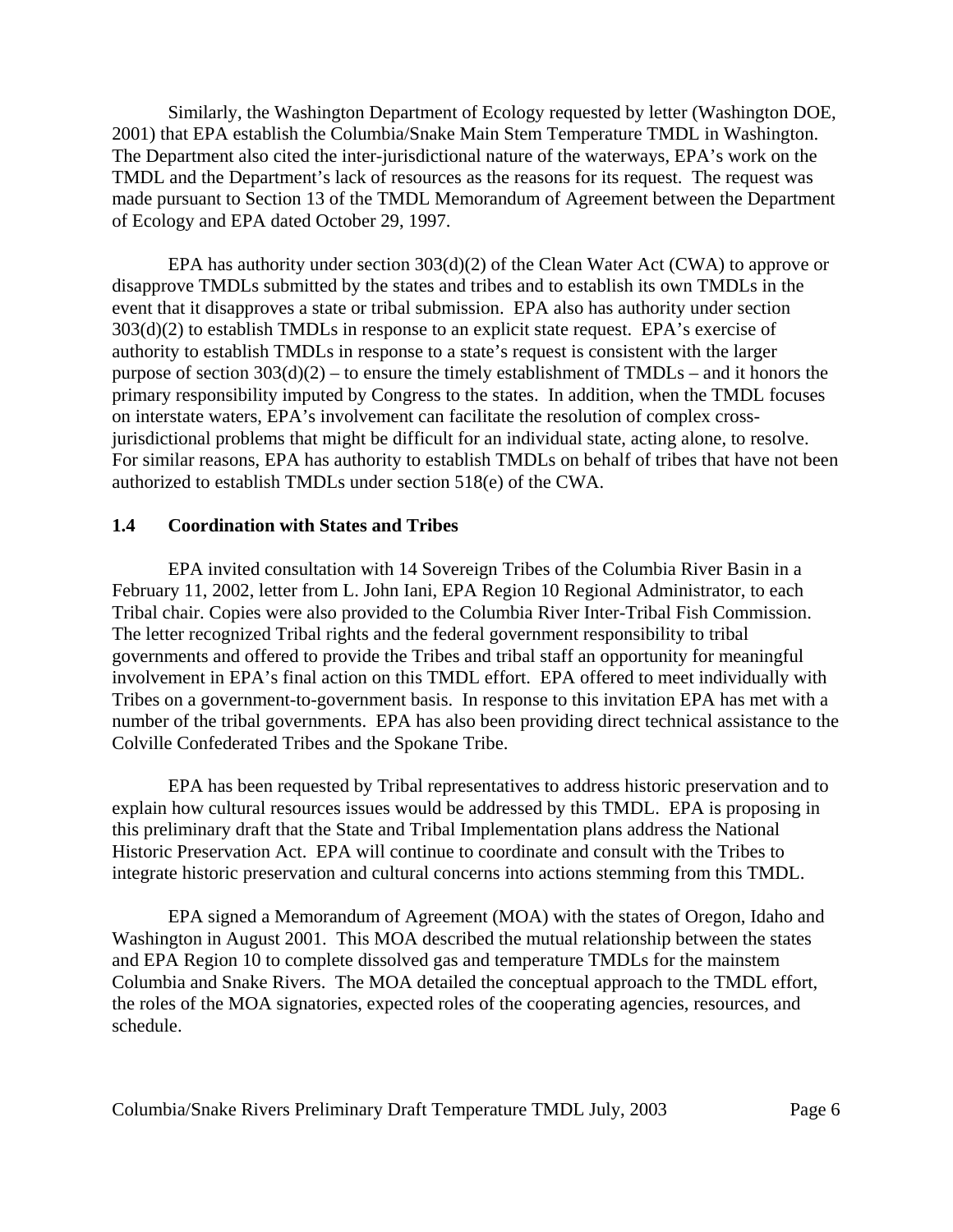Similarly, the Washington Department of Ecology requested by letter (Washington DOE, 2001) that EPA establish the Columbia/Snake Main Stem Temperature TMDL in Washington. The Department also cited the inter-jurisdictional nature of the waterways, EPA's work on the TMDL and the Department's lack of resources as the reasons for its request. The request was made pursuant to Section 13 of the TMDL Memorandum of Agreement between the Department of Ecology and EPA dated October 29, 1997.

EPA has authority under section 303(d)(2) of the Clean Water Act (CWA) to approve or disapprove TMDLs submitted by the states and tribes and to establish its own TMDLs in the event that it disapproves a state or tribal submission. EPA also has authority under section 303(d)(2) to establish TMDLs in response to an explicit state request. EPA's exercise of authority to establish TMDLs in response to a state's request is consistent with the larger purpose of section 303(d)(2) – to ensure the timely establishment of TMDLs – and it honors the primary responsibility imputed by Congress to the states. In addition, when the TMDL focuses on interstate waters, EPA's involvement can facilitate the resolution of complex cross-jurisdictional problems that might be difficult for an individual state, acting alone, to resolve. For similar reasons, EPA has authority to establish TMDLs on behalf of tribes that have not been authorized to establish TMDLs under section 518(e) of the CWA.

### 1.4 Coordination with States and Tribes

EPA invited consultation with 14 Sovereign Tribes of the Columbia River Basin in a February 11, 2002, letter from L. John Iani, EPA Region 10 Regional Administrator, to each Tribal chair. Copies were also provided to the Columbia River Inter-Tribal Fish Commission. The letter recognized Tribal rights and the federal government responsibility to tribal governments and offered to provide the Tribes and tribal staff an opportunity for meaningful involvement in EPA's final action on this TMDL effort. EPA offered to meet individually with Tribes on a government-to-government basis. In response to this invitation EPA has met with a number of the tribal governments. EPA has also been providing direct technical assistance to the Colville Confederated Tribes and the Spokane Tribe.

EPA has been requested by Tribal representatives to address historic preservation and to explain how cultural resources issues would be addressed by this TMDL. EPA is proposing in this preliminary draft that the State and Tribal Implementation plans address the National Historic Preservation Act. EPA will continue to coordinate and consult with the Tribes to integrate historic preservation and cultural concerns into actions stemming from this TMDL.

EPA signed a Memorandum of Agreement (MOA) with the states of Oregon, Idaho and Washington in August 2001. This MOA described the mutual relationship between the states and EPA Region 10 to complete dissolved gas and temperature TMDLs for the mainstem Columbia and Snake Rivers. The MOA detailed the conceptual approach to the TMDL effort, the roles of the MOA signatories, expected roles of the cooperating agencies, resources, and schedule.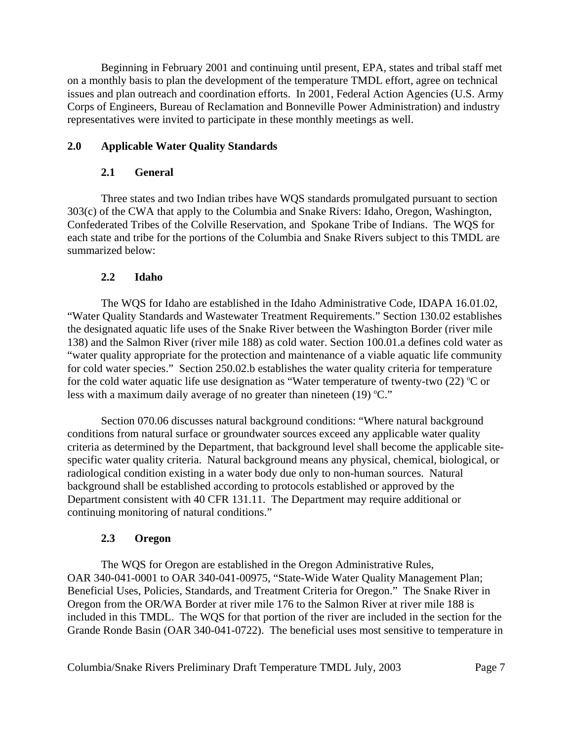Beginning in February 2001 and continuing until present, EPA, states and tribal staff met on a monthly basis to plan the development of the temperature TMDL effort, agree on technical issues and plan outreach and coordination efforts. In 2001, Federal Action Agencies (U.S. Army Corps of Engineers, Bureau of Reclamation and Bonneville Power Administration) and industry representatives were invited to participate in these monthly meetings as well.

## 2.0 Applicable Water Quality Standards

### 2.1 General

Three states and two Indian tribes have WQS standards promulgated pursuant to section 303(c) of the CWA that apply to the Columbia and Snake Rivers: Idaho, Oregon, Washington, Confederated Tribes of the Colville Reservation, and Spokane Tribe of Indians. The WQS for each state and tribe for the portions of the Columbia and Snake Rivers subject to this TMDL are summarized below:

### 2.2 Idaho

The WQS for Idaho are established in the Idaho Administrative Code, IDAPA 16.01.02, "Water Quality Standards and Wastewater Treatment Requirements." Section 130.02 establishes the designated aquatic life uses of the Snake River between the Washington Border (river mile 138) and the Salmon River (river mile 188) as cold water. Section 100.01.a defines cold water as "water quality appropriate for the protection and maintenance of a viable aquatic life community for cold water species." Section 250.02.b establishes the water quality criteria for temperature for the cold water aquatic life use designation as "Water temperature of twenty-two (22) ºC or less with a maximum daily average of no greater than nineteen (19) ºC."

Section 070.06 discusses natural background conditions: "Where natural background conditions from natural surface or groundwater sources exceed any applicable water quality criteria as determined by the Department, that background level shall become the applicable site-specific water quality criteria. Natural background means any physical, chemical, biological, or radiological condition existing in a water body due only to non-human sources. Natural background shall be established according to protocols established or approved by the Department consistent with 40 CFR 131.11. The Department may require additional or continuing monitoring of natural conditions."

### 2.3 Oregon

The WQS for Oregon are established in the Oregon Administrative Rules, OAR 340-041-0001 to OAR 340-041-00975, "State-Wide Water Quality Management Plan; Beneficial Uses, Policies, Standards, and Treatment Criteria for Oregon." The Snake River in Oregon from the OR/WA Border at river mile 176 to the Salmon River at river mile 188 is included in this TMDL. The WQS for that portion of the river are included in the section for the Grande Ronde Basin (OAR 340-041-0722). The beneficial uses most sensitive to temperature in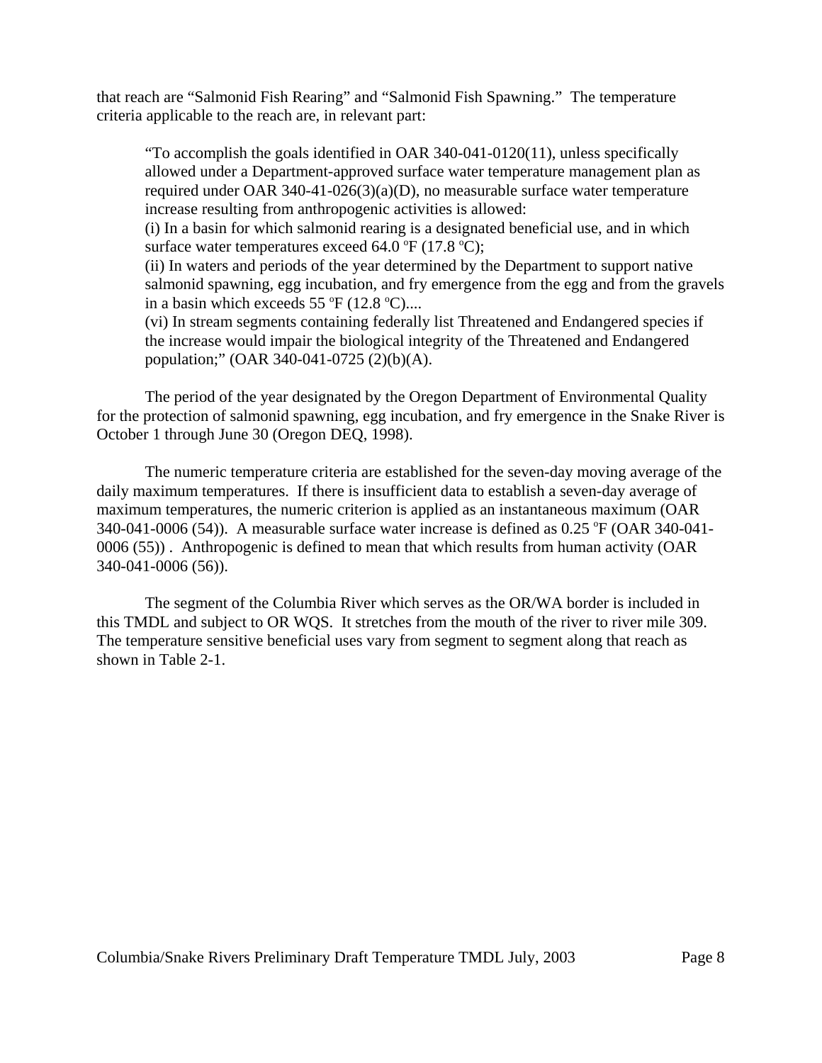that reach are “Salmonid Fish Rearing” and “Salmonid Fish Spawning.” The temperature criteria applicable to the reach are, in relevant part:

> “To accomplish the goals identified in OAR 340-041-0120(11), unless specifically allowed under a Department-approved surface water temperature management plan as required under OAR 340-41-026(3)(a)(D), no measurable surface water temperature increase resulting from anthropogenic activities is allowed:
> (i) In a basin for which salmonid rearing is a designated beneficial use, and in which surface water temperatures exceed 64.0 °F (17.8 °C);
> (ii) In waters and periods of the year determined by the Department to support native salmonid spawning, egg incubation, and fry emergence from the egg and from the gravels in a basin which exceeds 55 °F (12.8 °C)....
> (vi) In stream segments containing federally list Threatened and Endangered species if the increase would impair the biological integrity of the Threatened and Endangered population;” (OAR 340-041-0725 (2)(b)(A).

The period of the year designated by the Oregon Department of Environmental Quality for the protection of salmonid spawning, egg incubation, and fry emergence in the Snake River is October 1 through June 30 (Oregon DEQ, 1998).

The numeric temperature criteria are established for the seven-day moving average of the daily maximum temperatures. If there is insufficient data to establish a seven-day average of maximum temperatures, the numeric criterion is applied as an instantaneous maximum (OAR 340-041-0006 (54)). A measurable surface water increase is defined as 0.25 °F (OAR 340-041-0006 (55)) . Anthropogenic is defined to mean that which results from human activity (OAR 340-041-0006 (56)).

The segment of the Columbia River which serves as the OR/WA border is included in this TMDL and subject to OR WQS. It stretches from the mouth of the river to river mile 309. The temperature sensitive beneficial uses vary from segment to segment along that reach as shown in Table 2-1.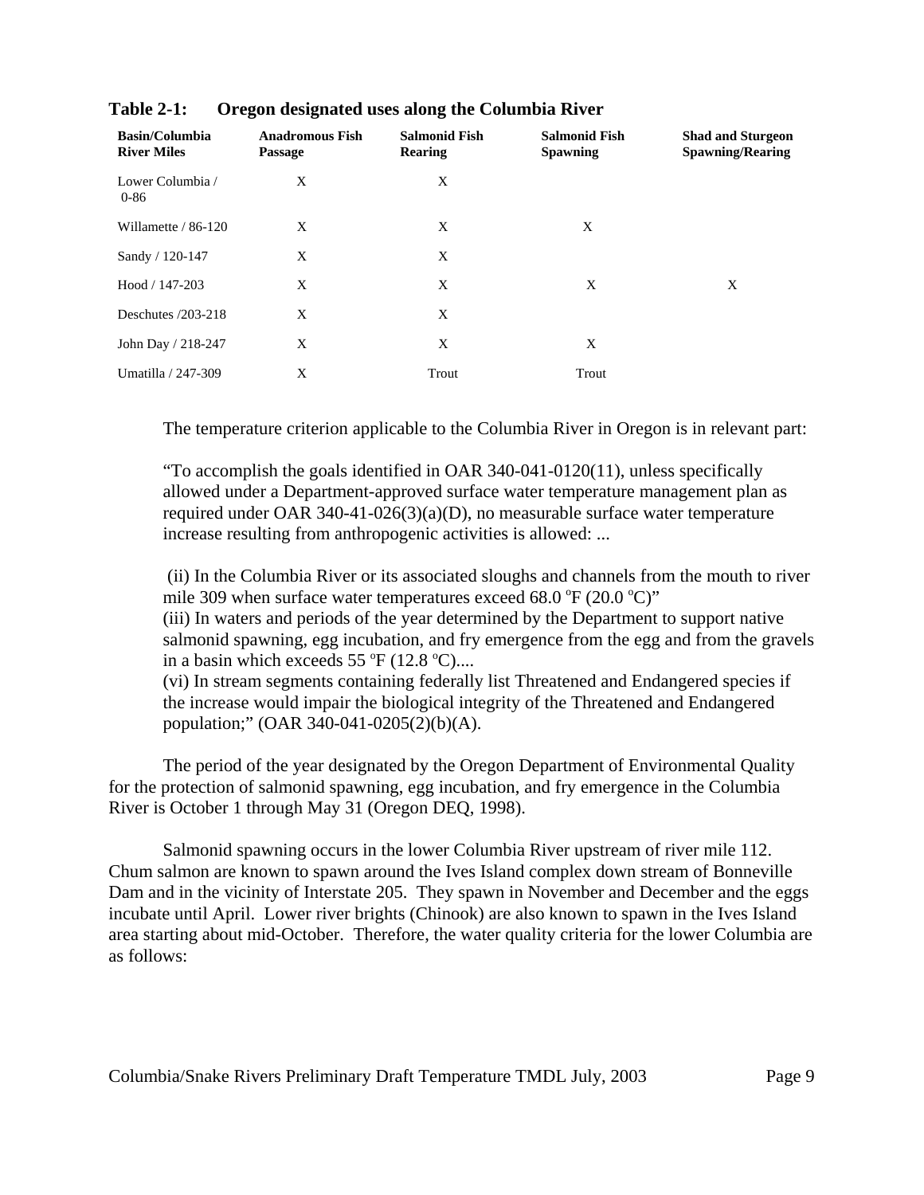**Table 2-1: Oregon designated uses along the Columbia River**

| Basin/Columbia River Miles | Anadromous Fish Passage | Salmonid Fish Rearing | Salmonid Fish Spawning | Shad and Sturgeon Spawning/Rearing |
|---|---|---|---|---|
| Lower Columbia / 0-86 | X | X | | |
| Willamette / 86-120 | X | X | X | |
| Sandy / 120-147 | X | X | | |
| Hood / 147-203 | X | X | X | X |
| Deschutes /203-218 | X | X | | |
| John Day / 218-247 | X | X | X | |
| Umatilla / 247-309 | X | Trout | Trout | |

The temperature criterion applicable to the Columbia River in Oregon is in relevant part:

> "To accomplish the goals identified in OAR 340-041-0120(11), unless specifically allowed under a Department-approved surface water temperature management plan as required under OAR 340-41-026(3)(a)(D), no measurable surface water temperature increase resulting from anthropogenic activities is allowed: ...
>
> (ii) In the Columbia River or its associated sloughs and channels from the mouth to river mile 309 when surface water temperatures exceed 68.0 ºF (20.0 ºC)"
> (iii) In waters and periods of the year determined by the Department to support native salmonid spawning, egg incubation, and fry emergence from the egg and from the gravels in a basin which exceeds 55 ºF (12.8 ºC)....
> (vi) In stream segments containing federally list Threatened and Endangered species if the increase would impair the biological integrity of the Threatened and Endangered population;" (OAR 340-041-0205(2)(b)(A).

The period of the year designated by the Oregon Department of Environmental Quality for the protection of salmonid spawning, egg incubation, and fry emergence in the Columbia River is October 1 through May 31 (Oregon DEQ, 1998).

Salmonid spawning occurs in the lower Columbia River upstream of river mile 112. Chum salmon are known to spawn around the Ives Island complex down stream of Bonneville Dam and in the vicinity of Interstate 205. They spawn in November and December and the eggs incubate until April. Lower river brights (Chinook) are also known to spawn in the Ives Island area starting about mid-October. Therefore, the water quality criteria for the lower Columbia are as follows: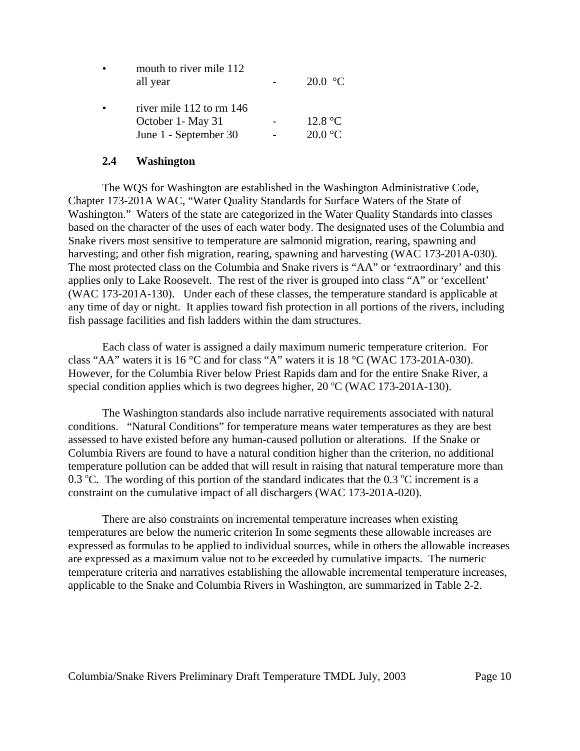- mouth to river mile 112
  all year - 20.0 °C

- river mile 112 to rm 146
  October 1- May 31 - 12.8 °C
  June 1 - September 30 - 20.0 °C

### 2.4 Washington

The WQS for Washington are established in the Washington Administrative Code, Chapter 173-201A WAC, "Water Quality Standards for Surface Waters of the State of Washington." Waters of the state are categorized in the Water Quality Standards into classes based on the character of the uses of each water body. The designated uses of the Columbia and Snake rivers most sensitive to temperature are salmonid migration, rearing, spawning and harvesting; and other fish migration, rearing, spawning and harvesting (WAC 173-201A-030). The most protected class on the Columbia and Snake rivers is "AA" or 'extraordinary' and this applies only to Lake Roosevelt. The rest of the river is grouped into class "A" or 'excellent' (WAC 173-201A-130). Under each of these classes, the temperature standard is applicable at any time of day or night. It applies toward fish protection in all portions of the rivers, including fish passage facilities and fish ladders within the dam structures.

Each class of water is assigned a daily maximum numeric temperature criterion. For class "AA" waters it is 16 °C and for class "A" waters it is 18 °C (WAC 173-201A-030). However, for the Columbia River below Priest Rapids dam and for the entire Snake River, a special condition applies which is two degrees higher, 20 °C (WAC 173-201A-130).

The Washington standards also include narrative requirements associated with natural conditions. "Natural Conditions" for temperature means water temperatures as they are best assessed to have existed before any human-caused pollution or alterations. If the Snake or Columbia Rivers are found to have a natural condition higher than the criterion, no additional temperature pollution can be added that will result in raising that natural temperature more than 0.3 °C. The wording of this portion of the standard indicates that the 0.3 °C increment is a constraint on the cumulative impact of all dischargers (WAC 173-201A-020).

There are also constraints on incremental temperature increases when existing temperatures are below the numeric criterion In some segments these allowable increases are expressed as formulas to be applied to individual sources, while in others the allowable increases are expressed as a maximum value not to be exceeded by cumulative impacts. The numeric temperature criteria and narratives establishing the allowable incremental temperature increases, applicable to the Snake and Columbia Rivers in Washington, are summarized in Table 2-2.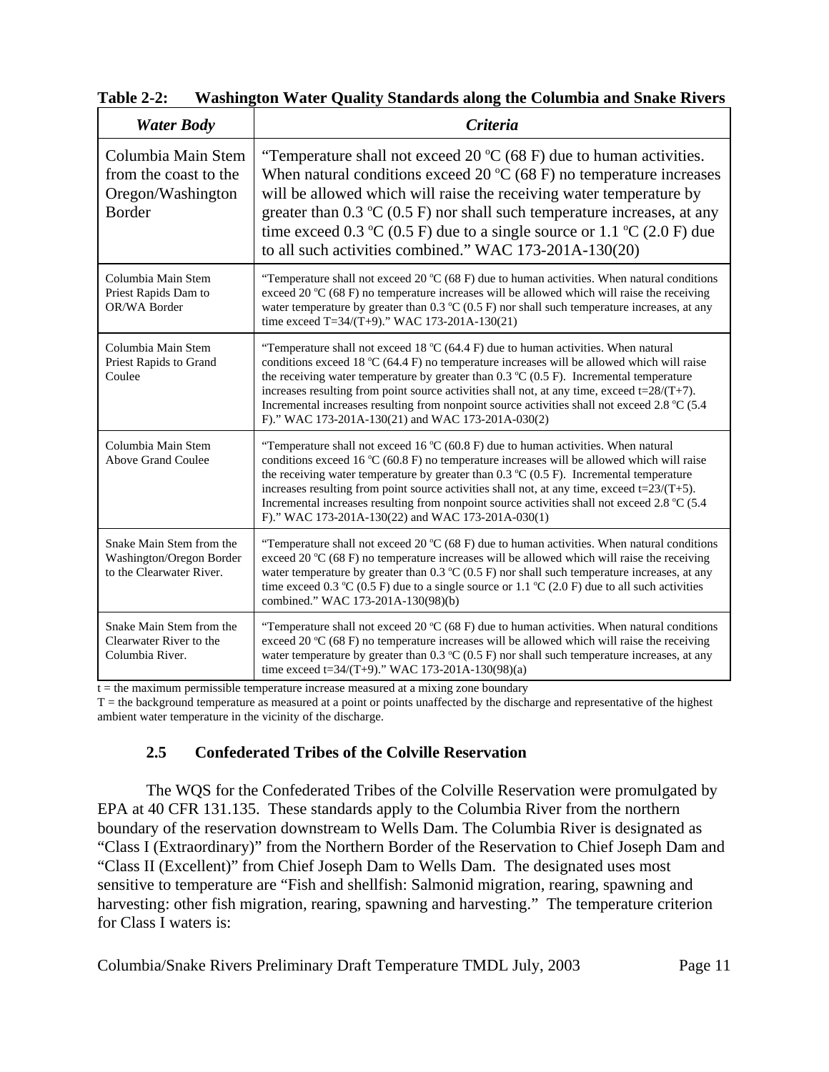**Table 2-2: Washington Water Quality Standards along the Columbia and Snake Rivers**

| *Water Body* | *Criteria* |
|---|---|
| Columbia Main Stem from the coast to the Oregon/Washington Border | "Temperature shall not exceed 20 ºC (68 F) due to human activities. When natural conditions exceed 20 ºC (68 F) no temperature increases will be allowed which will raise the receiving water temperature by greater than 0.3 ºC (0.5 F) nor shall such temperature increases, at any time exceed 0.3 ºC (0.5 F) due to a single source or 1.1 ºC (2.0 F) due to all such activities combined." WAC 173-201A-130(20) |
| Columbia Main Stem Priest Rapids Dam to OR/WA Border | "Temperature shall not exceed 20 ºC (68 F) due to human activities. When natural conditions exceed 20 ºC (68 F) no temperature increases will be allowed which will raise the receiving water temperature by greater than 0.3 ºC (0.5 F) nor shall such temperature increases, at any time exceed $T=34/(T+9)$." WAC 173-201A-130(21) |
| Columbia Main Stem Priest Rapids to Grand Coulee | "Temperature shall not exceed 18 ºC (64.4 F) due to human activities. When natural conditions exceed 18 ºC (64.4 F) no temperature increases will be allowed which will raise the receiving water temperature by greater than 0.3 ºC (0.5 F). Incremental temperature increases resulting from point source activities shall not, at any time, exceed $t=28/(T+7)$. Incremental increases resulting from nonpoint source activities shall not exceed 2.8 ºC (5.4 F)." WAC 173-201A-130(21) and WAC 173-201A-030(2) |
| Columbia Main Stem Above Grand Coulee | "Temperature shall not exceed 16 ºC (60.8 F) due to human activities. When natural conditions exceed 16 ºC (60.8 F) no temperature increases will be allowed which will raise the receiving water temperature by greater than 0.3 ºC (0.5 F). Incremental temperature increases resulting from point source activities shall not, at any time, exceed $t=23/(T+5)$. Incremental increases resulting from nonpoint source activities shall not exceed 2.8 ºC (5.4 F)." WAC 173-201A-130(22) and WAC 173-201A-030(1) |
| Snake Main Stem from the Washington/Oregon Border to the Clearwater River. | "Temperature shall not exceed 20 ºC (68 F) due to human activities. When natural conditions exceed 20 ºC (68 F) no temperature increases will be allowed which will raise the receiving water temperature by greater than 0.3 ºC (0.5 F) nor shall such temperature increases, at any time exceed 0.3 ºC (0.5 F) due to a single source or 1.1 ºC (2.0 F) due to all such activities combined." WAC 173-201A-130(98)(b) |
| Snake Main Stem from the Clearwater River to the Columbia River. | "Temperature shall not exceed 20 ºC (68 F) due to human activities. When natural conditions exceed 20 ºC (68 F) no temperature increases will be allowed which will raise the receiving water temperature by greater than 0.3 ºC (0.5 F) nor shall such temperature increases, at any time exceed $t=34/(T+9)$." WAC 173-201A-130(98)(a) |

$t$ = the maximum permissible temperature increase measured at a mixing zone boundary
$T$ = the background temperature as measured at a point or points unaffected by the discharge and representative of the highest ambient water temperature in the vicinity of the discharge.

## 2.5 Confederated Tribes of the Colville Reservation

The WQS for the Confederated Tribes of the Colville Reservation were promulgated by EPA at 40 CFR 131.135. These standards apply to the Columbia River from the northern boundary of the reservation downstream to Wells Dam. The Columbia River is designated as "Class I (Extraordinary)" from the Northern Border of the Reservation to Chief Joseph Dam and "Class II (Excellent)" from Chief Joseph Dam to Wells Dam. The designated uses most sensitive to temperature are "Fish and shellfish: Salmonid migration, rearing, spawning and harvesting: other fish migration, rearing, spawning and harvesting." The temperature criterion for Class I waters is: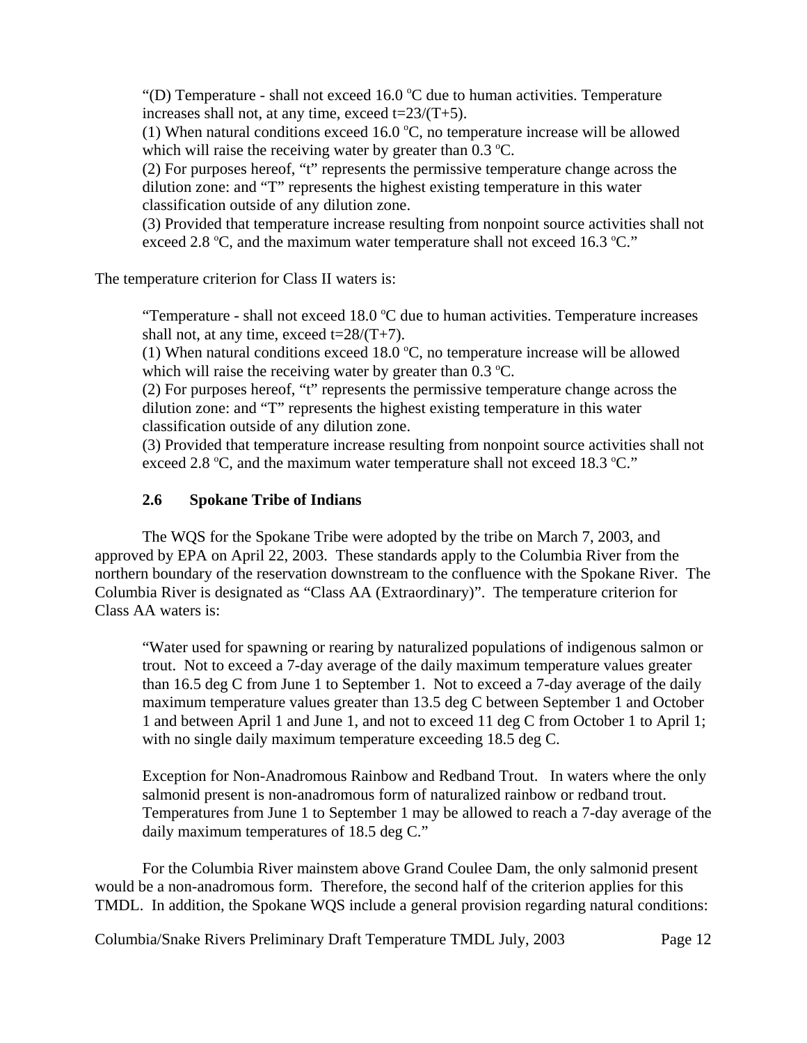> "(D) Temperature - shall not exceed 16.0 °C due to human activities. Temperature increases shall not, at any time, exceed $t=23/(T+5)$.
> (1) When natural conditions exceed 16.0 °C, no temperature increase will be allowed which will raise the receiving water by greater than 0.3 °C.
> (2) For purposes hereof, "t" represents the permissive temperature change across the dilution zone: and "T" represents the highest existing temperature in this water classification outside of any dilution zone.
> (3) Provided that temperature increase resulting from nonpoint source activities shall not exceed 2.8 °C, and the maximum water temperature shall not exceed 16.3 °C."

The temperature criterion for Class II waters is:

> "Temperature - shall not exceed 18.0 °C due to human activities. Temperature increases shall not, at any time, exceed $t=28/(T+7)$.
> (1) When natural conditions exceed 18.0 °C, no temperature increase will be allowed which will raise the receiving water by greater than 0.3 °C.
> (2) For purposes hereof, "t" represents the permissive temperature change across the dilution zone: and "T" represents the highest existing temperature in this water classification outside of any dilution zone.
> (3) Provided that temperature increase resulting from nonpoint source activities shall not exceed 2.8 °C, and the maximum water temperature shall not exceed 18.3 °C."

### 2.6 Spokane Tribe of Indians

The WQS for the Spokane Tribe were adopted by the tribe on March 7, 2003, and approved by EPA on April 22, 2003. These standards apply to the Columbia River from the northern boundary of the reservation downstream to the confluence with the Spokane River. The Columbia River is designated as "Class AA (Extraordinary)". The temperature criterion for Class AA waters is:

> "Water used for spawning or rearing by naturalized populations of indigenous salmon or trout. Not to exceed a 7-day average of the daily maximum temperature values greater than 16.5 deg C from June 1 to September 1. Not to exceed a 7-day average of the daily maximum temperature values greater than 13.5 deg C between September 1 and October 1 and between April 1 and June 1, and not to exceed 11 deg C from October 1 to April 1; with no single daily maximum temperature exceeding 18.5 deg C.
>
> Exception for Non-Anadromous Rainbow and Redband Trout. In waters where the only salmonid present is non-anadromous form of naturalized rainbow or redband trout. Temperatures from June 1 to September 1 may be allowed to reach a 7-day average of the daily maximum temperatures of 18.5 deg C."

For the Columbia River mainstem above Grand Coulee Dam, the only salmonid present would be a non-anadromous form. Therefore, the second half of the criterion applies for this TMDL. In addition, the Spokane WQS include a general provision regarding natural conditions: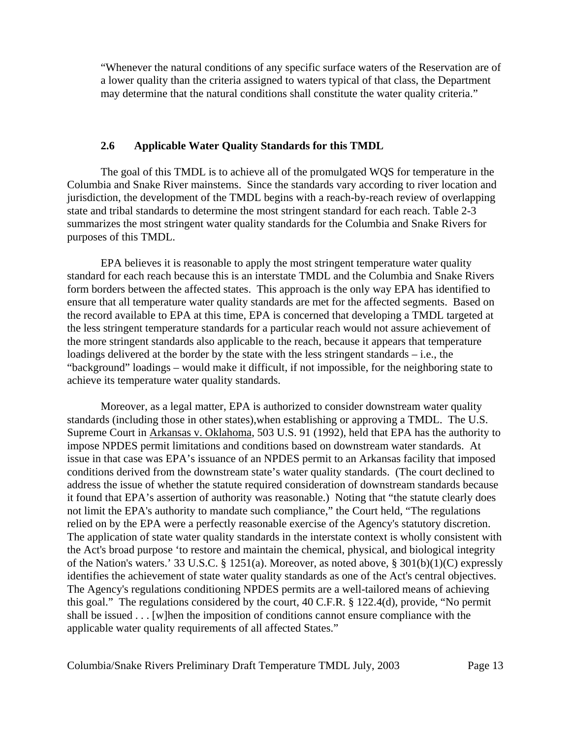> "Whenever the natural conditions of any specific surface waters of the Reservation are of a lower quality than the criteria assigned to waters typical of that class, the Department may determine that the natural conditions shall constitute the water quality criteria."

### 2.6 Applicable Water Quality Standards for this TMDL

The goal of this TMDL is to achieve all of the promulgated WQS for temperature in the Columbia and Snake River mainstems. Since the standards vary according to river location and jurisdiction, the development of the TMDL begins with a reach-by-reach review of overlapping state and tribal standards to determine the most stringent standard for each reach. Table 2-3 summarizes the most stringent water quality standards for the Columbia and Snake Rivers for purposes of this TMDL.

EPA believes it is reasonable to apply the most stringent temperature water quality standard for each reach because this is an interstate TMDL and the Columbia and Snake Rivers form borders between the affected states. This approach is the only way EPA has identified to ensure that all temperature water quality standards are met for the affected segments. Based on the record available to EPA at this time, EPA is concerned that developing a TMDL targeted at the less stringent temperature standards for a particular reach would not assure achievement of the more stringent standards also applicable to the reach, because it appears that temperature loadings delivered at the border by the state with the less stringent standards – i.e., the "background" loadings – would make it difficult, if not impossible, for the neighboring state to achieve its temperature water quality standards.

Moreover, as a legal matter, EPA is authorized to consider downstream water quality standards (including those in other states),when establishing or approving a TMDL. The U.S. Supreme Court in Arkansas v. Oklahoma, 503 U.S. 91 (1992), held that EPA has the authority to impose NPDES permit limitations and conditions based on downstream water standards. At issue in that case was EPA's issuance of an NPDES permit to an Arkansas facility that imposed conditions derived from the downstream state's water quality standards. (The court declined to address the issue of whether the statute required consideration of downstream standards because it found that EPA's assertion of authority was reasonable.) Noting that "the statute clearly does not limit the EPA's authority to mandate such compliance," the Court held, "The regulations relied on by the EPA were a perfectly reasonable exercise of the Agency's statutory discretion. The application of state water quality standards in the interstate context is wholly consistent with the Act's broad purpose 'to restore and maintain the chemical, physical, and biological integrity of the Nation's waters.' 33 U.S.C. § 1251(a). Moreover, as noted above, § 301(b)(1)(C) expressly identifies the achievement of state water quality standards as one of the Act's central objectives. The Agency's regulations conditioning NPDES permits are a well-tailored means of achieving this goal." The regulations considered by the court, 40 C.F.R. § 122.4(d), provide, "No permit shall be issued . . . [w]hen the imposition of conditions cannot ensure compliance with the applicable water quality requirements of all affected States."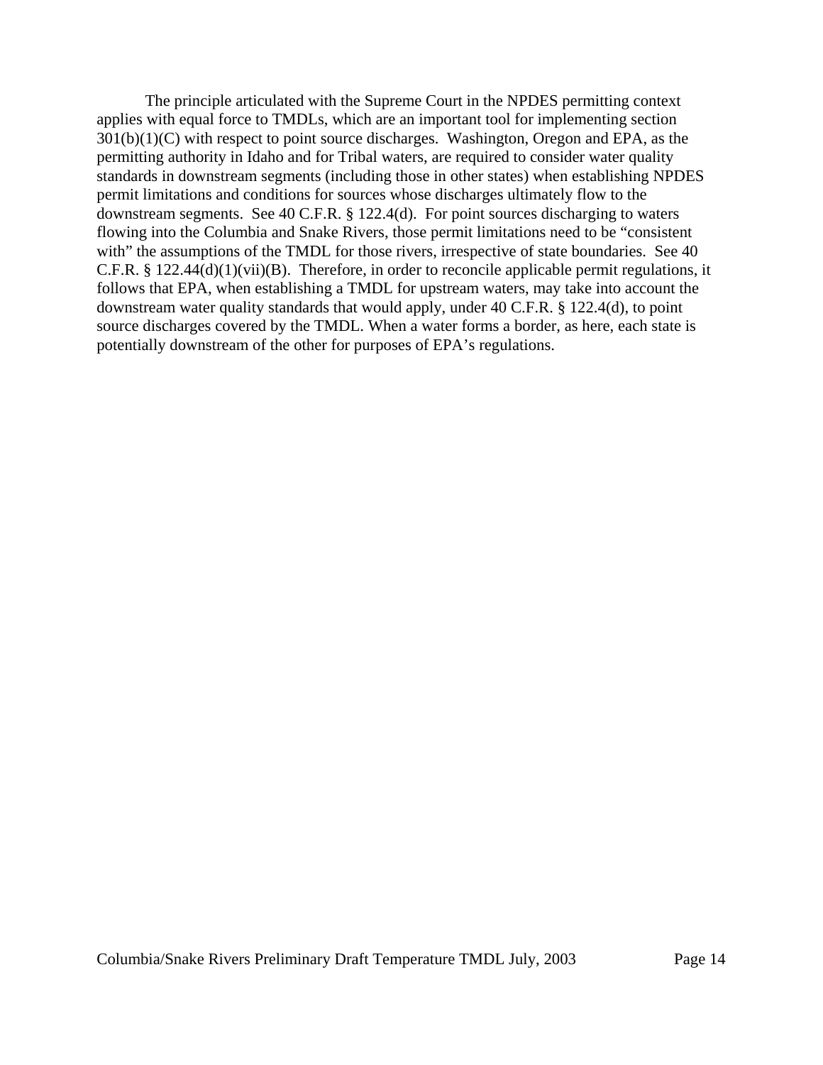The principle articulated with the Supreme Court in the NPDES permitting context applies with equal force to TMDLs, which are an important tool for implementing section 301(b)(1)(C) with respect to point source discharges. Washington, Oregon and EPA, as the permitting authority in Idaho and for Tribal waters, are required to consider water quality standards in downstream segments (including those in other states) when establishing NPDES permit limitations and conditions for sources whose discharges ultimately flow to the downstream segments. See 40 C.F.R. § 122.4(d). For point sources discharging to waters flowing into the Columbia and Snake Rivers, those permit limitations need to be "consistent with" the assumptions of the TMDL for those rivers, irrespective of state boundaries. See 40 C.F.R. § 122.44(d)(1)(vii)(B). Therefore, in order to reconcile applicable permit regulations, it follows that EPA, when establishing a TMDL for upstream waters, may take into account the downstream water quality standards that would apply, under 40 C.F.R. § 122.4(d), to point source discharges covered by the TMDL. When a water forms a border, as here, each state is potentially downstream of the other for purposes of EPA's regulations.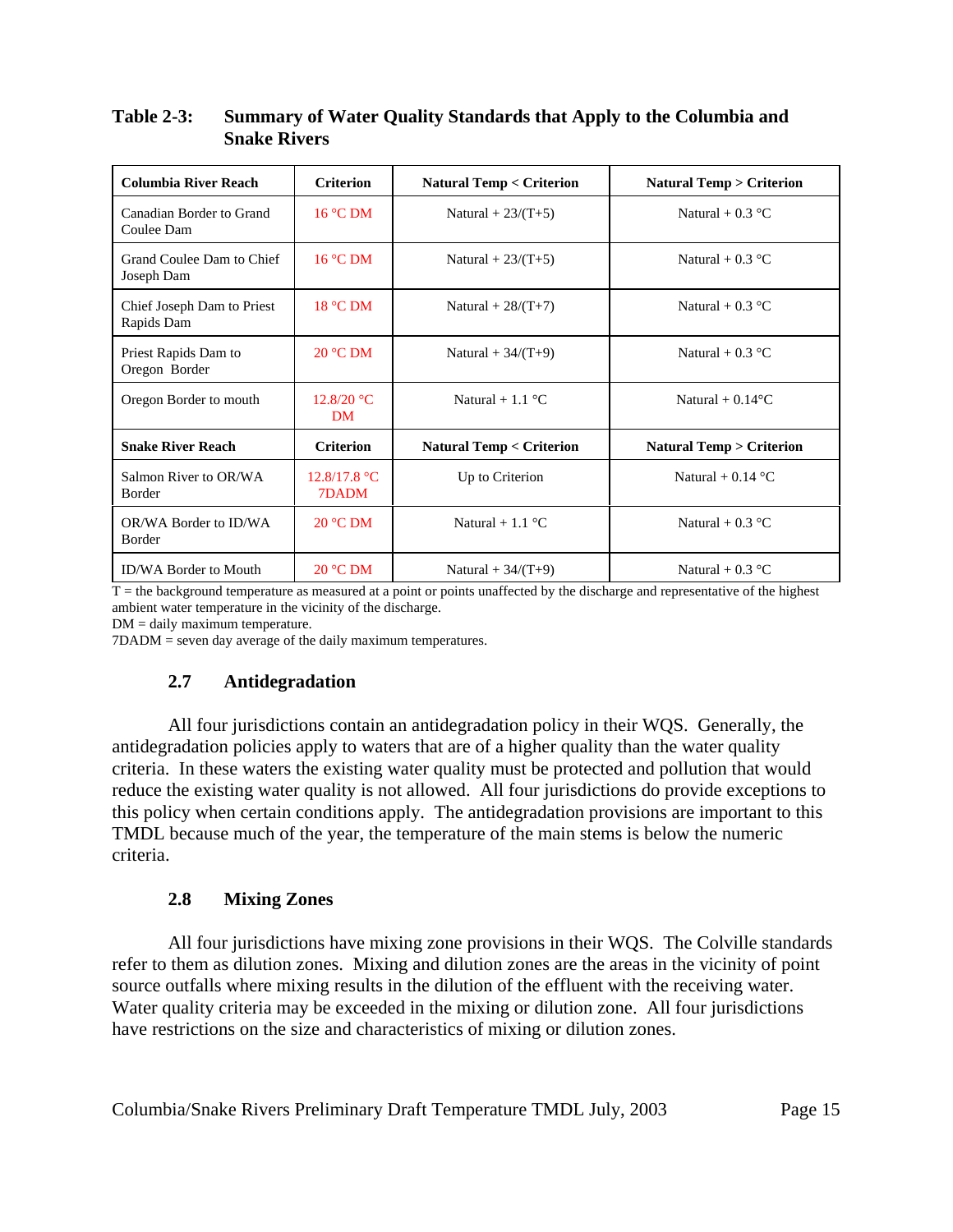**Table 2-3: Summary of Water Quality Standards that Apply to the Columbia and Snake Rivers**

| Columbia River Reach | Criterion | Natural Temp < Criterion | Natural Temp > Criterion |
|---|---|---|---|
| Canadian Border to Grand Coulee Dam | 16 °C DM | Natural + 23/(T+5) | Natural + 0.3 °C |
| Grand Coulee Dam to Chief Joseph Dam | 16 °C DM | Natural + 23/(T+5) | Natural + 0.3 °C |
| Chief Joseph Dam to Priest Rapids Dam | 18 °C DM | Natural + 28/(T+7) | Natural + 0.3 °C |
| Priest Rapids Dam to Oregon Border | 20 °C DM | Natural + 34/(T+9) | Natural + 0.3 °C |
| Oregon Border to mouth | 12.8/20 °C DM | Natural + 1.1 °C | Natural + 0.14°C |
| **Snake River Reach** | **Criterion** | **Natural Temp < Criterion** | **Natural Temp > Criterion** |
| Salmon River to OR/WA Border | 12.8/17.8 °C 7DADM | Up to Criterion | Natural + 0.14 °C |
| OR/WA Border to ID/WA Border | 20 °C DM | Natural + 1.1 °C | Natural + 0.3 °C |
| ID/WA Border to Mouth | 20 °C DM | Natural + 34/(T+9) | Natural + 0.3 °C |

T = the background temperature as measured at a point or points unaffected by the discharge and representative of the highest ambient water temperature in the vicinity of the discharge.
DM = daily maximum temperature.
7DADM = seven day average of the daily maximum temperatures.

## 2.7 Antidegradation

All four jurisdictions contain an antidegradation policy in their WQS. Generally, the antidegradation policies apply to waters that are of a higher quality than the water quality criteria. In these waters the existing water quality must be protected and pollution that would reduce the existing water quality is not allowed. All four jurisdictions do provide exceptions to this policy when certain conditions apply. The antidegradation provisions are important to this TMDL because much of the year, the temperature of the main stems is below the numeric criteria.

## 2.8 Mixing Zones

All four jurisdictions have mixing zone provisions in their WQS. The Colville standards refer to them as dilution zones. Mixing and dilution zones are the areas in the vicinity of point source outfalls where mixing results in the dilution of the effluent with the receiving water. Water quality criteria may be exceeded in the mixing or dilution zone. All four jurisdictions have restrictions on the size and characteristics of mixing or dilution zones.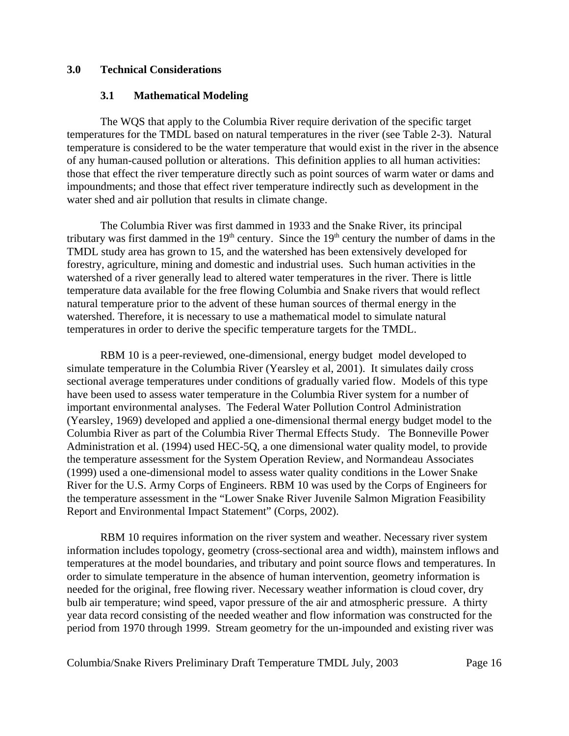# 3.0 Technical Considerations

## 3.1 Mathematical Modeling

The WQS that apply to the Columbia River require derivation of the specific target temperatures for the TMDL based on natural temperatures in the river (see Table 2-3). Natural temperature is considered to be the water temperature that would exist in the river in the absence of any human-caused pollution or alterations. This definition applies to all human activities: those that effect the river temperature directly such as point sources of warm water or dams and impoundments; and those that effect river temperature indirectly such as development in the water shed and air pollution that results in climate change.

The Columbia River was first dammed in 1933 and the Snake River, its principal tributary was first dammed in the 19th century. Since the 19th century the number of dams in the TMDL study area has grown to 15, and the watershed has been extensively developed for forestry, agriculture, mining and domestic and industrial uses. Such human activities in the watershed of a river generally lead to altered water temperatures in the river. There is little temperature data available for the free flowing Columbia and Snake rivers that would reflect natural temperature prior to the advent of these human sources of thermal energy in the watershed. Therefore, it is necessary to use a mathematical model to simulate natural temperatures in order to derive the specific temperature targets for the TMDL.

RBM 10 is a peer-reviewed, one-dimensional, energy budget model developed to simulate temperature in the Columbia River (Yearsley et al, 2001). It simulates daily cross sectional average temperatures under conditions of gradually varied flow. Models of this type have been used to assess water temperature in the Columbia River system for a number of important environmental analyses. The Federal Water Pollution Control Administration (Yearsley, 1969) developed and applied a one-dimensional thermal energy budget model to the Columbia River as part of the Columbia River Thermal Effects Study. The Bonneville Power Administration et al. (1994) used HEC-5Q, a one dimensional water quality model, to provide the temperature assessment for the System Operation Review, and Normandeau Associates (1999) used a one-dimensional model to assess water quality conditions in the Lower Snake River for the U.S. Army Corps of Engineers. RBM 10 was used by the Corps of Engineers for the temperature assessment in the "Lower Snake River Juvenile Salmon Migration Feasibility Report and Environmental Impact Statement" (Corps, 2002).

RBM 10 requires information on the river system and weather. Necessary river system information includes topology, geometry (cross-sectional area and width), mainstem inflows and temperatures at the model boundaries, and tributary and point source flows and temperatures. In order to simulate temperature in the absence of human intervention, geometry information is needed for the original, free flowing river. Necessary weather information is cloud cover, dry bulb air temperature; wind speed, vapor pressure of the air and atmospheric pressure. A thirty year data record consisting of the needed weather and flow information was constructed for the period from 1970 through 1999. Stream geometry for the un-impounded and existing river was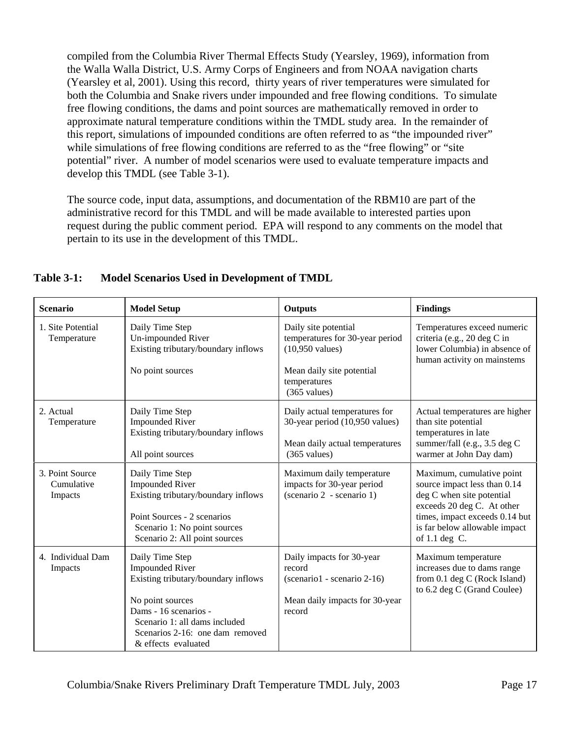compiled from the Columbia River Thermal Effects Study (Yearsley, 1969), information from the Walla Walla District, U.S. Army Corps of Engineers and from NOAA navigation charts (Yearsley et al, 2001). Using this record, thirty years of river temperatures were simulated for both the Columbia and Snake rivers under impounded and free flowing conditions. To simulate free flowing conditions, the dams and point sources are mathematically removed in order to approximate natural temperature conditions within the TMDL study area. In the remainder of this report, simulations of impounded conditions are often referred to as "the impounded river" while simulations of free flowing conditions are referred to as the "free flowing" or "site potential" river. A number of model scenarios were used to evaluate temperature impacts and develop this TMDL (see Table 3-1).

The source code, input data, assumptions, and documentation of the RBM10 are part of the administrative record for this TMDL and will be made available to interested parties upon request during the public comment period. EPA will respond to any comments on the model that pertain to its use in the development of this TMDL.

**Table 3-1: Model Scenarios Used in Development of TMDL**

| Scenario | Model Setup | Outputs | Findings |
|---|---|---|---|
| 1. Site Potential Temperature | Daily Time Step<br>Un-impounded River<br>Existing tributary/boundary inflows<br><br>No point sources | Daily site potential temperatures for 30-year period (10,950 values)<br><br>Mean daily site potential temperatures (365 values) | Temperatures exceed numeric criteria (e.g., 20 deg C in lower Columbia) in absence of human activity on mainstems |
| 2. Actual Temperature | Daily Time Step<br>Impounded River<br>Existing tributary/boundary inflows<br><br>All point sources | Daily actual temperatures for 30-year period (10,950 values)<br><br>Mean daily actual temperatures (365 values) | Actual temperatures are higher than site potential temperatures in late summer/fall (e.g., 3.5 deg C warmer at John Day dam) |
| 3. Point Source Cumulative Impacts | Daily Time Step<br>Impounded River<br>Existing tributary/boundary inflows<br><br>Point Sources - 2 scenarios<br>Scenario 1: No point sources<br>Scenario 2: All point sources | Maximum daily temperature impacts for 30-year period (scenario 2 - scenario 1) | Maximum, cumulative point source impact less than 0.14 deg C when site potential exceeds 20 deg C. At other times, impact exceeds 0.14 but is far below allowable impact of 1.1 deg C. |
| 4. Individual Dam Impacts | Daily Time Step<br>Impounded River<br>Existing tributary/boundary inflows<br><br>No point sources<br>Dams - 16 scenarios -<br>Scenario 1: all dams included<br>Scenarios 2-16: one dam removed & effects evaluated | Daily impacts for 30-year record<br>(scenario1 - scenario 2-16)<br><br>Mean daily impacts for 30-year record | Maximum temperature increases due to dams range from 0.1 deg C (Rock Island) to 6.2 deg C (Grand Coulee) |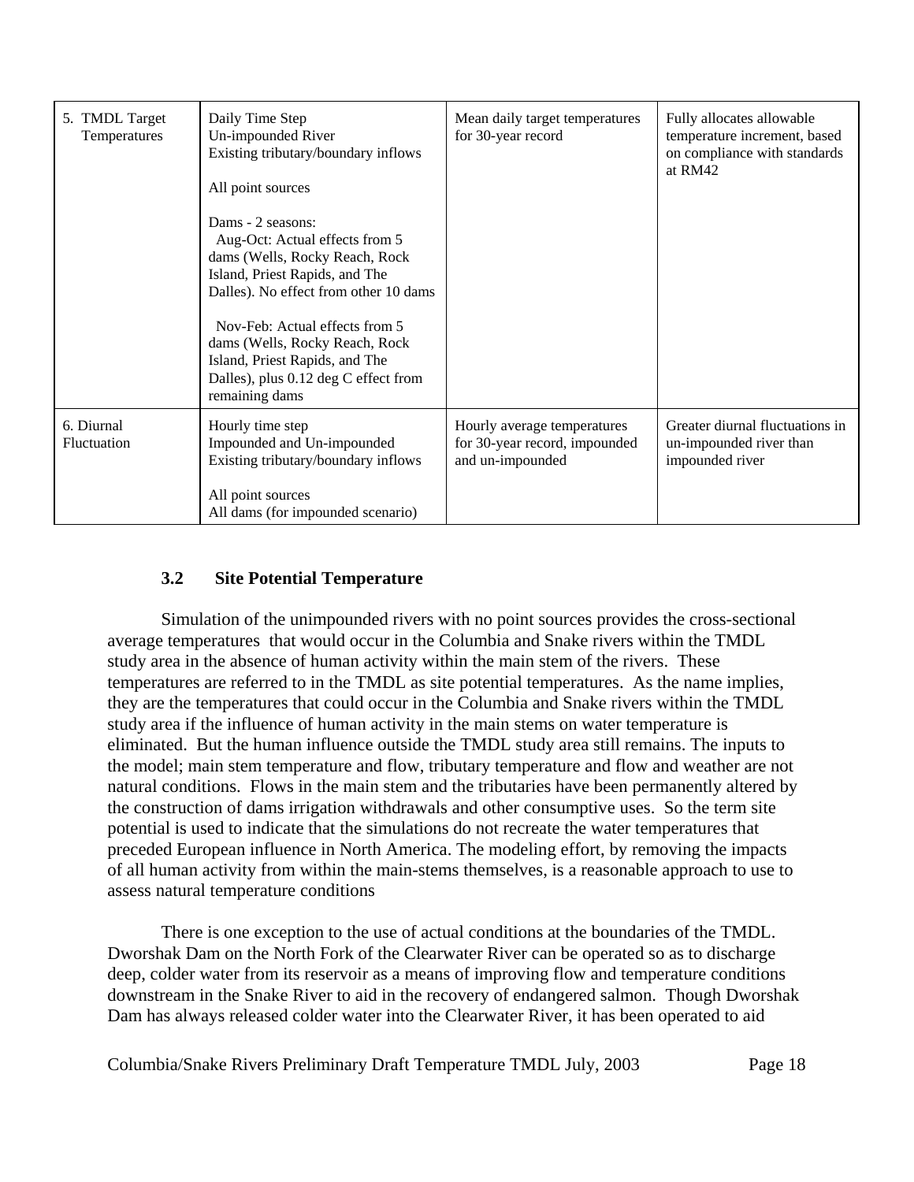| | | | |
|---|---|---|---|
| 5. TMDL Target Temperatures | Daily Time Step<br>Un-impounded River<br>Existing tributary/boundary inflows<br><br>All point sources<br><br>Dams - 2 seasons:<br>Aug-Oct: Actual effects from 5 dams (Wells, Rocky Reach, Rock Island, Priest Rapids, and The Dalles). No effect from other 10 dams<br><br>Nov-Feb: Actual effects from 5 dams (Wells, Rocky Reach, Rock Island, Priest Rapids, and The Dalles), plus 0.12 deg C effect from remaining dams | Mean daily target temperatures for 30-year record | Fully allocates allowable temperature increment, based on compliance with standards at RM42 |
| 6. Diurnal Fluctuation | Hourly time step<br>Impounded and Un-impounded<br>Existing tributary/boundary inflows<br><br>All point sources<br>All dams (for impounded scenario) | Hourly average temperatures for 30-year record, impounded and un-impounded | Greater diurnal fluctuations in un-impounded river than impounded river |

### 3.2 Site Potential Temperature

Simulation of the unimpounded rivers with no point sources provides the cross-sectional average temperatures that would occur in the Columbia and Snake rivers within the TMDL study area in the absence of human activity within the main stem of the rivers. These temperatures are referred to in the TMDL as site potential temperatures. As the name implies, they are the temperatures that could occur in the Columbia and Snake rivers within the TMDL study area if the influence of human activity in the main stems on water temperature is eliminated. But the human influence outside the TMDL study area still remains. The inputs to the model; main stem temperature and flow, tributary temperature and flow and weather are not natural conditions. Flows in the main stem and the tributaries have been permanently altered by the construction of dams irrigation withdrawals and other consumptive uses. So the term site potential is used to indicate that the simulations do not recreate the water temperatures that preceded European influence in North America. The modeling effort, by removing the impacts of all human activity from within the main-stems themselves, is a reasonable approach to use to assess natural temperature conditions

There is one exception to the use of actual conditions at the boundaries of the TMDL. Dworshak Dam on the North Fork of the Clearwater River can be operated so as to discharge deep, colder water from its reservoir as a means of improving flow and temperature conditions downstream in the Snake River to aid in the recovery of endangered salmon. Though Dworshak Dam has always released colder water into the Clearwater River, it has been operated to aid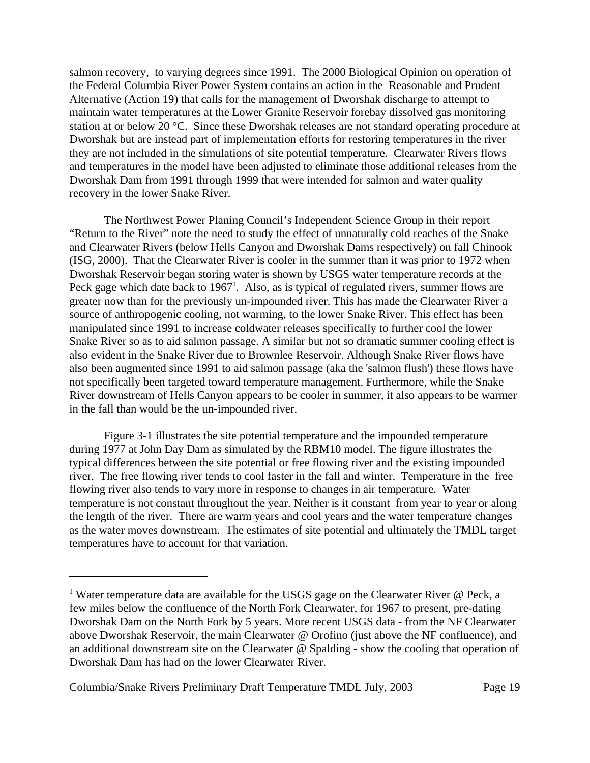salmon recovery, to varying degrees since 1991. The 2000 Biological Opinion on operation of the Federal Columbia River Power System contains an action in the Reasonable and Prudent Alternative (Action 19) that calls for the management of Dworshak discharge to attempt to maintain water temperatures at the Lower Granite Reservoir forebay dissolved gas monitoring station at or below 20 °C. Since these Dworshak releases are not standard operating procedure at Dworshak but are instead part of implementation efforts for restoring temperatures in the river they are not included in the simulations of site potential temperature. Clearwater Rivers flows and temperatures in the model have been adjusted to eliminate those additional releases from the Dworshak Dam from 1991 through 1999 that were intended for salmon and water quality recovery in the lower Snake River.

The Northwest Power Planing Council's Independent Science Group in their report "Return to the River" note the need to study the effect of unnaturally cold reaches of the Snake and Clearwater Rivers (below Hells Canyon and Dworshak Dams respectively) on fall Chinook (ISG, 2000). That the Clearwater River is cooler in the summer than it was prior to 1972 when Dworshak Reservoir began storing water is shown by USGS water temperature records at the Peck gage which date back to 1967[1]. Also, as is typical of regulated rivers, summer flows are greater now than for the previously un-impounded river. This has made the Clearwater River a source of anthropogenic cooling, not warming, to the lower Snake River. This effect has been manipulated since 1991 to increase coldwater releases specifically to further cool the lower Snake River so as to aid salmon passage. A similar but not so dramatic summer cooling effect is also evident in the Snake River due to Brownlee Reservoir. Although Snake River flows have also been augmented since 1991 to aid salmon passage (aka the 'salmon flush') these flows have not specifically been targeted toward temperature management. Furthermore, while the Snake River downstream of Hells Canyon appears to be cooler in summer, it also appears to be warmer in the fall than would be the un-impounded river.

Figure 3-1 illustrates the site potential temperature and the impounded temperature during 1977 at John Day Dam as simulated by the RBM10 model. The figure illustrates the typical differences between the site potential or free flowing river and the existing impounded river. The free flowing river tends to cool faster in the fall and winter. Temperature in the free flowing river also tends to vary more in response to changes in air temperature. Water temperature is not constant throughout the year. Neither is it constant from year to year or along the length of the river. There are warm years and cool years and the water temperature changes as the water moves downstream. The estimates of site potential and ultimately the TMDL target temperatures have to account for that variation.

---

[1] Water temperature data are available for the USGS gage on the Clearwater River @ Peck, a few miles below the confluence of the North Fork Clearwater, for 1967 to present, pre-dating Dworshak Dam on the North Fork by 5 years. More recent USGS data - from the NF Clearwater above Dworshak Reservoir, the main Clearwater @ Orofino (just above the NF confluence), and an additional downstream site on the Clearwater @ Spalding - show the cooling that operation of Dworshak Dam has had on the lower Clearwater River.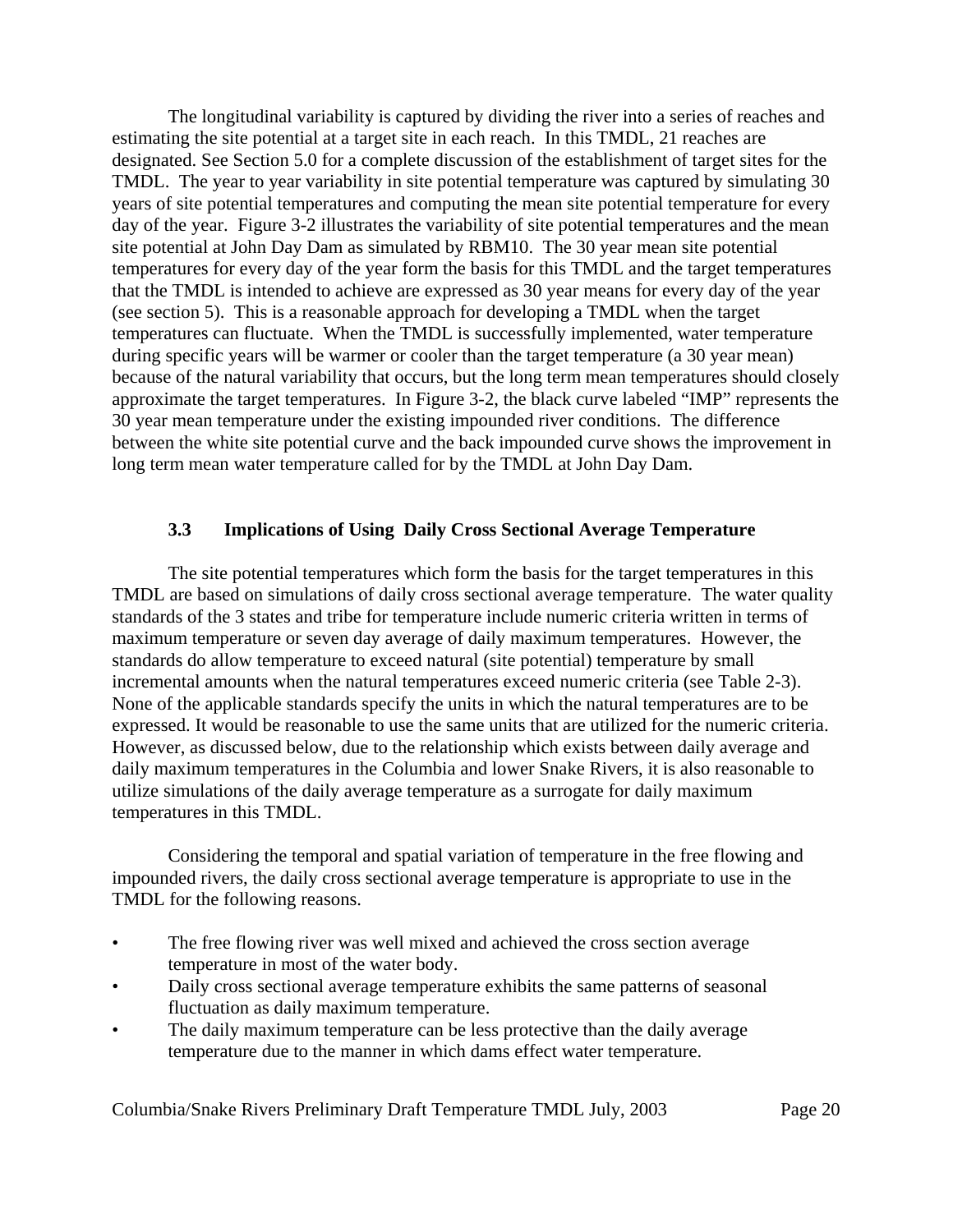The longitudinal variability is captured by dividing the river into a series of reaches and estimating the site potential at a target site in each reach. In this TMDL, 21 reaches are designated. See Section 5.0 for a complete discussion of the establishment of target sites for the TMDL. The year to year variability in site potential temperature was captured by simulating 30 years of site potential temperatures and computing the mean site potential temperature for every day of the year. Figure 3-2 illustrates the variability of site potential temperatures and the mean site potential at John Day Dam as simulated by RBM10. The 30 year mean site potential temperatures for every day of the year form the basis for this TMDL and the target temperatures that the TMDL is intended to achieve are expressed as 30 year means for every day of the year (see section 5). This is a reasonable approach for developing a TMDL when the target temperatures can fluctuate. When the TMDL is successfully implemented, water temperature during specific years will be warmer or cooler than the target temperature (a 30 year mean) because of the natural variability that occurs, but the long term mean temperatures should closely approximate the target temperatures. In Figure 3-2, the black curve labeled "IMP" represents the 30 year mean temperature under the existing impounded river conditions. The difference between the white site potential curve and the back impounded curve shows the improvement in long term mean water temperature called for by the TMDL at John Day Dam.

### 3.3 Implications of Using Daily Cross Sectional Average Temperature

The site potential temperatures which form the basis for the target temperatures in this TMDL are based on simulations of daily cross sectional average temperature. The water quality standards of the 3 states and tribe for temperature include numeric criteria written in terms of maximum temperature or seven day average of daily maximum temperatures. However, the standards do allow temperature to exceed natural (site potential) temperature by small incremental amounts when the natural temperatures exceed numeric criteria (see Table 2-3). None of the applicable standards specify the units in which the natural temperatures are to be expressed. It would be reasonable to use the same units that are utilized for the numeric criteria. However, as discussed below, due to the relationship which exists between daily average and daily maximum temperatures in the Columbia and lower Snake Rivers, it is also reasonable to utilize simulations of the daily average temperature as a surrogate for daily maximum temperatures in this TMDL.

Considering the temporal and spatial variation of temperature in the free flowing and impounded rivers, the daily cross sectional average temperature is appropriate to use in the TMDL for the following reasons.

- The free flowing river was well mixed and achieved the cross section average temperature in most of the water body.
- Daily cross sectional average temperature exhibits the same patterns of seasonal fluctuation as daily maximum temperature.
- The daily maximum temperature can be less protective than the daily average temperature due to the manner in which dams effect water temperature.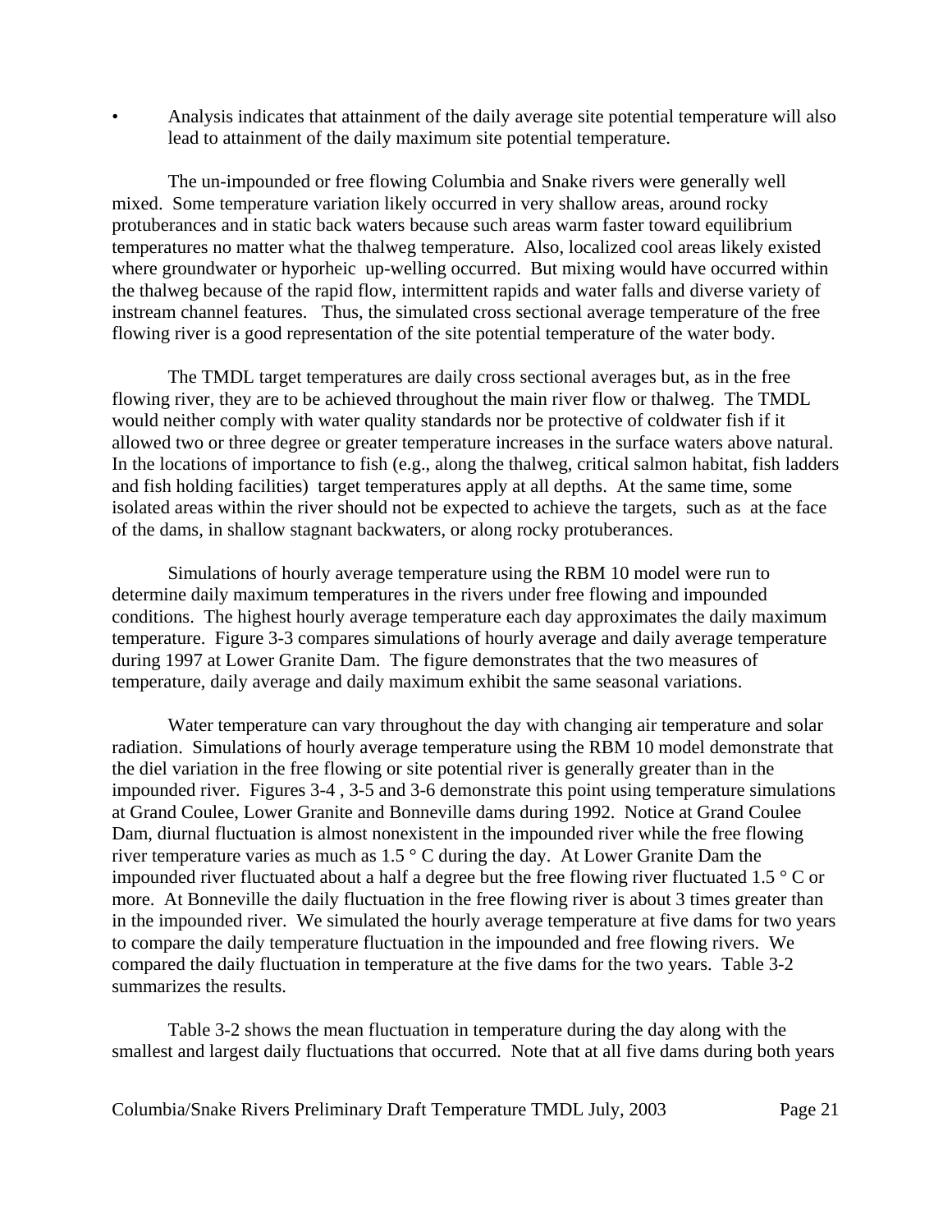- Analysis indicates that attainment of the daily average site potential temperature will also lead to attainment of the daily maximum site potential temperature.

The un-impounded or free flowing Columbia and Snake rivers were generally well mixed. Some temperature variation likely occurred in very shallow areas, around rocky protuberances and in static back waters because such areas warm faster toward equilibrium temperatures no matter what the thalweg temperature. Also, localized cool areas likely existed where groundwater or hyporheic up-welling occurred. But mixing would have occurred within the thalweg because of the rapid flow, intermittent rapids and water falls and diverse variety of instream channel features. Thus, the simulated cross sectional average temperature of the free flowing river is a good representation of the site potential temperature of the water body.

The TMDL target temperatures are daily cross sectional averages but, as in the free flowing river, they are to be achieved throughout the main river flow or thalweg. The TMDL would neither comply with water quality standards nor be protective of coldwater fish if it allowed two or three degree or greater temperature increases in the surface waters above natural. In the locations of importance to fish (e.g., along the thalweg, critical salmon habitat, fish ladders and fish holding facilities) target temperatures apply at all depths. At the same time, some isolated areas within the river should not be expected to achieve the targets, such as at the face of the dams, in shallow stagnant backwaters, or along rocky protuberances.

Simulations of hourly average temperature using the RBM 10 model were run to determine daily maximum temperatures in the rivers under free flowing and impounded conditions. The highest hourly average temperature each day approximates the daily maximum temperature. Figure 3-3 compares simulations of hourly average and daily average temperature during 1997 at Lower Granite Dam. The figure demonstrates that the two measures of temperature, daily average and daily maximum exhibit the same seasonal variations.

Water temperature can vary throughout the day with changing air temperature and solar radiation. Simulations of hourly average temperature using the RBM 10 model demonstrate that the diel variation in the free flowing or site potential river is generally greater than in the impounded river. Figures 3-4 , 3-5 and 3-6 demonstrate this point using temperature simulations at Grand Coulee, Lower Granite and Bonneville dams during 1992. Notice at Grand Coulee Dam, diurnal fluctuation is almost nonexistent in the impounded river while the free flowing river temperature varies as much as 1.5 ° C during the day. At Lower Granite Dam the impounded river fluctuated about a half a degree but the free flowing river fluctuated 1.5 ° C or more. At Bonneville the daily fluctuation in the free flowing river is about 3 times greater than in the impounded river. We simulated the hourly average temperature at five dams for two years to compare the daily temperature fluctuation in the impounded and free flowing rivers. We compared the daily fluctuation in temperature at the five dams for the two years. Table 3-2 summarizes the results.

Table 3-2 shows the mean fluctuation in temperature during the day along with the smallest and largest daily fluctuations that occurred. Note that at all five dams during both years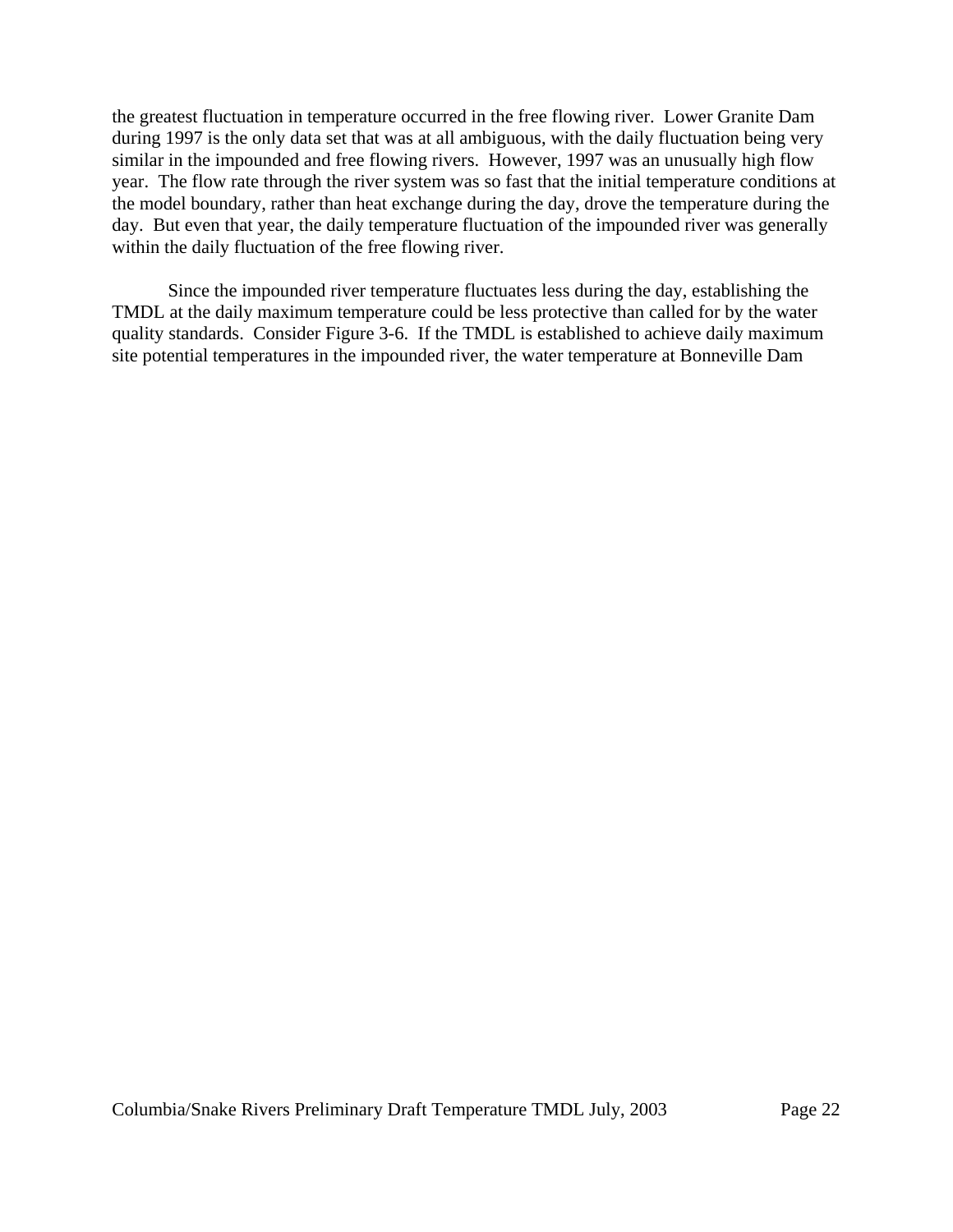the greatest fluctuation in temperature occurred in the free flowing river. Lower Granite Dam during 1997 is the only data set that was at all ambiguous, with the daily fluctuation being very similar in the impounded and free flowing rivers. However, 1997 was an unusually high flow year. The flow rate through the river system was so fast that the initial temperature conditions at the model boundary, rather than heat exchange during the day, drove the temperature during the day. But even that year, the daily temperature fluctuation of the impounded river was generally within the daily fluctuation of the free flowing river.

Since the impounded river temperature fluctuates less during the day, establishing the TMDL at the daily maximum temperature could be less protective than called for by the water quality standards. Consider Figure 3-6. If the TMDL is established to achieve daily maximum site potential temperatures in the impounded river, the water temperature at Bonneville Dam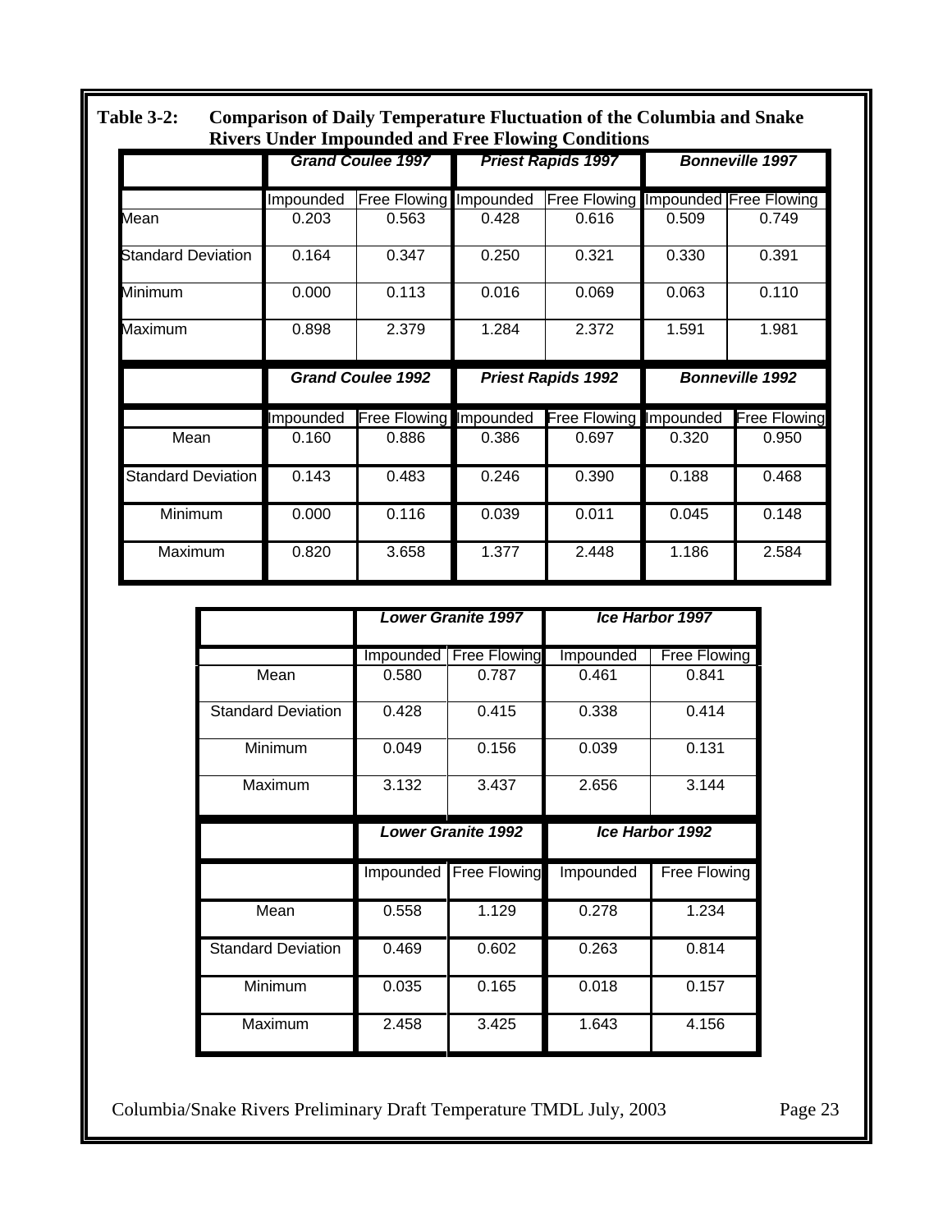**Table 3-2: Comparison of Daily Temperature Fluctuation of the Columbia and Snake Rivers Under Impounded and Free Flowing Conditions**

| | ***Grand Coulee 1997*** | | ***Priest Rapids 1997*** | | ***Bonneville 1997*** | |
|---|---|---|---|---|---|---|
| | Impounded | Free Flowing | Impounded | Free Flowing | Impounded | Free Flowing |
| Mean | 0.203 | 0.563 | 0.428 | 0.616 | 0.509 | 0.749 |
| Standard Deviation | 0.164 | 0.347 | 0.250 | 0.321 | 0.330 | 0.391 |
| Minimum | 0.000 | 0.113 | 0.016 | 0.069 | 0.063 | 0.110 |
| Maximum | 0.898 | 2.379 | 1.284 | 2.372 | 1.591 | 1.981 |
| | ***Grand Coulee 1992*** | | ***Priest Rapids 1992*** | | ***Bonneville 1992*** | |
| | Impounded | Free Flowing | Impounded | Free Flowing | Impounded | Free Flowing |
| Mean | 0.160 | 0.886 | 0.386 | 0.697 | 0.320 | 0.950 |
| Standard Deviation | 0.143 | 0.483 | 0.246 | 0.390 | 0.188 | 0.468 |
| Minimum | 0.000 | 0.116 | 0.039 | 0.011 | 0.045 | 0.148 |
| Maximum | 0.820 | 3.658 | 1.377 | 2.448 | 1.186 | 2.584 |

| | ***Lower Granite 1997*** | | ***Ice Harbor 1997*** | |
|---|---|---|---|---|
| | Impounded | Free Flowing | Impounded | Free Flowing |
| Mean | 0.580 | 0.787 | 0.461 | 0.841 |
| Standard Deviation | 0.428 | 0.415 | 0.338 | 0.414 |
| Minimum | 0.049 | 0.156 | 0.039 | 0.131 |
| Maximum | 3.132 | 3.437 | 2.656 | 3.144 |
| | ***Lower Granite 1992*** | | ***Ice Harbor 1992*** | |
| | Impounded | Free Flowing | Impounded | Free Flowing |
| Mean | 0.558 | 1.129 | 0.278 | 1.234 |
| Standard Deviation | 0.469 | 0.602 | 0.263 | 0.814 |
| Minimum | 0.035 | 0.165 | 0.018 | 0.157 |
| Maximum | 2.458 | 3.425 | 1.643 | 4.156 |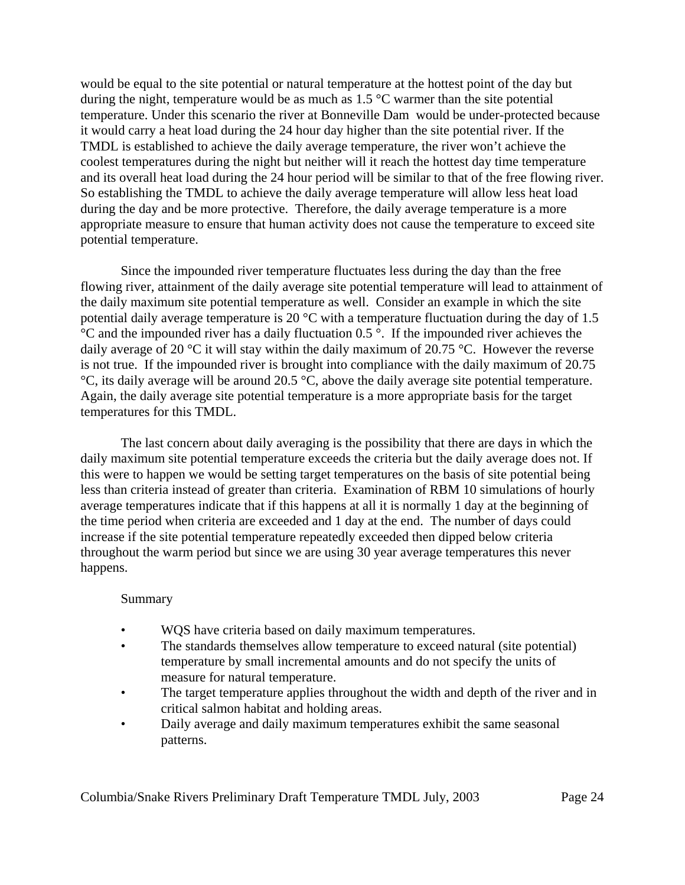would be equal to the site potential or natural temperature at the hottest point of the day but during the night, temperature would be as much as 1.5 °C warmer than the site potential temperature. Under this scenario the river at Bonneville Dam would be under-protected because it would carry a heat load during the 24 hour day higher than the site potential river. If the TMDL is established to achieve the daily average temperature, the river won't achieve the coolest temperatures during the night but neither will it reach the hottest day time temperature and its overall heat load during the 24 hour period will be similar to that of the free flowing river. So establishing the TMDL to achieve the daily average temperature will allow less heat load during the day and be more protective. Therefore, the daily average temperature is a more appropriate measure to ensure that human activity does not cause the temperature to exceed site potential temperature.

Since the impounded river temperature fluctuates less during the day than the free flowing river, attainment of the daily average site potential temperature will lead to attainment of the daily maximum site potential temperature as well. Consider an example in which the site potential daily average temperature is 20 °C with a temperature fluctuation during the day of 1.5 °C and the impounded river has a daily fluctuation 0.5 °. If the impounded river achieves the daily average of 20 °C it will stay within the daily maximum of 20.75 °C. However the reverse is not true. If the impounded river is brought into compliance with the daily maximum of 20.75 °C, its daily average will be around 20.5 °C, above the daily average site potential temperature. Again, the daily average site potential temperature is a more appropriate basis for the target temperatures for this TMDL.

The last concern about daily averaging is the possibility that there are days in which the daily maximum site potential temperature exceeds the criteria but the daily average does not. If this were to happen we would be setting target temperatures on the basis of site potential being less than criteria instead of greater than criteria. Examination of RBM 10 simulations of hourly average temperatures indicate that if this happens at all it is normally 1 day at the beginning of the time period when criteria are exceeded and 1 day at the end. The number of days could increase if the site potential temperature repeatedly exceeded then dipped below criteria throughout the warm period but since we are using 30 year average temperatures this never happens.

Summary

- WQS have criteria based on daily maximum temperatures.
- The standards themselves allow temperature to exceed natural (site potential) temperature by small incremental amounts and do not specify the units of measure for natural temperature.
- The target temperature applies throughout the width and depth of the river and in critical salmon habitat and holding areas.
- Daily average and daily maximum temperatures exhibit the same seasonal patterns.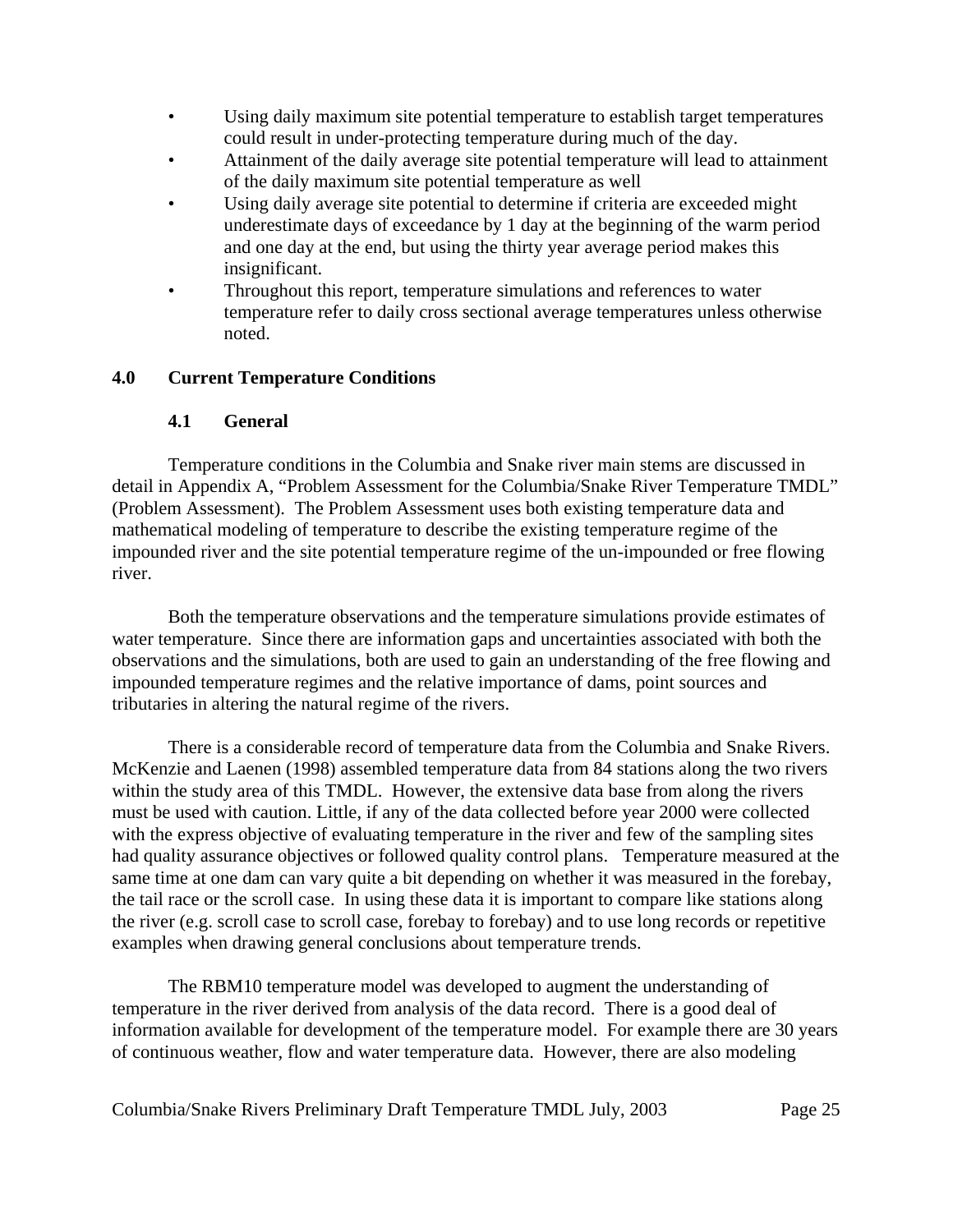- Using daily maximum site potential temperature to establish target temperatures could result in under-protecting temperature during much of the day.
- Attainment of the daily average site potential temperature will lead to attainment of the daily maximum site potential temperature as well
- Using daily average site potential to determine if criteria are exceeded might underestimate days of exceedance by 1 day at the beginning of the warm period and one day at the end, but using the thirty year average period makes this insignificant.
- Throughout this report, temperature simulations and references to water temperature refer to daily cross sectional average temperatures unless otherwise noted.

## 4.0 Current Temperature Conditions

### 4.1 General

Temperature conditions in the Columbia and Snake river main stems are discussed in detail in Appendix A, "Problem Assessment for the Columbia/Snake River Temperature TMDL" (Problem Assessment). The Problem Assessment uses both existing temperature data and mathematical modeling of temperature to describe the existing temperature regime of the impounded river and the site potential temperature regime of the un-impounded or free flowing river.

Both the temperature observations and the temperature simulations provide estimates of water temperature. Since there are information gaps and uncertainties associated with both the observations and the simulations, both are used to gain an understanding of the free flowing and impounded temperature regimes and the relative importance of dams, point sources and tributaries in altering the natural regime of the rivers.

There is a considerable record of temperature data from the Columbia and Snake Rivers. McKenzie and Laenen (1998) assembled temperature data from 84 stations along the two rivers within the study area of this TMDL. However, the extensive data base from along the rivers must be used with caution. Little, if any of the data collected before year 2000 were collected with the express objective of evaluating temperature in the river and few of the sampling sites had quality assurance objectives or followed quality control plans. Temperature measured at the same time at one dam can vary quite a bit depending on whether it was measured in the forebay, the tail race or the scroll case. In using these data it is important to compare like stations along the river (e.g. scroll case to scroll case, forebay to forebay) and to use long records or repetitive examples when drawing general conclusions about temperature trends.

The RBM10 temperature model was developed to augment the understanding of temperature in the river derived from analysis of the data record. There is a good deal of information available for development of the temperature model. For example there are 30 years of continuous weather, flow and water temperature data. However, there are also modeling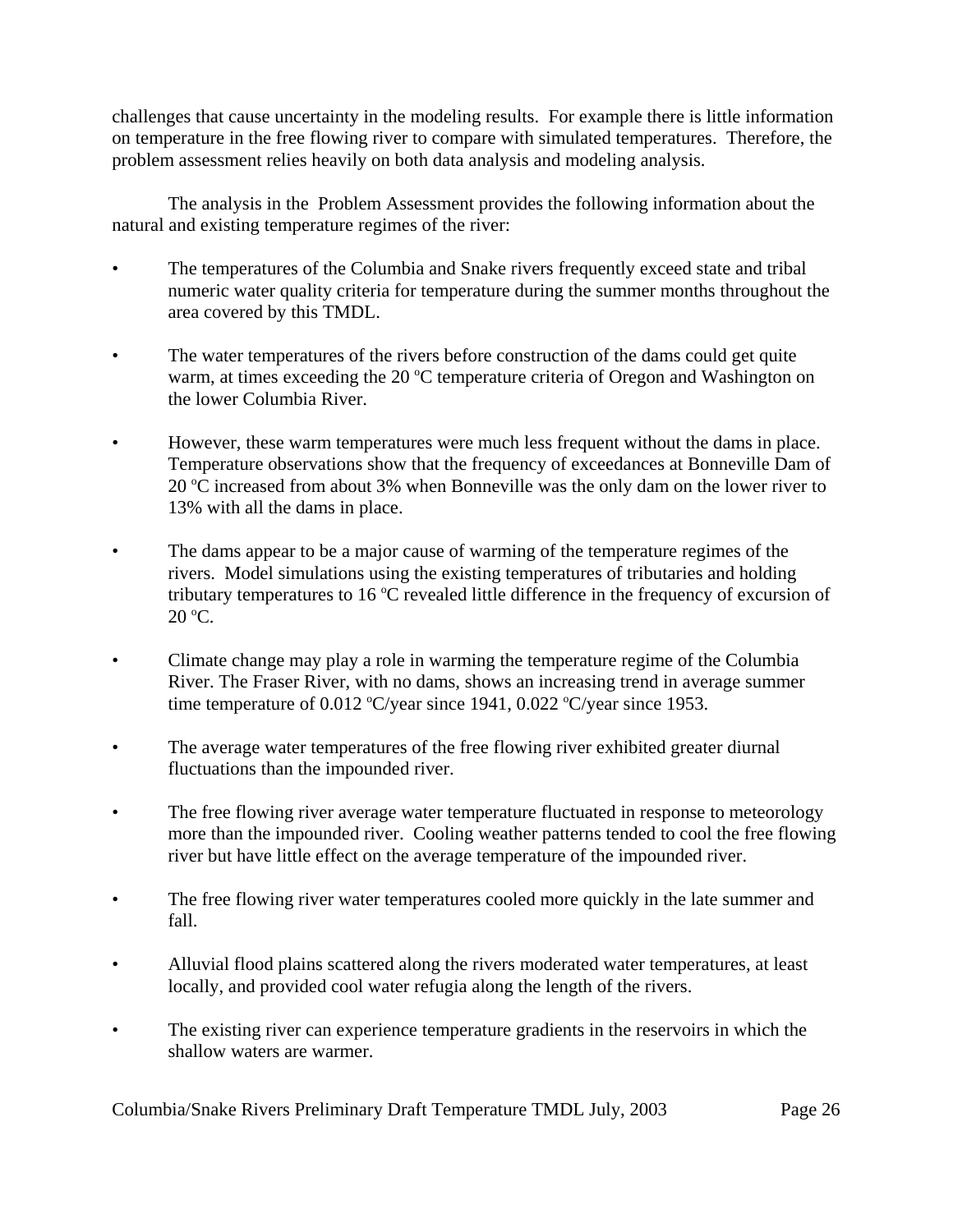challenges that cause uncertainty in the modeling results. For example there is little information on temperature in the free flowing river to compare with simulated temperatures. Therefore, the problem assessment relies heavily on both data analysis and modeling analysis.

The analysis in the Problem Assessment provides the following information about the natural and existing temperature regimes of the river:

- The temperatures of the Columbia and Snake rivers frequently exceed state and tribal numeric water quality criteria for temperature during the summer months throughout the area covered by this TMDL.
- The water temperatures of the rivers before construction of the dams could get quite warm, at times exceeding the 20 ºC temperature criteria of Oregon and Washington on the lower Columbia River.
- However, these warm temperatures were much less frequent without the dams in place. Temperature observations show that the frequency of exceedances at Bonneville Dam of 20 ºC increased from about 3% when Bonneville was the only dam on the lower river to 13% with all the dams in place.
- The dams appear to be a major cause of warming of the temperature regimes of the rivers. Model simulations using the existing temperatures of tributaries and holding tributary temperatures to 16 ºC revealed little difference in the frequency of excursion of 20 ºC.
- Climate change may play a role in warming the temperature regime of the Columbia River. The Fraser River, with no dams, shows an increasing trend in average summer time temperature of 0.012 ºC/year since 1941, 0.022 ºC/year since 1953.
- The average water temperatures of the free flowing river exhibited greater diurnal fluctuations than the impounded river.
- The free flowing river average water temperature fluctuated in response to meteorology more than the impounded river. Cooling weather patterns tended to cool the free flowing river but have little effect on the average temperature of the impounded river.
- The free flowing river water temperatures cooled more quickly in the late summer and fall.
- Alluvial flood plains scattered along the rivers moderated water temperatures, at least locally, and provided cool water refugia along the length of the rivers.
- The existing river can experience temperature gradients in the reservoirs in which the shallow waters are warmer.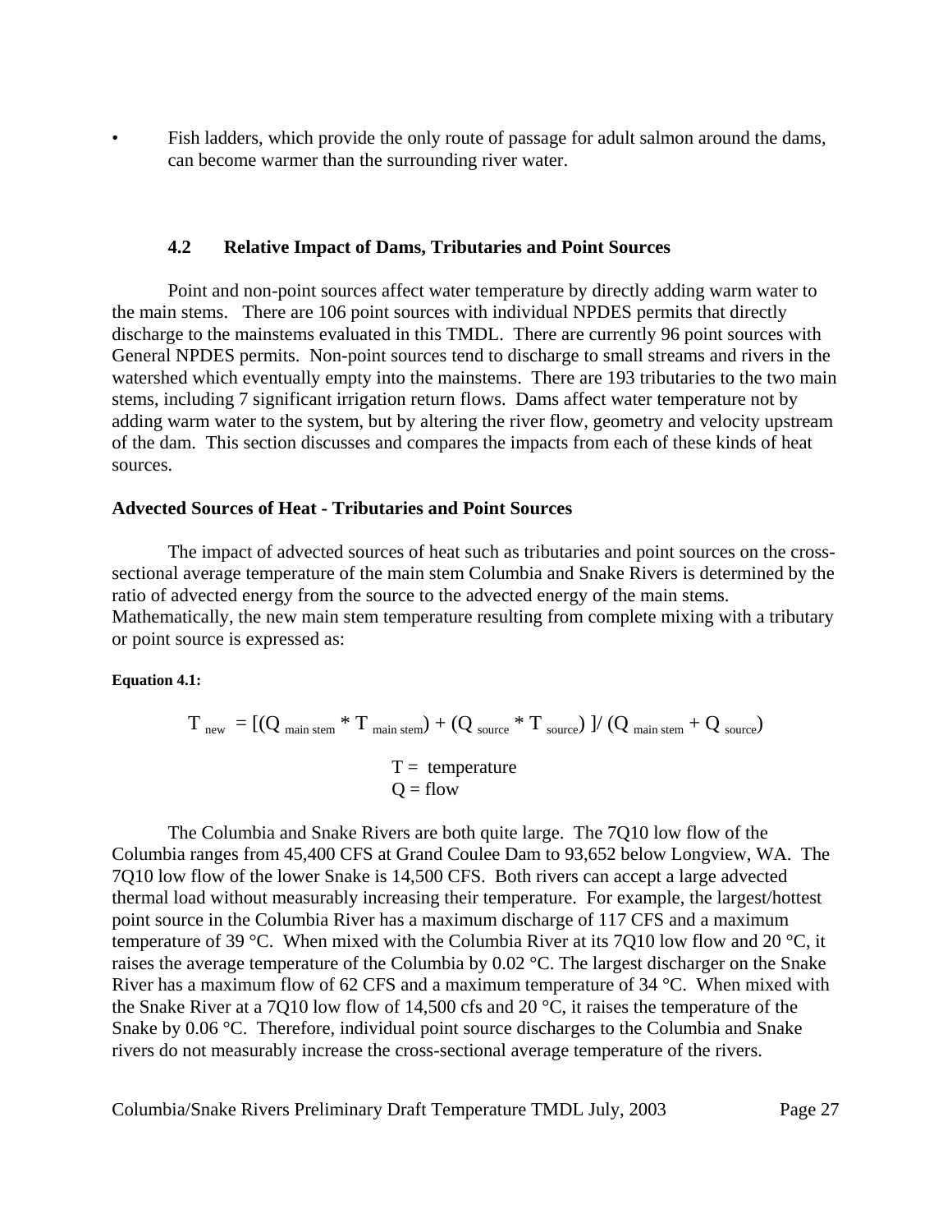- Fish ladders, which provide the only route of passage for adult salmon around the dams, can become warmer than the surrounding river water.

### 4.2 Relative Impact of Dams, Tributaries and Point Sources

Point and non-point sources affect water temperature by directly adding warm water to the main stems. There are 106 point sources with individual NPDES permits that directly discharge to the mainstems evaluated in this TMDL. There are currently 96 point sources with General NPDES permits. Non-point sources tend to discharge to small streams and rivers in the watershed which eventually empty into the mainstems. There are 193 tributaries to the two main stems, including 7 significant irrigation return flows. Dams affect water temperature not by adding warm water to the system, but by altering the river flow, geometry and velocity upstream of the dam. This section discusses and compares the impacts from each of these kinds of heat sources.

**Advected Sources of Heat - Tributaries and Point Sources**

The impact of advected sources of heat such as tributaries and point sources on the cross-sectional average temperature of the main stem Columbia and Snake Rivers is determined by the ratio of advected energy from the source to the advected energy of the main stems. Mathematically, the new main stem temperature resulting from complete mixing with a tributary or point source is expressed as:

**Equation 4.1:**

$$T_{new} = [(Q_{main\ stem} * T_{main\ stem}) + (Q_{source} * T_{source})] / (Q_{main\ stem} + Q_{source})$$

T = temperature
Q = flow

The Columbia and Snake Rivers are both quite large. The 7Q10 low flow of the Columbia ranges from 45,400 CFS at Grand Coulee Dam to 93,652 below Longview, WA. The 7Q10 low flow of the lower Snake is 14,500 CFS. Both rivers can accept a large advected thermal load without measurably increasing their temperature. For example, the largest/hottest point source in the Columbia River has a maximum discharge of 117 CFS and a maximum temperature of 39 °C. When mixed with the Columbia River at its 7Q10 low flow and 20 °C, it raises the average temperature of the Columbia by 0.02 °C. The largest discharger on the Snake River has a maximum flow of 62 CFS and a maximum temperature of 34 °C. When mixed with the Snake River at a 7Q10 low flow of 14,500 cfs and 20 °C, it raises the temperature of the Snake by 0.06 °C. Therefore, individual point source discharges to the Columbia and Snake rivers do not measurably increase the cross-sectional average temperature of the rivers.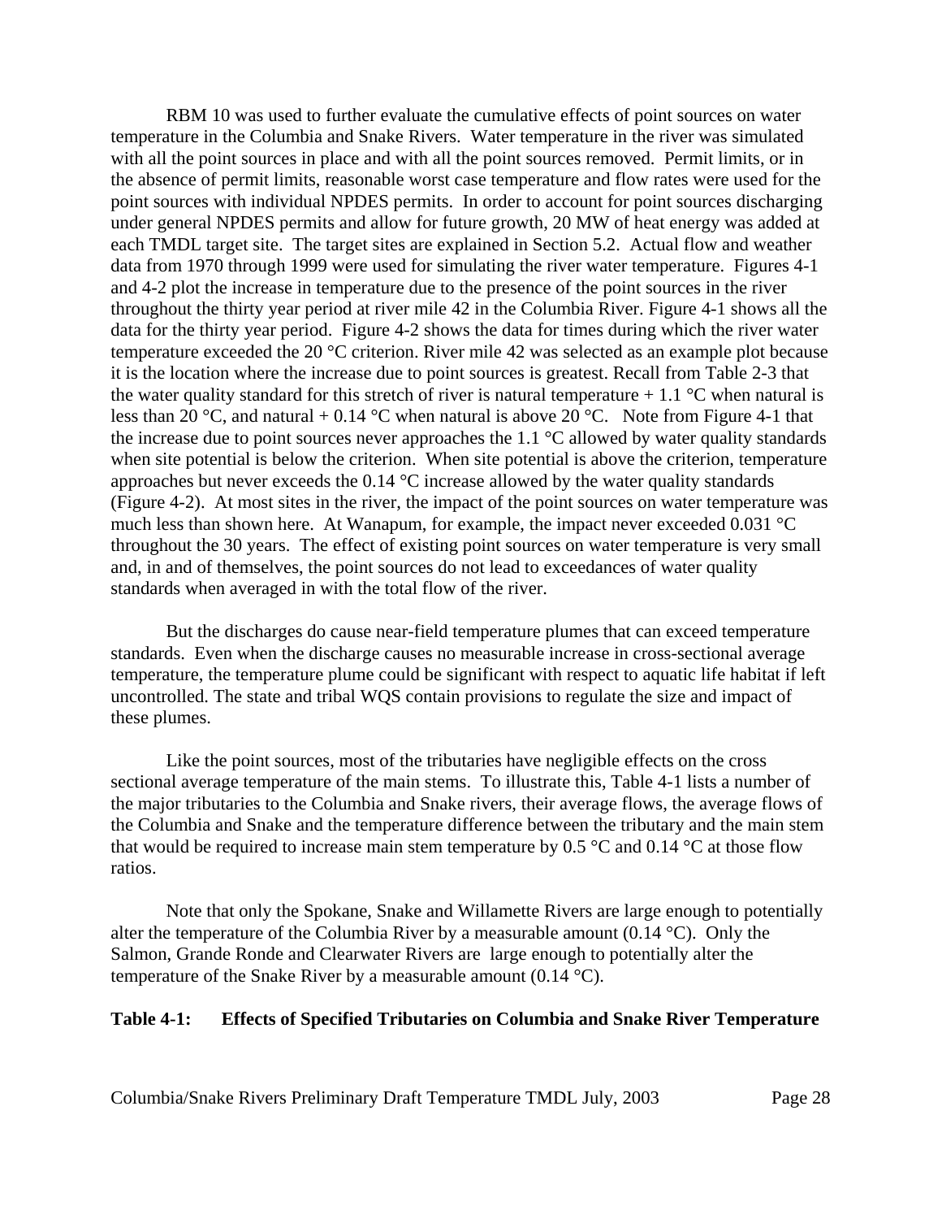RBM 10 was used to further evaluate the cumulative effects of point sources on water temperature in the Columbia and Snake Rivers. Water temperature in the river was simulated with all the point sources in place and with all the point sources removed. Permit limits, or in the absence of permit limits, reasonable worst case temperature and flow rates were used for the point sources with individual NPDES permits. In order to account for point sources discharging under general NPDES permits and allow for future growth, 20 MW of heat energy was added at each TMDL target site. The target sites are explained in Section 5.2. Actual flow and weather data from 1970 through 1999 were used for simulating the river water temperature. Figures 4-1 and 4-2 plot the increase in temperature due to the presence of the point sources in the river throughout the thirty year period at river mile 42 in the Columbia River. Figure 4-1 shows all the data for the thirty year period. Figure 4-2 shows the data for times during which the river water temperature exceeded the 20 °C criterion. River mile 42 was selected as an example plot because it is the location where the increase due to point sources is greatest. Recall from Table 2-3 that the water quality standard for this stretch of river is natural temperature + 1.1 °C when natural is less than 20 °C, and natural + 0.14 °C when natural is above 20 °C. Note from Figure 4-1 that the increase due to point sources never approaches the 1.1 °C allowed by water quality standards when site potential is below the criterion. When site potential is above the criterion, temperature approaches but never exceeds the 0.14 °C increase allowed by the water quality standards (Figure 4-2). At most sites in the river, the impact of the point sources on water temperature was much less than shown here. At Wanapum, for example, the impact never exceeded 0.031 °C throughout the 30 years. The effect of existing point sources on water temperature is very small and, in and of themselves, the point sources do not lead to exceedances of water quality standards when averaged in with the total flow of the river.

But the discharges do cause near-field temperature plumes that can exceed temperature standards. Even when the discharge causes no measurable increase in cross-sectional average temperature, the temperature plume could be significant with respect to aquatic life habitat if left uncontrolled. The state and tribal WQS contain provisions to regulate the size and impact of these plumes.

Like the point sources, most of the tributaries have negligible effects on the cross sectional average temperature of the main stems. To illustrate this, Table 4-1 lists a number of the major tributaries to the Columbia and Snake rivers, their average flows, the average flows of the Columbia and Snake and the temperature difference between the tributary and the main stem that would be required to increase main stem temperature by 0.5 °C and 0.14 °C at those flow ratios.

Note that only the Spokane, Snake and Willamette Rivers are large enough to potentially alter the temperature of the Columbia River by a measurable amount (0.14 °C). Only the Salmon, Grande Ronde and Clearwater Rivers are large enough to potentially alter the temperature of the Snake River by a measurable amount (0.14 °C).

**Table 4-1: Effects of Specified Tributaries on Columbia and Snake River Temperature**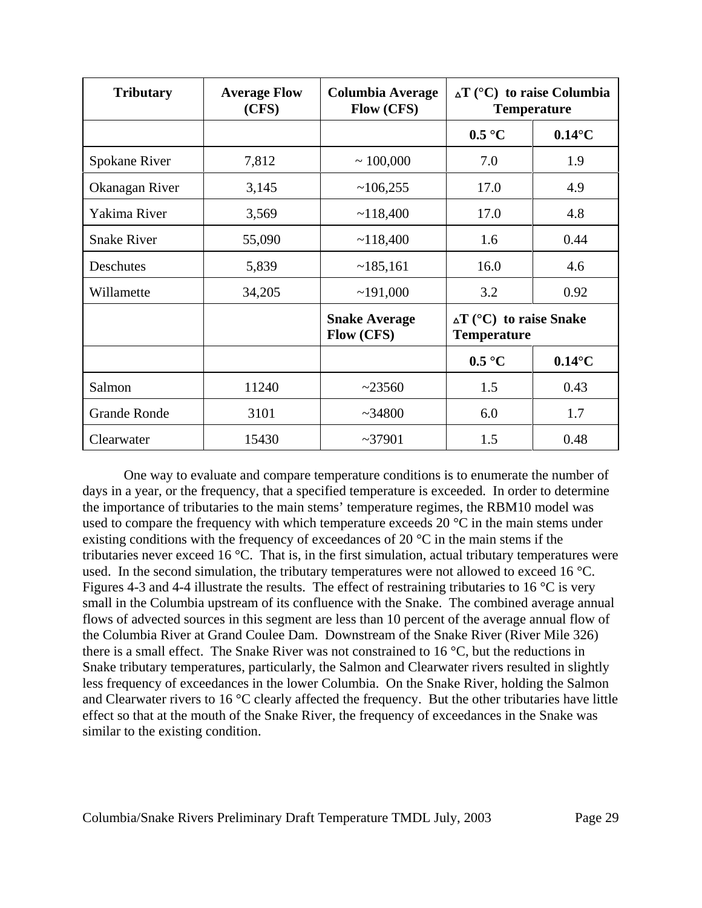| Tributary | Average Flow (CFS) | Columbia Average Flow (CFS) | ΔT (°C) to raise Columbia Temperature | |
|---|---|---|---|---|
| | | | **0.5 °C** | **0.14°C** |
| Spokane River | 7,812 | ~ 100,000 | 7.0 | 1.9 |
| Okanagan River | 3,145 | ~106,255 | 17.0 | 4.9 |
| Yakima River | 3,569 | ~118,400 | 17.0 | 4.8 |
| Snake River | 55,090 | ~118,400 | 1.6 | 0.44 |
| Deschutes | 5,839 | ~185,161 | 16.0 | 4.6 |
| Willamette | 34,205 | ~191,000 | 3.2 | 0.92 |
| | | **Snake Average Flow (CFS)** | **ΔT (°C) to raise Snake Temperature** | |
| | | | **0.5 °C** | **0.14°C** |
| Salmon | 11240 | ~23560 | 1.5 | 0.43 |
| Grande Ronde | 3101 | ~34800 | 6.0 | 1.7 |
| Clearwater | 15430 | ~37901 | 1.5 | 0.48 |

One way to evaluate and compare temperature conditions is to enumerate the number of days in a year, or the frequency, that a specified temperature is exceeded. In order to determine the importance of tributaries to the main stems' temperature regimes, the RBM10 model was used to compare the frequency with which temperature exceeds 20 °C in the main stems under existing conditions with the frequency of exceedances of 20 °C in the main stems if the tributaries never exceed 16 °C. That is, in the first simulation, actual tributary temperatures were used. In the second simulation, the tributary temperatures were not allowed to exceed 16 °C. Figures 4-3 and 4-4 illustrate the results. The effect of restraining tributaries to 16 °C is very small in the Columbia upstream of its confluence with the Snake. The combined average annual flows of advected sources in this segment are less than 10 percent of the average annual flow of the Columbia River at Grand Coulee Dam. Downstream of the Snake River (River Mile 326) there is a small effect. The Snake River was not constrained to 16 °C, but the reductions in Snake tributary temperatures, particularly, the Salmon and Clearwater rivers resulted in slightly less frequency of exceedances in the lower Columbia. On the Snake River, holding the Salmon and Clearwater rivers to 16 °C clearly affected the frequency. But the other tributaries have little effect so that at the mouth of the Snake River, the frequency of exceedances in the Snake was similar to the existing condition.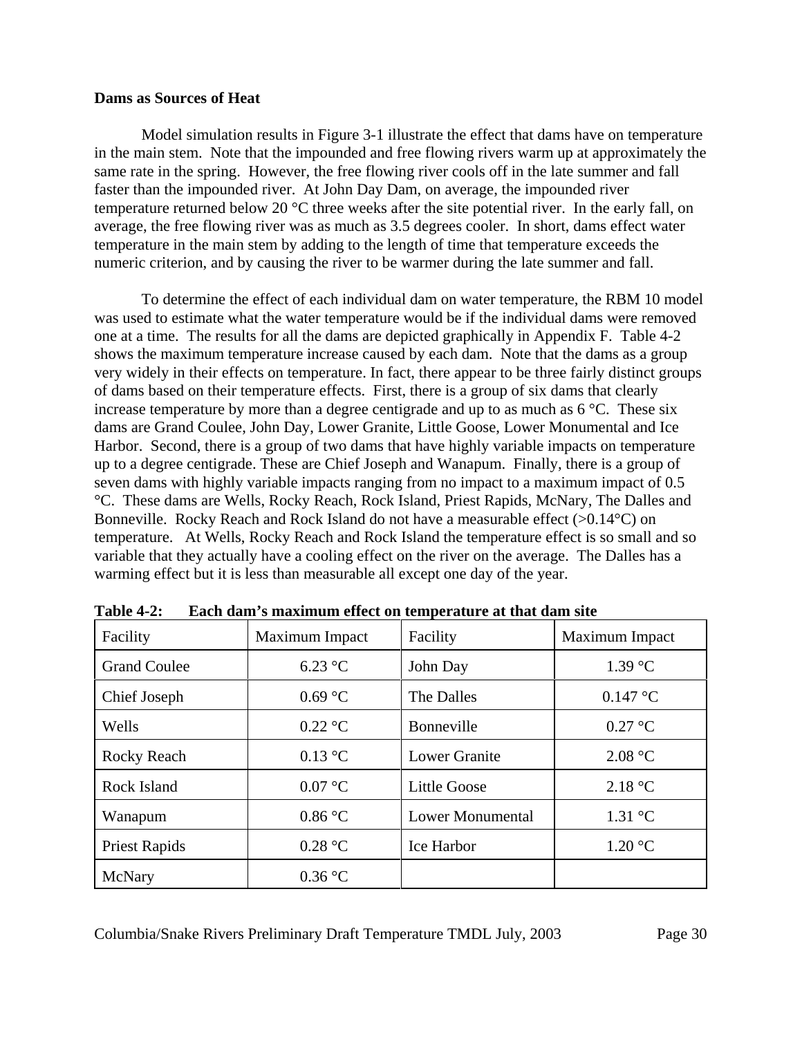**Dams as Sources of Heat**

Model simulation results in Figure 3-1 illustrate the effect that dams have on temperature in the main stem. Note that the impounded and free flowing rivers warm up at approximately the same rate in the spring. However, the free flowing river cools off in the late summer and fall faster than the impounded river. At John Day Dam, on average, the impounded river temperature returned below 20 °C three weeks after the site potential river. In the early fall, on average, the free flowing river was as much as 3.5 degrees cooler. In short, dams effect water temperature in the main stem by adding to the length of time that temperature exceeds the numeric criterion, and by causing the river to be warmer during the late summer and fall.

To determine the effect of each individual dam on water temperature, the RBM 10 model was used to estimate what the water temperature would be if the individual dams were removed one at a time. The results for all the dams are depicted graphically in Appendix F. Table 4-2 shows the maximum temperature increase caused by each dam. Note that the dams as a group very widely in their effects on temperature. In fact, there appear to be three fairly distinct groups of dams based on their temperature effects. First, there is a group of six dams that clearly increase temperature by more than a degree centigrade and up to as much as 6 °C. These six dams are Grand Coulee, John Day, Lower Granite, Little Goose, Lower Monumental and Ice Harbor. Second, there is a group of two dams that have highly variable impacts on temperature up to a degree centigrade. These are Chief Joseph and Wanapum. Finally, there is a group of seven dams with highly variable impacts ranging from no impact to a maximum impact of 0.5 °C. These dams are Wells, Rocky Reach, Rock Island, Priest Rapids, McNary, The Dalles and Bonneville. Rocky Reach and Rock Island do not have a measurable effect (>0.14°C) on temperature. At Wells, Rocky Reach and Rock Island the temperature effect is so small and so variable that they actually have a cooling effect on the river on the average. The Dalles has a warming effect but it is less than measurable all except one day of the year.

**Table 4-2: Each dam's maximum effect on temperature at that dam site**

| Facility | Maximum Impact | Facility | Maximum Impact |
|---|---|---|---|
| Grand Coulee | 6.23 °C | John Day | 1.39 °C |
| Chief Joseph | 0.69 °C | The Dalles | 0.147 °C |
| Wells | 0.22 °C | Bonneville | 0.27 °C |
| Rocky Reach | 0.13 °C | Lower Granite | 2.08 °C |
| Rock Island | 0.07 °C | Little Goose | 2.18 °C |
| Wanapum | 0.86 °C | Lower Monumental | 1.31 °C |
| Priest Rapids | 0.28 °C | Ice Harbor | 1.20 °C |
| McNary | 0.36 °C | | |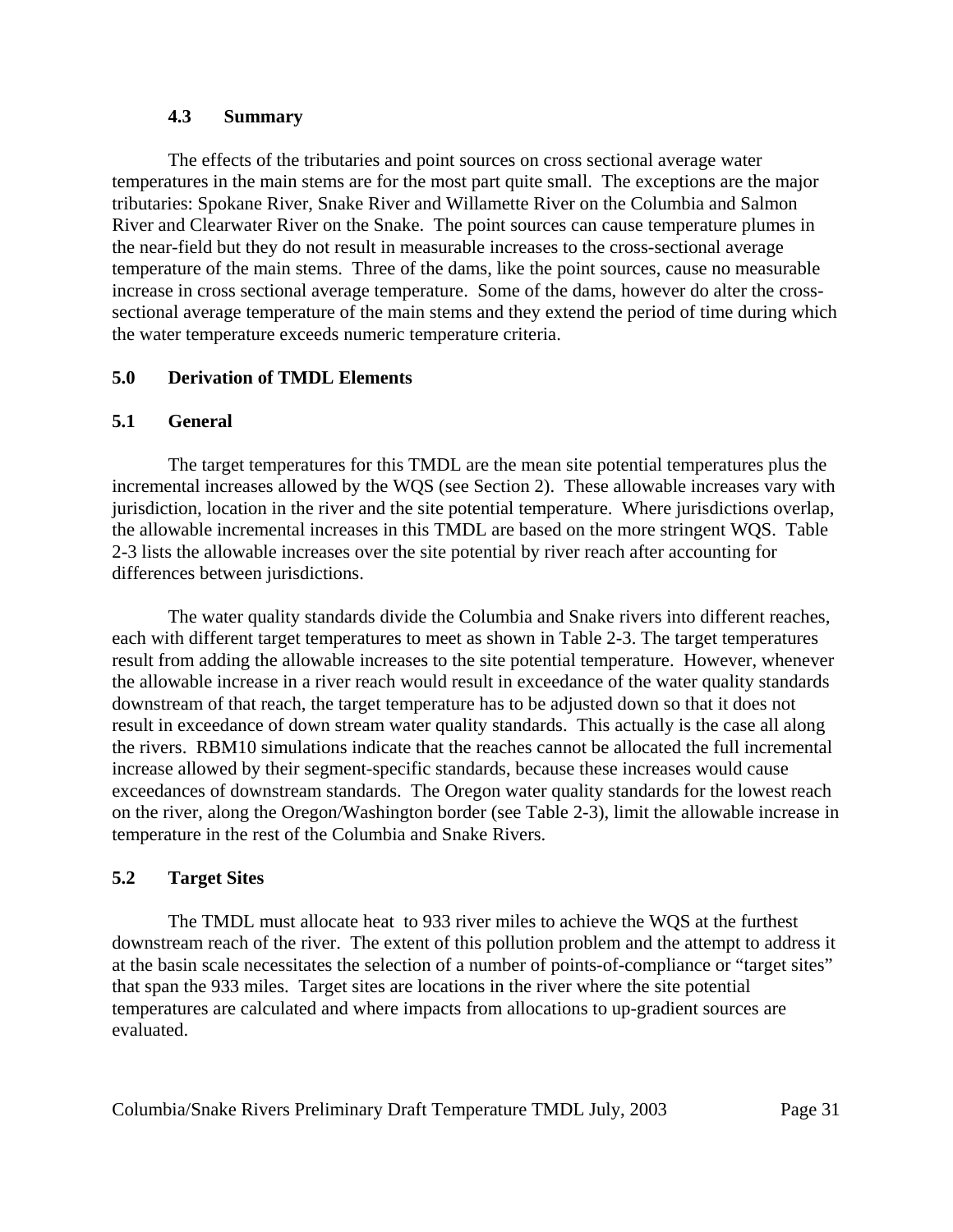### 4.3 Summary

The effects of the tributaries and point sources on cross sectional average water temperatures in the main stems are for the most part quite small. The exceptions are the major tributaries: Spokane River, Snake River and Willamette River on the Columbia and Salmon River and Clearwater River on the Snake. The point sources can cause temperature plumes in the near-field but they do not result in measurable increases to the cross-sectional average temperature of the main stems. Three of the dams, like the point sources, cause no measurable increase in cross sectional average temperature. Some of the dams, however do alter the cross-sectional average temperature of the main stems and they extend the period of time during which the water temperature exceeds numeric temperature criteria.

## 5.0 Derivation of TMDL Elements

### 5.1 General

The target temperatures for this TMDL are the mean site potential temperatures plus the incremental increases allowed by the WQS (see Section 2). These allowable increases vary with jurisdiction, location in the river and the site potential temperature. Where jurisdictions overlap, the allowable incremental increases in this TMDL are based on the more stringent WQS. Table 2-3 lists the allowable increases over the site potential by river reach after accounting for differences between jurisdictions.

The water quality standards divide the Columbia and Snake rivers into different reaches, each with different target temperatures to meet as shown in Table 2-3. The target temperatures result from adding the allowable increases to the site potential temperature. However, whenever the allowable increase in a river reach would result in exceedance of the water quality standards downstream of that reach, the target temperature has to be adjusted down so that it does not result in exceedance of down stream water quality standards. This actually is the case all along the rivers. RBM10 simulations indicate that the reaches cannot be allocated the full incremental increase allowed by their segment-specific standards, because these increases would cause exceedances of downstream standards. The Oregon water quality standards for the lowest reach on the river, along the Oregon/Washington border (see Table 2-3), limit the allowable increase in temperature in the rest of the Columbia and Snake Rivers.

### 5.2 Target Sites

The TMDL must allocate heat to 933 river miles to achieve the WQS at the furthest downstream reach of the river. The extent of this pollution problem and the attempt to address it at the basin scale necessitates the selection of a number of points-of-compliance or "target sites" that span the 933 miles. Target sites are locations in the river where the site potential temperatures are calculated and where impacts from allocations to up-gradient sources are evaluated.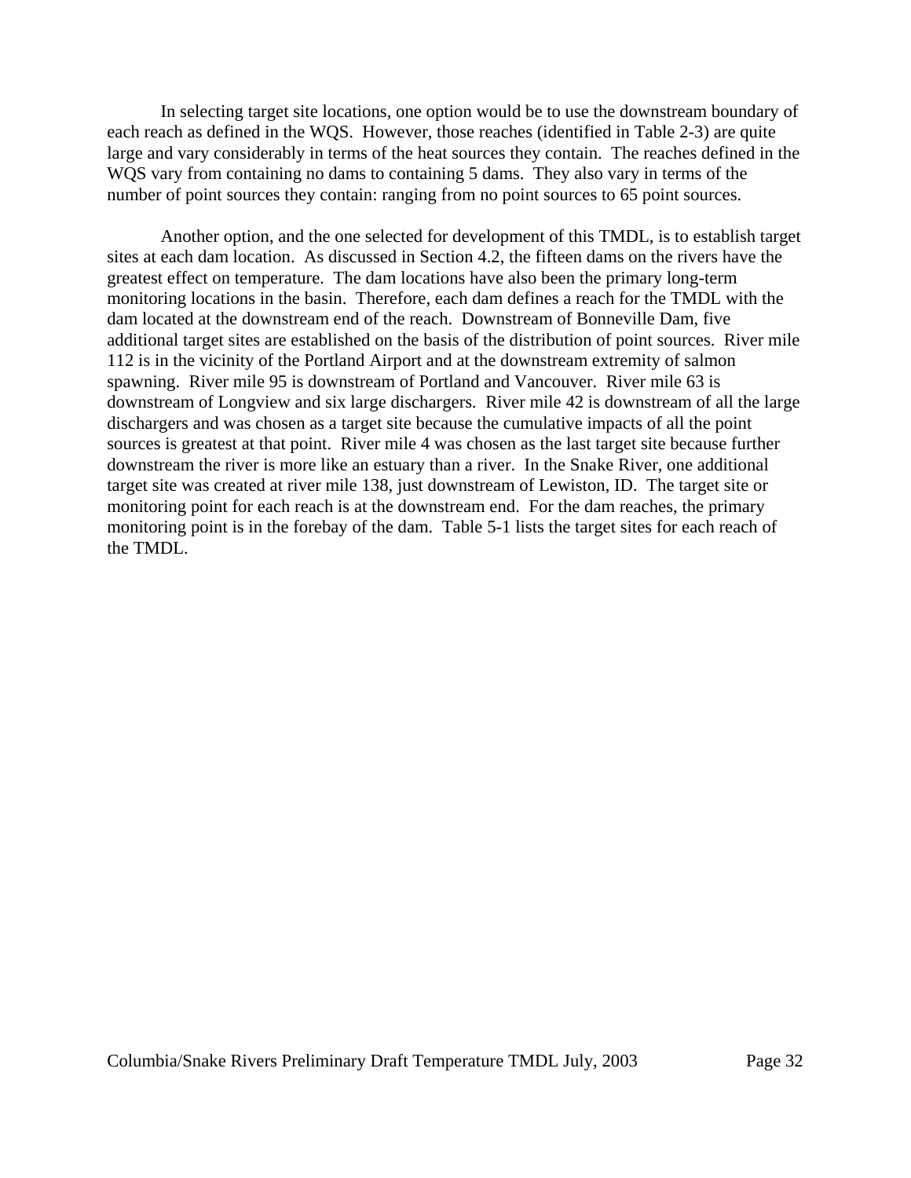In selecting target site locations, one option would be to use the downstream boundary of each reach as defined in the WQS. However, those reaches (identified in Table 2-3) are quite large and vary considerably in terms of the heat sources they contain. The reaches defined in the WQS vary from containing no dams to containing 5 dams. They also vary in terms of the number of point sources they contain: ranging from no point sources to 65 point sources.

Another option, and the one selected for development of this TMDL, is to establish target sites at each dam location. As discussed in Section 4.2, the fifteen dams on the rivers have the greatest effect on temperature. The dam locations have also been the primary long-term monitoring locations in the basin. Therefore, each dam defines a reach for the TMDL with the dam located at the downstream end of the reach. Downstream of Bonneville Dam, five additional target sites are established on the basis of the distribution of point sources. River mile 112 is in the vicinity of the Portland Airport and at the downstream extremity of salmon spawning. River mile 95 is downstream of Portland and Vancouver. River mile 63 is downstream of Longview and six large dischargers. River mile 42 is downstream of all the large dischargers and was chosen as a target site because the cumulative impacts of all the point sources is greatest at that point. River mile 4 was chosen as the last target site because further downstream the river is more like an estuary than a river. In the Snake River, one additional target site was created at river mile 138, just downstream of Lewiston, ID. The target site or monitoring point for each reach is at the downstream end. For the dam reaches, the primary monitoring point is in the forebay of the dam. Table 5-1 lists the target sites for each reach of the TMDL.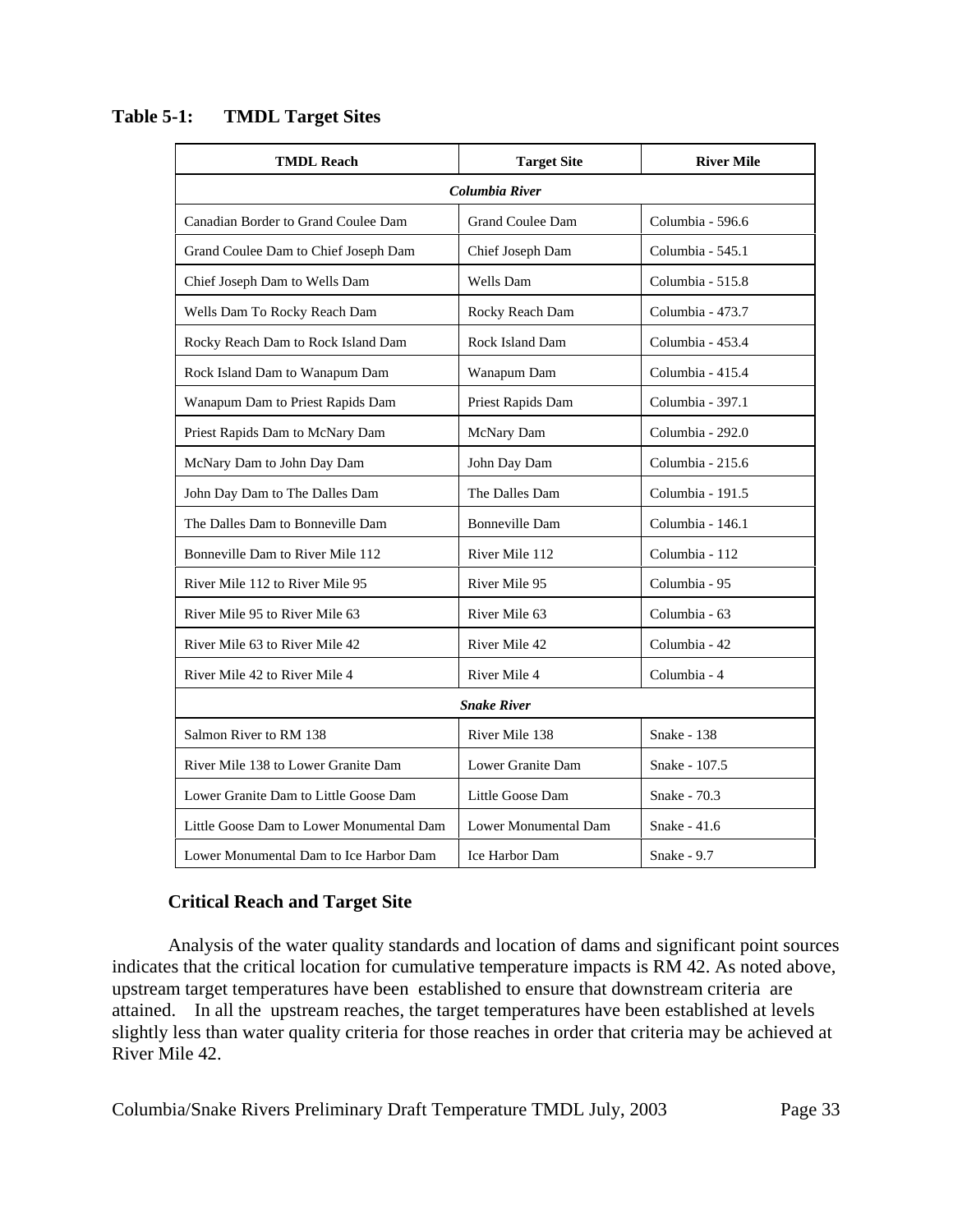**Table 5-1: TMDL Target Sites**

| TMDL Reach | Target Site | River Mile |
|---|---|---|
| ***Columbia River*** | | |
| Canadian Border to Grand Coulee Dam | Grand Coulee Dam | Columbia - 596.6 |
| Grand Coulee Dam to Chief Joseph Dam | Chief Joseph Dam | Columbia - 545.1 |
| Chief Joseph Dam to Wells Dam | Wells Dam | Columbia - 515.8 |
| Wells Dam To Rocky Reach Dam | Rocky Reach Dam | Columbia - 473.7 |
| Rocky Reach Dam to Rock Island Dam | Rock Island Dam | Columbia - 453.4 |
| Rock Island Dam to Wanapum Dam | Wanapum Dam | Columbia - 415.4 |
| Wanapum Dam to Priest Rapids Dam | Priest Rapids Dam | Columbia - 397.1 |
| Priest Rapids Dam to McNary Dam | McNary Dam | Columbia - 292.0 |
| McNary Dam to John Day Dam | John Day Dam | Columbia - 215.6 |
| John Day Dam to The Dalles Dam | The Dalles Dam | Columbia - 191.5 |
| The Dalles Dam to Bonneville Dam | Bonneville Dam | Columbia - 146.1 |
| Bonneville Dam to River Mile 112 | River Mile 112 | Columbia - 112 |
| River Mile 112 to River Mile 95 | River Mile 95 | Columbia - 95 |
| River Mile 95 to River Mile 63 | River Mile 63 | Columbia - 63 |
| River Mile 63 to River Mile 42 | River Mile 42 | Columbia - 42 |
| River Mile 42 to River Mile 4 | River Mile 4 | Columbia - 4 |
| ***Snake River*** | | |
| Salmon River to RM 138 | River Mile 138 | Snake - 138 |
| River Mile 138 to Lower Granite Dam | Lower Granite Dam | Snake - 107.5 |
| Lower Granite Dam to Little Goose Dam | Little Goose Dam | Snake - 70.3 |
| Little Goose Dam to Lower Monumental Dam | Lower Monumental Dam | Snake - 41.6 |
| Lower Monumental Dam to Ice Harbor Dam | Ice Harbor Dam | Snake - 9.7 |

### Critical Reach and Target Site

Analysis of the water quality standards and location of dams and significant point sources indicates that the critical location for cumulative temperature impacts is RM 42. As noted above, upstream target temperatures have been established to ensure that downstream criteria are attained. In all the upstream reaches, the target temperatures have been established at levels slightly less than water quality criteria for those reaches in order that criteria may be achieved at River Mile 42.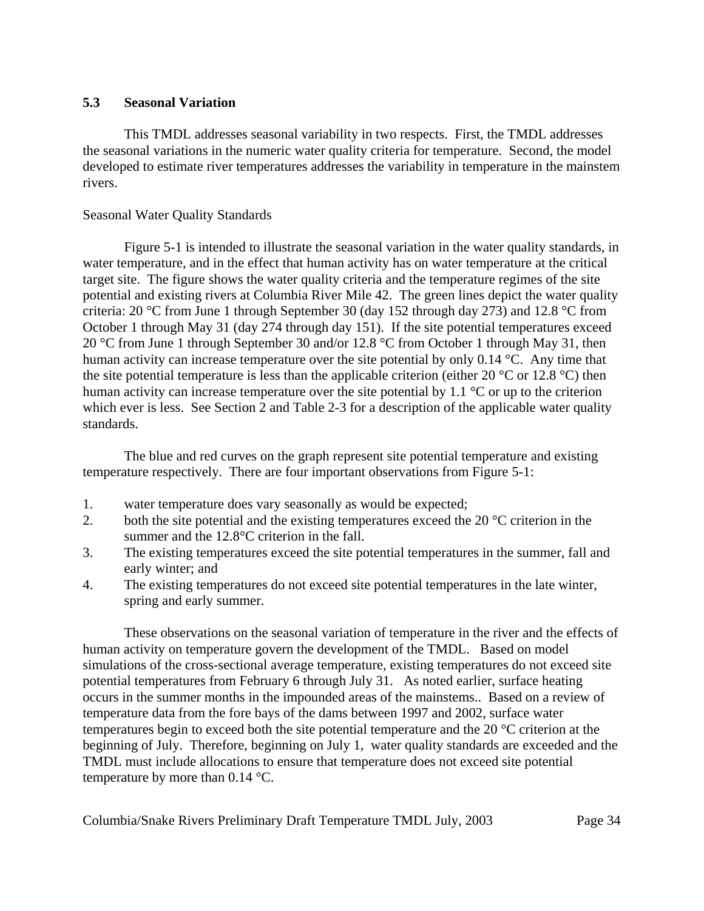### 5.3 Seasonal Variation

This TMDL addresses seasonal variability in two respects. First, the TMDL addresses the seasonal variations in the numeric water quality criteria for temperature. Second, the model developed to estimate river temperatures addresses the variability in temperature in the mainstem rivers.

Seasonal Water Quality Standards

Figure 5-1 is intended to illustrate the seasonal variation in the water quality standards, in water temperature, and in the effect that human activity has on water temperature at the critical target site. The figure shows the water quality criteria and the temperature regimes of the site potential and existing rivers at Columbia River Mile 42. The green lines depict the water quality criteria: 20 °C from June 1 through September 30 (day 152 through day 273) and 12.8 °C from October 1 through May 31 (day 274 through day 151). If the site potential temperatures exceed 20 °C from June 1 through September 30 and/or 12.8 °C from October 1 through May 31, then human activity can increase temperature over the site potential by only 0.14 °C. Any time that the site potential temperature is less than the applicable criterion (either 20 °C or 12.8 °C) then human activity can increase temperature over the site potential by 1.1 °C or up to the criterion which ever is less. See Section 2 and Table 2-3 for a description of the applicable water quality standards.

The blue and red curves on the graph represent site potential temperature and existing temperature respectively. There are four important observations from Figure 5-1:

1. water temperature does vary seasonally as would be expected;
2. both the site potential and the existing temperatures exceed the 20 °C criterion in the summer and the 12.8°C criterion in the fall.
3. The existing temperatures exceed the site potential temperatures in the summer, fall and early winter; and
4. The existing temperatures do not exceed site potential temperatures in the late winter, spring and early summer.

These observations on the seasonal variation of temperature in the river and the effects of human activity on temperature govern the development of the TMDL. Based on model simulations of the cross-sectional average temperature, existing temperatures do not exceed site potential temperatures from February 6 through July 31. As noted earlier, surface heating occurs in the summer months in the impounded areas of the mainstems.. Based on a review of temperature data from the fore bays of the dams between 1997 and 2002, surface water temperatures begin to exceed both the site potential temperature and the 20 °C criterion at the beginning of July. Therefore, beginning on July 1, water quality standards are exceeded and the TMDL must include allocations to ensure that temperature does not exceed site potential temperature by more than 0.14 °C.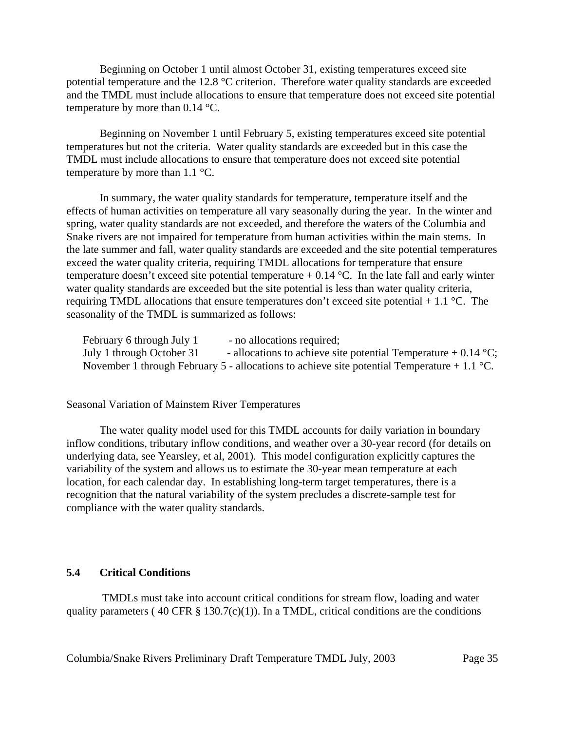Beginning on October 1 until almost October 31, existing temperatures exceed site potential temperature and the 12.8 °C criterion. Therefore water quality standards are exceeded and the TMDL must include allocations to ensure that temperature does not exceed site potential temperature by more than 0.14 °C.

Beginning on November 1 until February 5, existing temperatures exceed site potential temperatures but not the criteria. Water quality standards are exceeded but in this case the TMDL must include allocations to ensure that temperature does not exceed site potential temperature by more than 1.1 °C.

In summary, the water quality standards for temperature, temperature itself and the effects of human activities on temperature all vary seasonally during the year. In the winter and spring, water quality standards are not exceeded, and therefore the waters of the Columbia and Snake rivers are not impaired for temperature from human activities within the main stems. In the late summer and fall, water quality standards are exceeded and the site potential temperatures exceed the water quality criteria, requiring TMDL allocations for temperature that ensure temperature doesn't exceed site potential temperature + 0.14 °C. In the late fall and early winter water quality standards are exceeded but the site potential is less than water quality criteria, requiring TMDL allocations that ensure temperatures don't exceed site potential + 1.1 °C. The seasonality of the TMDL is summarized as follows:

February 6 through July 1 - no allocations required;
July 1 through October 31 - allocations to achieve site potential Temperature + 0.14 °C;
November 1 through February 5 - allocations to achieve site potential Temperature + 1.1 °C.

Seasonal Variation of Mainstem River Temperatures

The water quality model used for this TMDL accounts for daily variation in boundary inflow conditions, tributary inflow conditions, and weather over a 30-year record (for details on underlying data, see Yearsley, et al, 2001). This model configuration explicitly captures the variability of the system and allows us to estimate the 30-year mean temperature at each location, for each calendar day. In establishing long-term target temperatures, there is a recognition that the natural variability of the system precludes a discrete-sample test for compliance with the water quality standards.

## 5.4 Critical Conditions

TMDLs must take into account critical conditions for stream flow, loading and water quality parameters ( 40 CFR § 130.7(c)(1)). In a TMDL, critical conditions are the conditions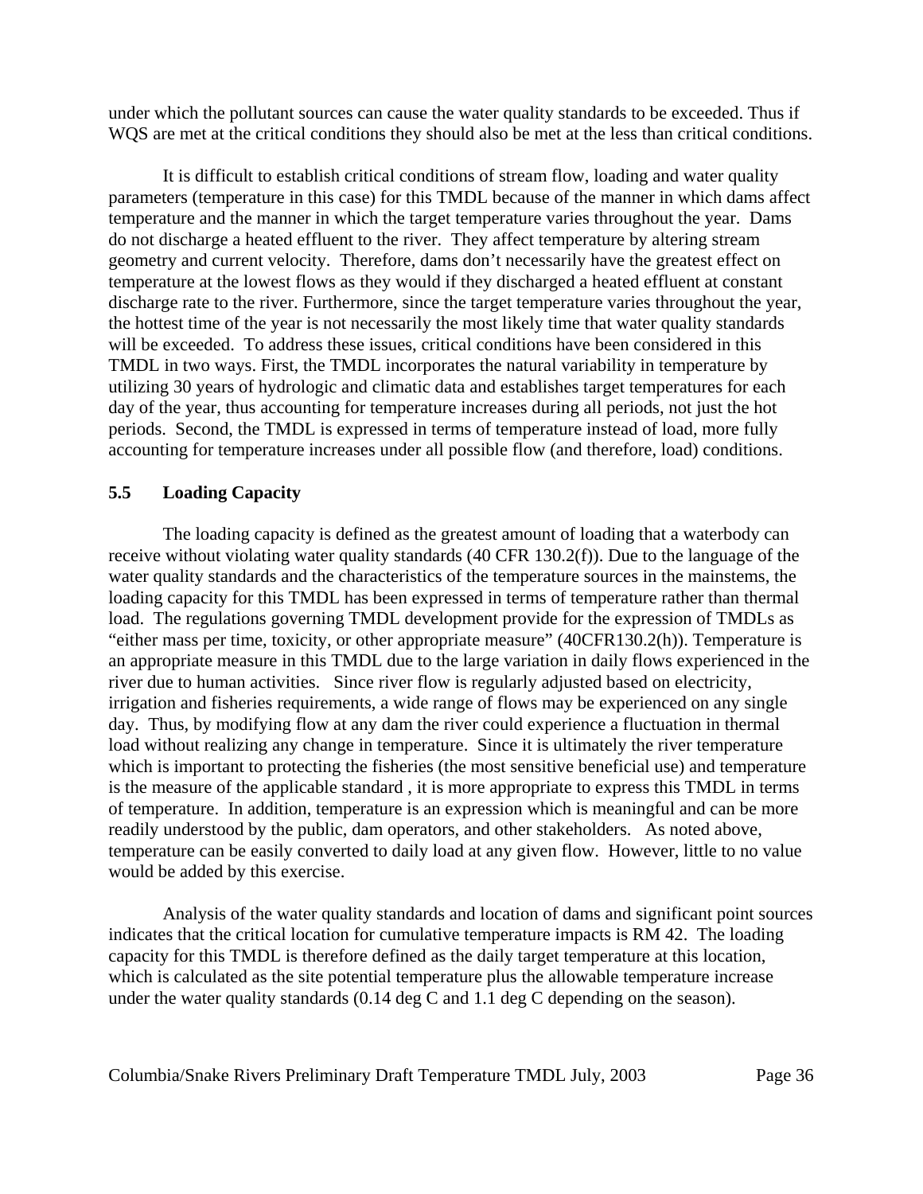under which the pollutant sources can cause the water quality standards to be exceeded. Thus if WQS are met at the critical conditions they should also be met at the less than critical conditions.

It is difficult to establish critical conditions of stream flow, loading and water quality parameters (temperature in this case) for this TMDL because of the manner in which dams affect temperature and the manner in which the target temperature varies throughout the year. Dams do not discharge a heated effluent to the river. They affect temperature by altering stream geometry and current velocity. Therefore, dams don't necessarily have the greatest effect on temperature at the lowest flows as they would if they discharged a heated effluent at constant discharge rate to the river. Furthermore, since the target temperature varies throughout the year, the hottest time of the year is not necessarily the most likely time that water quality standards will be exceeded. To address these issues, critical conditions have been considered in this TMDL in two ways. First, the TMDL incorporates the natural variability in temperature by utilizing 30 years of hydrologic and climatic data and establishes target temperatures for each day of the year, thus accounting for temperature increases during all periods, not just the hot periods. Second, the TMDL is expressed in terms of temperature instead of load, more fully accounting for temperature increases under all possible flow (and therefore, load) conditions.

### 5.5 Loading Capacity

The loading capacity is defined as the greatest amount of loading that a waterbody can receive without violating water quality standards (40 CFR 130.2(f)). Due to the language of the water quality standards and the characteristics of the temperature sources in the mainstems, the loading capacity for this TMDL has been expressed in terms of temperature rather than thermal load. The regulations governing TMDL development provide for the expression of TMDLs as "either mass per time, toxicity, or other appropriate measure" (40CFR130.2(h)). Temperature is an appropriate measure in this TMDL due to the large variation in daily flows experienced in the river due to human activities. Since river flow is regularly adjusted based on electricity, irrigation and fisheries requirements, a wide range of flows may be experienced on any single day. Thus, by modifying flow at any dam the river could experience a fluctuation in thermal load without realizing any change in temperature. Since it is ultimately the river temperature which is important to protecting the fisheries (the most sensitive beneficial use) and temperature is the measure of the applicable standard , it is more appropriate to express this TMDL in terms of temperature. In addition, temperature is an expression which is meaningful and can be more readily understood by the public, dam operators, and other stakeholders. As noted above, temperature can be easily converted to daily load at any given flow. However, little to no value would be added by this exercise.

Analysis of the water quality standards and location of dams and significant point sources indicates that the critical location for cumulative temperature impacts is RM 42. The loading capacity for this TMDL is therefore defined as the daily target temperature at this location, which is calculated as the site potential temperature plus the allowable temperature increase under the water quality standards (0.14 deg C and 1.1 deg C depending on the season).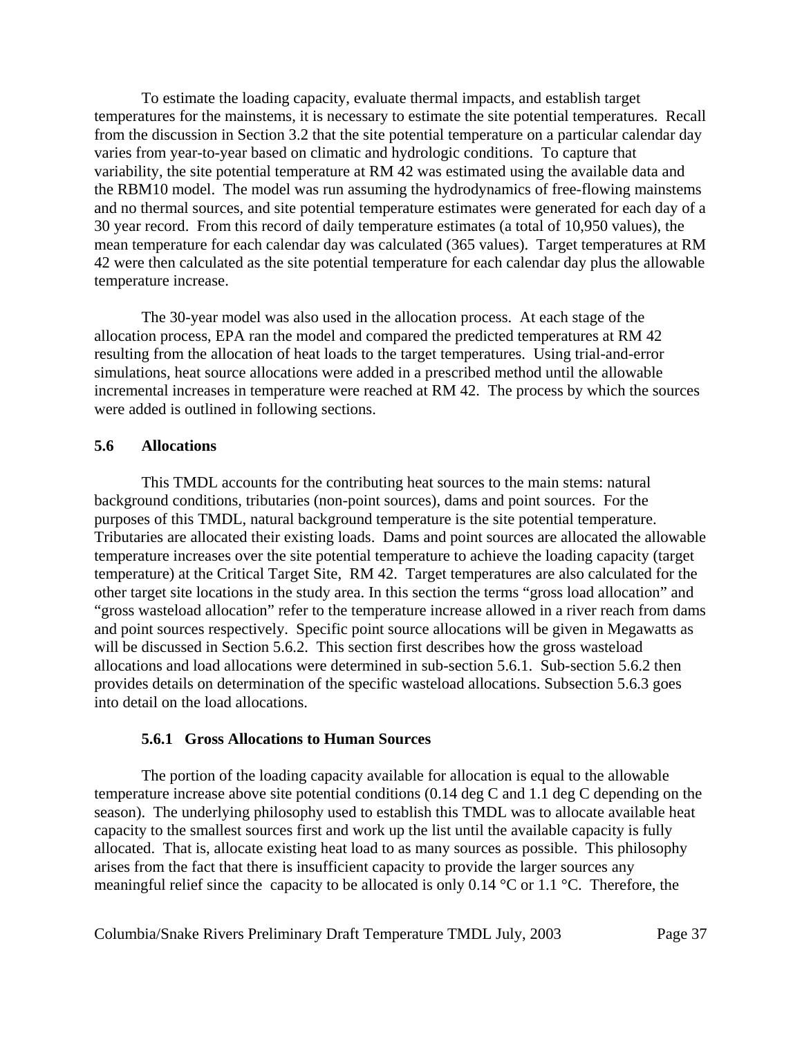To estimate the loading capacity, evaluate thermal impacts, and establish target temperatures for the mainstems, it is necessary to estimate the site potential temperatures. Recall from the discussion in Section 3.2 that the site potential temperature on a particular calendar day varies from year-to-year based on climatic and hydrologic conditions. To capture that variability, the site potential temperature at RM 42 was estimated using the available data and the RBM10 model. The model was run assuming the hydrodynamics of free-flowing mainstems and no thermal sources, and site potential temperature estimates were generated for each day of a 30 year record. From this record of daily temperature estimates (a total of 10,950 values), the mean temperature for each calendar day was calculated (365 values). Target temperatures at RM 42 were then calculated as the site potential temperature for each calendar day plus the allowable temperature increase.

The 30-year model was also used in the allocation process. At each stage of the allocation process, EPA ran the model and compared the predicted temperatures at RM 42 resulting from the allocation of heat loads to the target temperatures. Using trial-and-error simulations, heat source allocations were added in a prescribed method until the allowable incremental increases in temperature were reached at RM 42. The process by which the sources were added is outlined in following sections.

## 5.6 Allocations

This TMDL accounts for the contributing heat sources to the main stems: natural background conditions, tributaries (non-point sources), dams and point sources. For the purposes of this TMDL, natural background temperature is the site potential temperature. Tributaries are allocated their existing loads. Dams and point sources are allocated the allowable temperature increases over the site potential temperature to achieve the loading capacity (target temperature) at the Critical Target Site, RM 42. Target temperatures are also calculated for the other target site locations in the study area. In this section the terms "gross load allocation" and "gross wasteload allocation" refer to the temperature increase allowed in a river reach from dams and point sources respectively. Specific point source allocations will be given in Megawatts as will be discussed in Section 5.6.2. This section first describes how the gross wasteload allocations and load allocations were determined in sub-section 5.6.1. Sub-section 5.6.2 then provides details on determination of the specific wasteload allocations. Subsection 5.6.3 goes into detail on the load allocations.

### 5.6.1 Gross Allocations to Human Sources

The portion of the loading capacity available for allocation is equal to the allowable temperature increase above site potential conditions (0.14 deg C and 1.1 deg C depending on the season). The underlying philosophy used to establish this TMDL was to allocate available heat capacity to the smallest sources first and work up the list until the available capacity is fully allocated. That is, allocate existing heat load to as many sources as possible. This philosophy arises from the fact that there is insufficient capacity to provide the larger sources any meaningful relief since the capacity to be allocated is only 0.14 °C or 1.1 °C. Therefore, the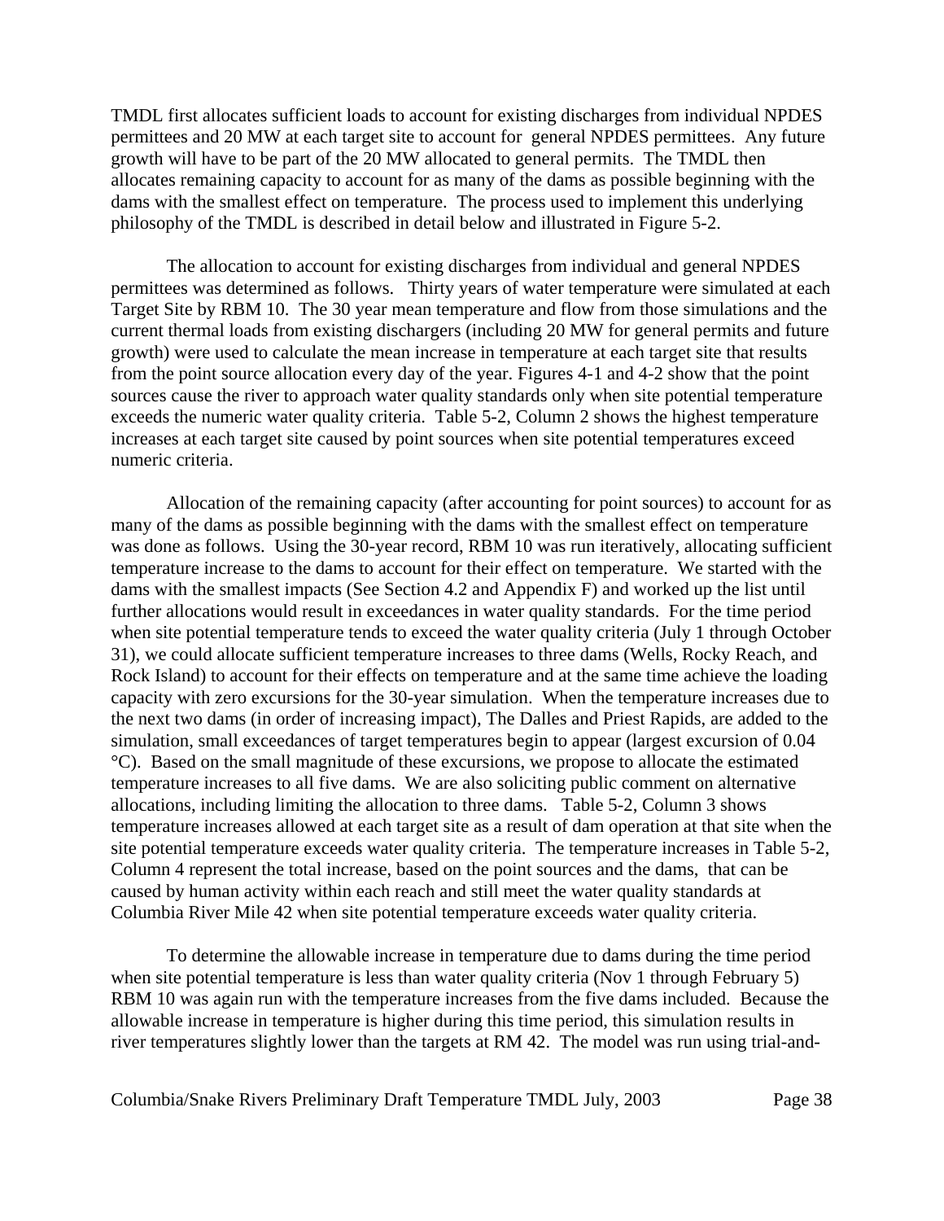TMDL first allocates sufficient loads to account for existing discharges from individual NPDES permittees and 20 MW at each target site to account for general NPDES permittees. Any future growth will have to be part of the 20 MW allocated to general permits. The TMDL then allocates remaining capacity to account for as many of the dams as possible beginning with the dams with the smallest effect on temperature. The process used to implement this underlying philosophy of the TMDL is described in detail below and illustrated in Figure 5-2.

The allocation to account for existing discharges from individual and general NPDES permittees was determined as follows. Thirty years of water temperature were simulated at each Target Site by RBM 10. The 30 year mean temperature and flow from those simulations and the current thermal loads from existing dischargers (including 20 MW for general permits and future growth) were used to calculate the mean increase in temperature at each target site that results from the point source allocation every day of the year. Figures 4-1 and 4-2 show that the point sources cause the river to approach water quality standards only when site potential temperature exceeds the numeric water quality criteria. Table 5-2, Column 2 shows the highest temperature increases at each target site caused by point sources when site potential temperatures exceed numeric criteria.

Allocation of the remaining capacity (after accounting for point sources) to account for as many of the dams as possible beginning with the dams with the smallest effect on temperature was done as follows. Using the 30-year record, RBM 10 was run iteratively, allocating sufficient temperature increase to the dams to account for their effect on temperature. We started with the dams with the smallest impacts (See Section 4.2 and Appendix F) and worked up the list until further allocations would result in exceedances in water quality standards. For the time period when site potential temperature tends to exceed the water quality criteria (July 1 through October 31), we could allocate sufficient temperature increases to three dams (Wells, Rocky Reach, and Rock Island) to account for their effects on temperature and at the same time achieve the loading capacity with zero excursions for the 30-year simulation. When the temperature increases due to the next two dams (in order of increasing impact), The Dalles and Priest Rapids, are added to the simulation, small exceedances of target temperatures begin to appear (largest excursion of 0.04 °C). Based on the small magnitude of these excursions, we propose to allocate the estimated temperature increases to all five dams. We are also soliciting public comment on alternative allocations, including limiting the allocation to three dams. Table 5-2, Column 3 shows temperature increases allowed at each target site as a result of dam operation at that site when the site potential temperature exceeds water quality criteria. The temperature increases in Table 5-2, Column 4 represent the total increase, based on the point sources and the dams, that can be caused by human activity within each reach and still meet the water quality standards at Columbia River Mile 42 when site potential temperature exceeds water quality criteria.

To determine the allowable increase in temperature due to dams during the time period when site potential temperature is less than water quality criteria (Nov 1 through February 5) RBM 10 was again run with the temperature increases from the five dams included. Because the allowable increase in temperature is higher during this time period, this simulation results in river temperatures slightly lower than the targets at RM 42. The model was run using trial-and-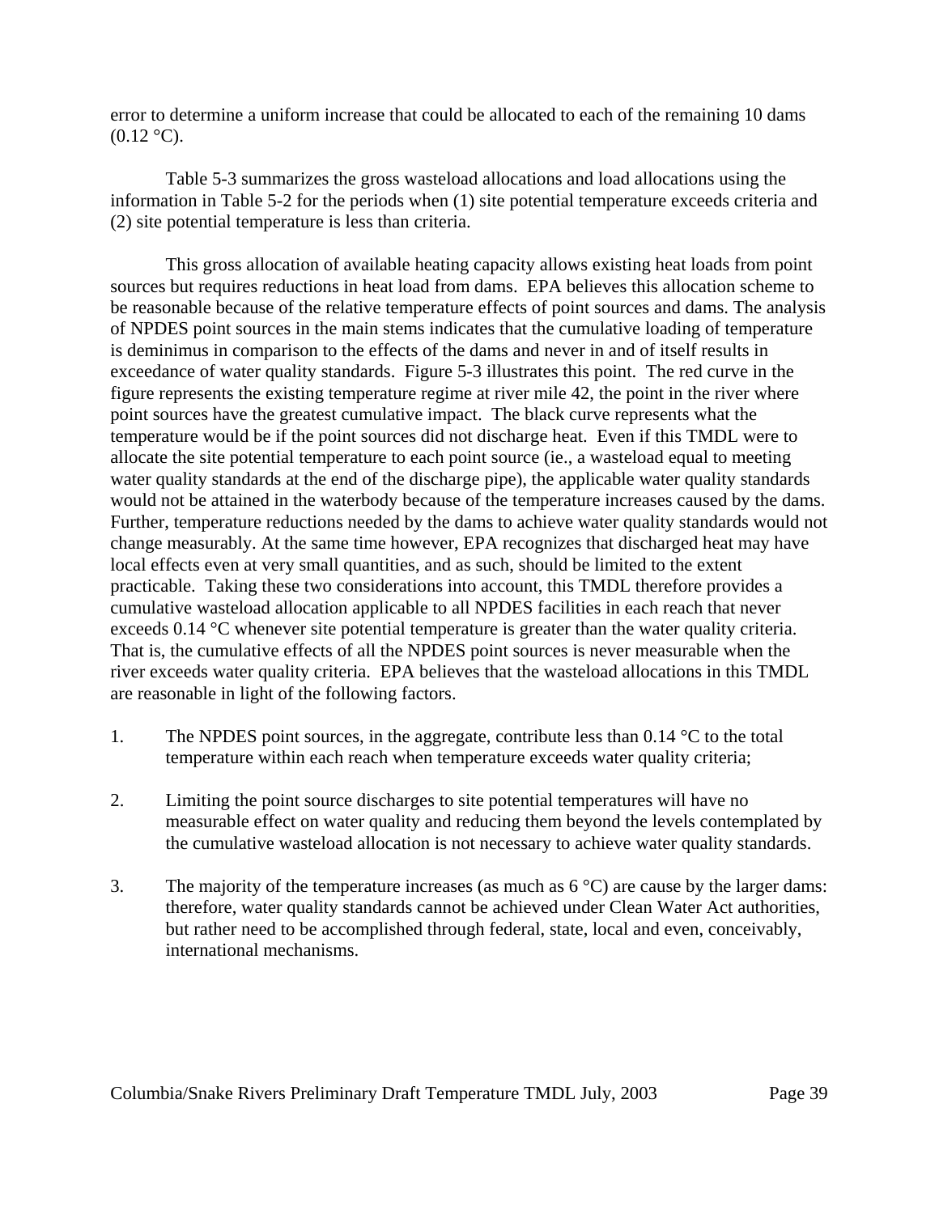error to determine a uniform increase that could be allocated to each of the remaining 10 dams (0.12 °C).

Table 5-3 summarizes the gross wasteload allocations and load allocations using the information in Table 5-2 for the periods when (1) site potential temperature exceeds criteria and (2) site potential temperature is less than criteria.

This gross allocation of available heating capacity allows existing heat loads from point sources but requires reductions in heat load from dams. EPA believes this allocation scheme to be reasonable because of the relative temperature effects of point sources and dams. The analysis of NPDES point sources in the main stems indicates that the cumulative loading of temperature is deminimus in comparison to the effects of the dams and never in and of itself results in exceedance of water quality standards. Figure 5-3 illustrates this point. The red curve in the figure represents the existing temperature regime at river mile 42, the point in the river where point sources have the greatest cumulative impact. The black curve represents what the temperature would be if the point sources did not discharge heat. Even if this TMDL were to allocate the site potential temperature to each point source (ie., a wasteload equal to meeting water quality standards at the end of the discharge pipe), the applicable water quality standards would not be attained in the waterbody because of the temperature increases caused by the dams. Further, temperature reductions needed by the dams to achieve water quality standards would not change measurably. At the same time however, EPA recognizes that discharged heat may have local effects even at very small quantities, and as such, should be limited to the extent practicable. Taking these two considerations into account, this TMDL therefore provides a cumulative wasteload allocation applicable to all NPDES facilities in each reach that never exceeds 0.14 °C whenever site potential temperature is greater than the water quality criteria. That is, the cumulative effects of all the NPDES point sources is never measurable when the river exceeds water quality criteria. EPA believes that the wasteload allocations in this TMDL are reasonable in light of the following factors.

1. The NPDES point sources, in the aggregate, contribute less than 0.14 °C to the total temperature within each reach when temperature exceeds water quality criteria;

2. Limiting the point source discharges to site potential temperatures will have no measurable effect on water quality and reducing them beyond the levels contemplated by the cumulative wasteload allocation is not necessary to achieve water quality standards.

3. The majority of the temperature increases (as much as 6 °C) are cause by the larger dams: therefore, water quality standards cannot be achieved under Clean Water Act authorities, but rather need to be accomplished through federal, state, local and even, conceivably, international mechanisms.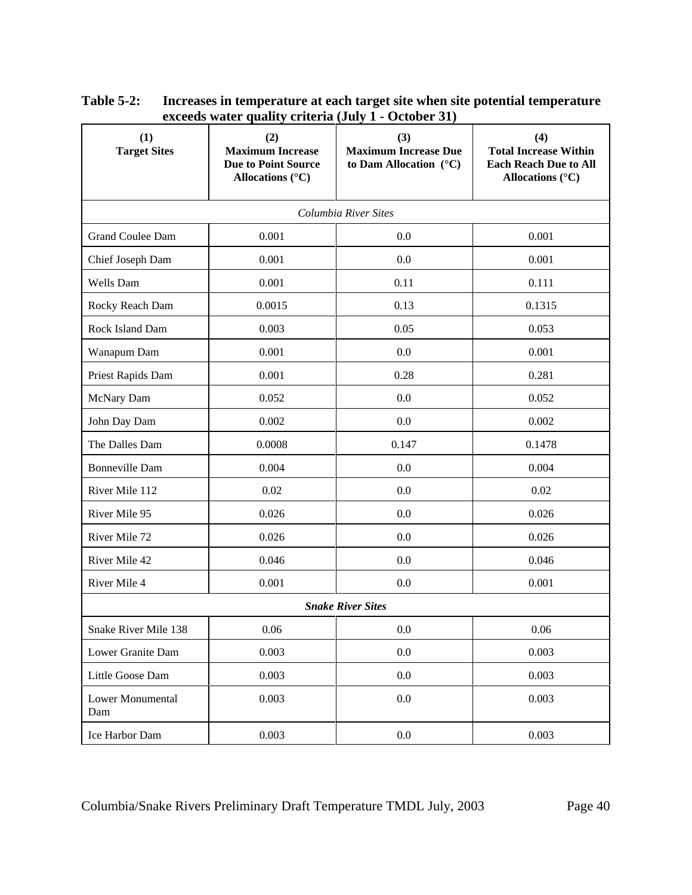**Table 5-2: Increases in temperature at each target site when site potential temperature exceeds water quality criteria (July 1 - October 31)**

| (1) Target Sites | (2) Maximum Increase Due to Point Source Allocations (°C) | (3) Maximum Increase Due to Dam Allocation (°C) | (4) Total Increase Within Each Reach Due to All Allocations (°C) |
|---|---|---|---|
| *Columbia River Sites* | | | |
| Grand Coulee Dam | 0.001 | 0.0 | 0.001 |
| Chief Joseph Dam | 0.001 | 0.0 | 0.001 |
| Wells Dam | 0.001 | 0.11 | 0.111 |
| Rocky Reach Dam | 0.0015 | 0.13 | 0.1315 |
| Rock Island Dam | 0.003 | 0.05 | 0.053 |
| Wanapum Dam | 0.001 | 0.0 | 0.001 |
| Priest Rapids Dam | 0.001 | 0.28 | 0.281 |
| McNary Dam | 0.052 | 0.0 | 0.052 |
| John Day Dam | 0.002 | 0.0 | 0.002 |
| The Dalles Dam | 0.0008 | 0.147 | 0.1478 |
| Bonneville Dam | 0.004 | 0.0 | 0.004 |
| River Mile 112 | 0.02 | 0.0 | 0.02 |
| River Mile 95 | 0.026 | 0.0 | 0.026 |
| River Mile 72 | 0.026 | 0.0 | 0.026 |
| River Mile 42 | 0.046 | 0.0 | 0.046 |
| River Mile 4 | 0.001 | 0.0 | 0.001 |
| ***Snake River Sites*** | | | |
| Snake River Mile 138 | 0.06 | 0.0 | 0.06 |
| Lower Granite Dam | 0.003 | 0.0 | 0.003 |
| Little Goose Dam | 0.003 | 0.0 | 0.003 |
| Lower Monumental Dam | 0.003 | 0.0 | 0.003 |
| Ice Harbor Dam | 0.003 | 0.0 | 0.003 |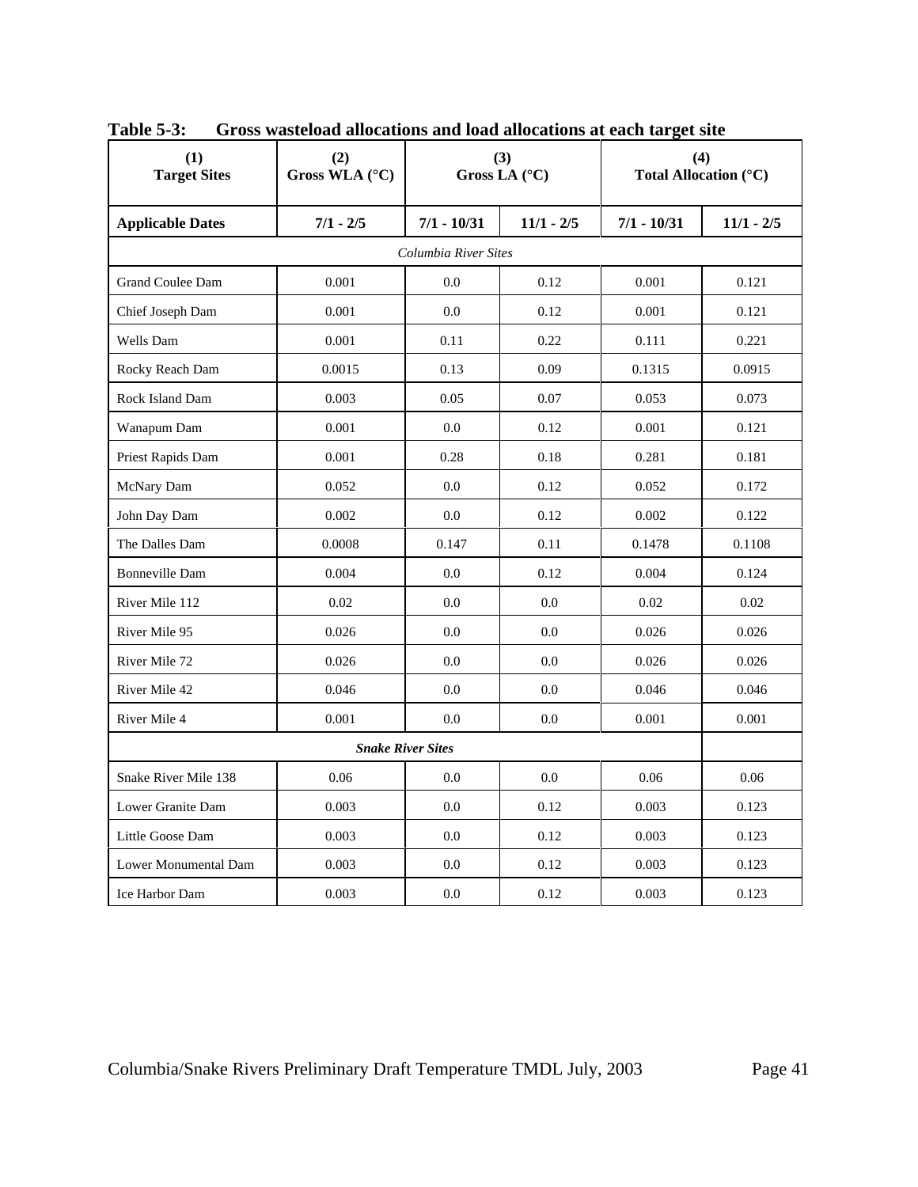**Table 5-3: Gross wasteload allocations and load allocations at each target site**

| (1) Target Sites | (2) Gross WLA (°C) | (3) Gross LA (°C) | | (4) Total Allocation (°C) | |
|---|---|---|---|---|---|
| **Applicable Dates** | **7/1 - 2/5** | **7/1 - 10/31** | **11/1 - 2/5** | **7/1 - 10/31** | **11/1 - 2/5** |
| *Columbia River Sites* | | | | | |
| Grand Coulee Dam | 0.001 | 0.0 | 0.12 | 0.001 | 0.121 |
| Chief Joseph Dam | 0.001 | 0.0 | 0.12 | 0.001 | 0.121 |
| Wells Dam | 0.001 | 0.11 | 0.22 | 0.111 | 0.221 |
| Rocky Reach Dam | 0.0015 | 0.13 | 0.09 | 0.1315 | 0.0915 |
| Rock Island Dam | 0.003 | 0.05 | 0.07 | 0.053 | 0.073 |
| Wanapum Dam | 0.001 | 0.0 | 0.12 | 0.001 | 0.121 |
| Priest Rapids Dam | 0.001 | 0.28 | 0.18 | 0.281 | 0.181 |
| McNary Dam | 0.052 | 0.0 | 0.12 | 0.052 | 0.172 |
| John Day Dam | 0.002 | 0.0 | 0.12 | 0.002 | 0.122 |
| The Dalles Dam | 0.0008 | 0.147 | 0.11 | 0.1478 | 0.1108 |
| Bonneville Dam | 0.004 | 0.0 | 0.12 | 0.004 | 0.124 |
| River Mile 112 | 0.02 | 0.0 | 0.0 | 0.02 | 0.02 |
| River Mile 95 | 0.026 | 0.0 | 0.0 | 0.026 | 0.026 |
| River Mile 72 | 0.026 | 0.0 | 0.0 | 0.026 | 0.026 |
| River Mile 42 | 0.046 | 0.0 | 0.0 | 0.046 | 0.046 |
| River Mile 4 | 0.001 | 0.0 | 0.0 | 0.001 | 0.001 |
| ***Snake River Sites*** | | | | | |
| Snake River Mile 138 | 0.06 | 0.0 | 0.0 | 0.06 | 0.06 |
| Lower Granite Dam | 0.003 | 0.0 | 0.12 | 0.003 | 0.123 |
| Little Goose Dam | 0.003 | 0.0 | 0.12 | 0.003 | 0.123 |
| Lower Monumental Dam | 0.003 | 0.0 | 0.12 | 0.003 | 0.123 |
| Ice Harbor Dam | 0.003 | 0.0 | 0.12 | 0.003 | 0.123 |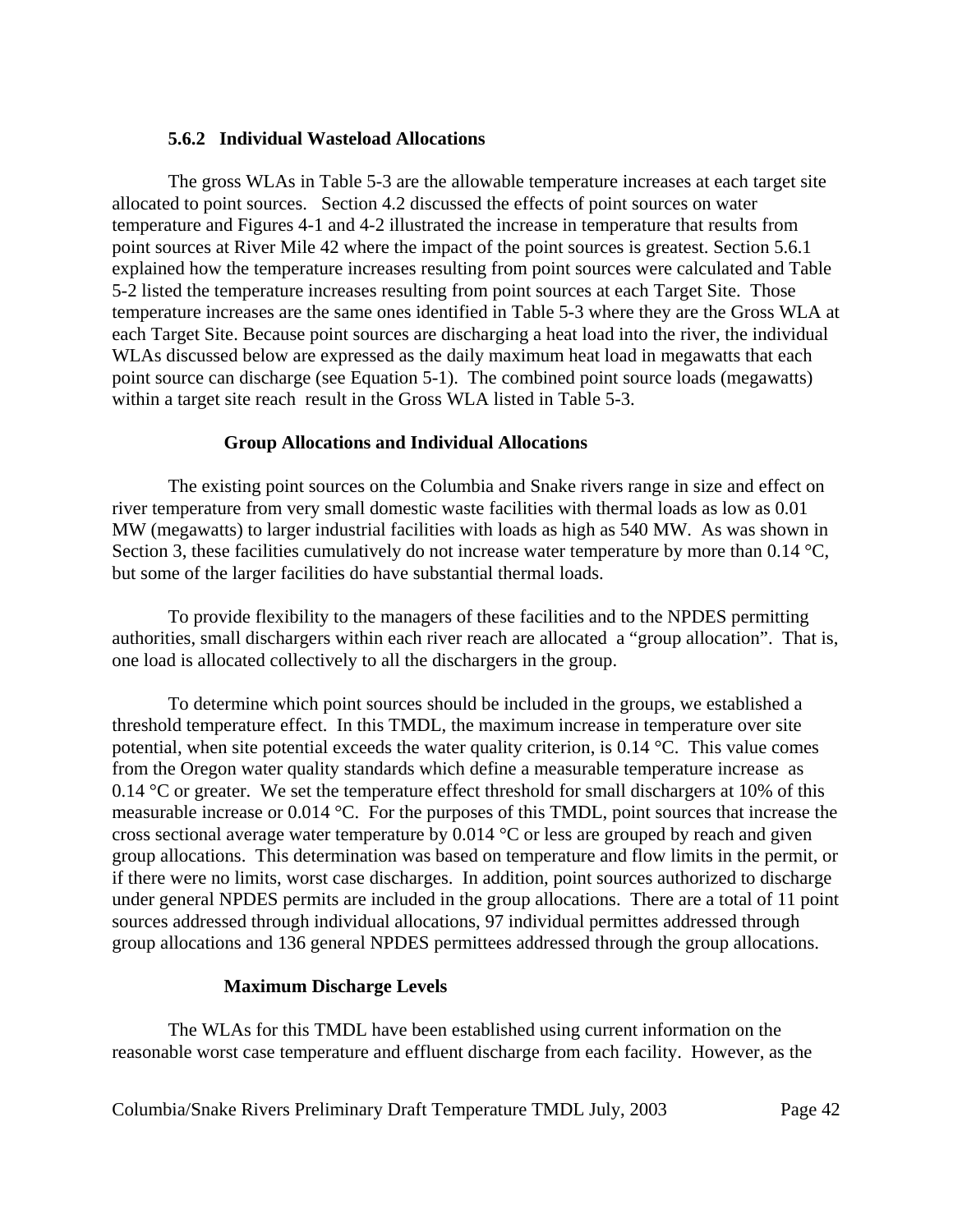### 5.6.2 Individual Wasteload Allocations

The gross WLAs in Table 5-3 are the allowable temperature increases at each target site allocated to point sources. Section 4.2 discussed the effects of point sources on water temperature and Figures 4-1 and 4-2 illustrated the increase in temperature that results from point sources at River Mile 42 where the impact of the point sources is greatest. Section 5.6.1 explained how the temperature increases resulting from point sources were calculated and Table 5-2 listed the temperature increases resulting from point sources at each Target Site. Those temperature increases are the same ones identified in Table 5-3 where they are the Gross WLA at each Target Site. Because point sources are discharging a heat load into the river, the individual WLAs discussed below are expressed as the daily maximum heat load in megawatts that each point source can discharge (see Equation 5-1). The combined point source loads (megawatts) within a target site reach result in the Gross WLA listed in Table 5-3.

#### Group Allocations and Individual Allocations

The existing point sources on the Columbia and Snake rivers range in size and effect on river temperature from very small domestic waste facilities with thermal loads as low as 0.01 MW (megawatts) to larger industrial facilities with loads as high as 540 MW. As was shown in Section 3, these facilities cumulatively do not increase water temperature by more than 0.14 °C, but some of the larger facilities do have substantial thermal loads.

To provide flexibility to the managers of these facilities and to the NPDES permitting authorities, small dischargers within each river reach are allocated a "group allocation". That is, one load is allocated collectively to all the dischargers in the group.

To determine which point sources should be included in the groups, we established a threshold temperature effect. In this TMDL, the maximum increase in temperature over site potential, when site potential exceeds the water quality criterion, is 0.14 °C. This value comes from the Oregon water quality standards which define a measurable temperature increase as 0.14 °C or greater. We set the temperature effect threshold for small dischargers at 10% of this measurable increase or 0.014 °C. For the purposes of this TMDL, point sources that increase the cross sectional average water temperature by 0.014 °C or less are grouped by reach and given group allocations. This determination was based on temperature and flow limits in the permit, or if there were no limits, worst case discharges. In addition, point sources authorized to discharge under general NPDES permits are included in the group allocations. There are a total of 11 point sources addressed through individual allocations, 97 individual permittes addressed through group allocations and 136 general NPDES permittees addressed through the group allocations.

#### Maximum Discharge Levels

The WLAs for this TMDL have been established using current information on the reasonable worst case temperature and effluent discharge from each facility. However, as the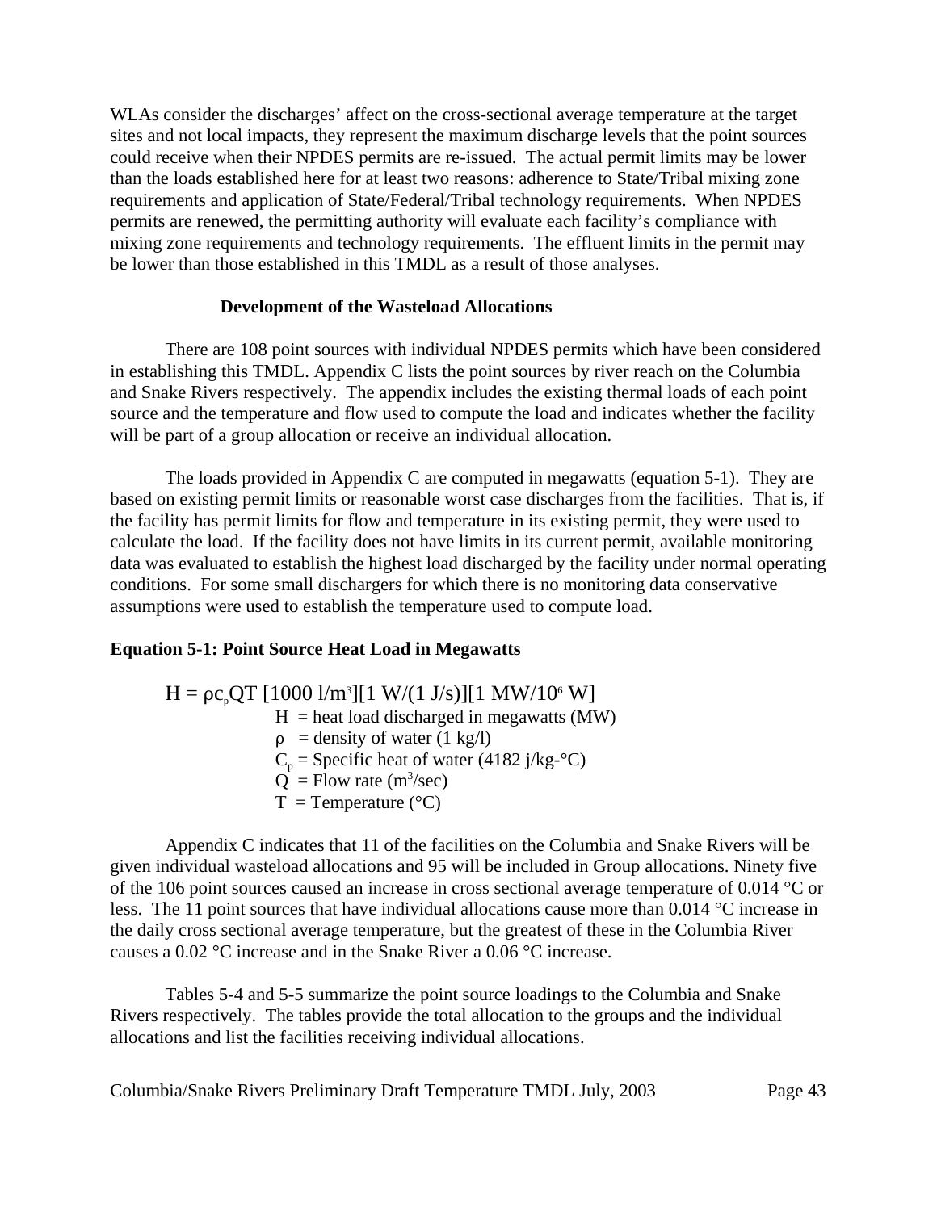WLAs consider the discharges' affect on the cross-sectional average temperature at the target sites and not local impacts, they represent the maximum discharge levels that the point sources could receive when their NPDES permits are re-issued. The actual permit limits may be lower than the loads established here for at least two reasons: adherence to State/Tribal mixing zone requirements and application of State/Federal/Tribal technology requirements. When NPDES permits are renewed, the permitting authority will evaluate each facility's compliance with mixing zone requirements and technology requirements. The effluent limits in the permit may be lower than those established in this TMDL as a result of those analyses.

### Development of the Wasteload Allocations

There are 108 point sources with individual NPDES permits which have been considered in establishing this TMDL. Appendix C lists the point sources by river reach on the Columbia and Snake Rivers respectively. The appendix includes the existing thermal loads of each point source and the temperature and flow used to compute the load and indicates whether the facility will be part of a group allocation or receive an individual allocation.

The loads provided in Appendix C are computed in megawatts (equation 5-1). They are based on existing permit limits or reasonable worst case discharges from the facilities. That is, if the facility has permit limits for flow and temperature in its existing permit, they were used to calculate the load. If the facility does not have limits in its current permit, available monitoring data was evaluated to establish the highest load discharged by the facility under normal operating conditions. For some small dischargers for which there is no monitoring data conservative assumptions were used to establish the temperature used to compute load.

**Equation 5-1: Point Source Heat Load in Megawatts**

$$H = \rho c_p Q T \, [1000 \text{ l/m}^3][1 \text{ W}/(1 \text{ J/s})][1 \text{ MW}/10^6 \text{ W}]$$

$H$ = heat load discharged in megawatts (MW)
$\rho$ = density of water (1 kg/l)
$C_p$ = Specific heat of water (4182 j/kg-°C)
$Q$ = Flow rate ($m^3$/sec)
$T$ = Temperature (°C)

Appendix C indicates that 11 of the facilities on the Columbia and Snake Rivers will be given individual wasteload allocations and 95 will be included in Group allocations. Ninety five of the 106 point sources caused an increase in cross sectional average temperature of 0.014 °C or less. The 11 point sources that have individual allocations cause more than 0.014 °C increase in the daily cross sectional average temperature, but the greatest of these in the Columbia River causes a 0.02 °C increase and in the Snake River a 0.06 °C increase.

Tables 5-4 and 5-5 summarize the point source loadings to the Columbia and Snake Rivers respectively. The tables provide the total allocation to the groups and the individual allocations and list the facilities receiving individual allocations.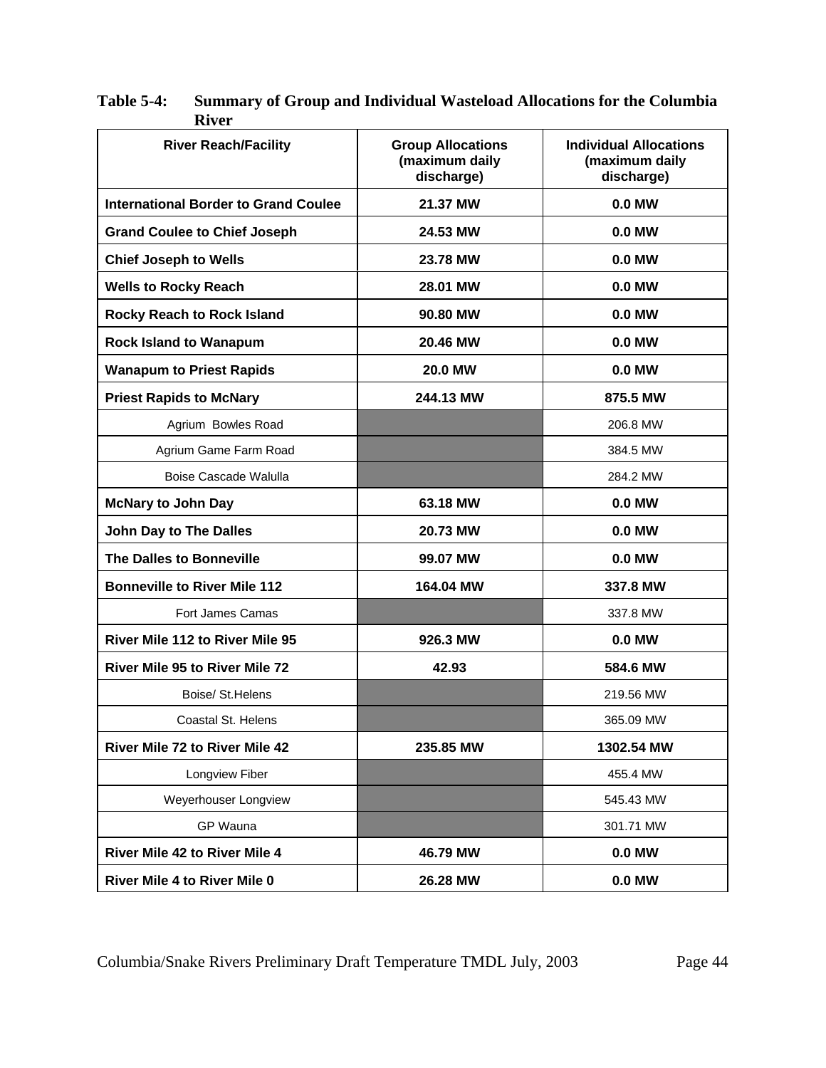**Table 5-4: Summary of Group and Individual Wasteload Allocations for the Columbia River**

| River Reach/Facility | Group Allocations (maximum daily discharge) | Individual Allocations (maximum daily discharge) |
|---|---|---|
| **International Border to Grand Coulee** | **21.37 MW** | **0.0 MW** |
| **Grand Coulee to Chief Joseph** | **24.53 MW** | **0.0 MW** |
| **Chief Joseph to Wells** | **23.78 MW** | **0.0 MW** |
| **Wells to Rocky Reach** | **28.01 MW** | **0.0 MW** |
| **Rocky Reach to Rock Island** | **90.80 MW** | **0.0 MW** |
| **Rock Island to Wanapum** | **20.46 MW** | **0.0 MW** |
| **Wanapum to Priest Rapids** | **20.0 MW** | **0.0 MW** |
| **Priest Rapids to McNary** | **244.13 MW** | **875.5 MW** |
| Agrium Bowles Road | | 206.8 MW |
| Agrium Game Farm Road | | 384.5 MW |
| Boise Cascade Walulla | | 284.2 MW |
| **McNary to John Day** | **63.18 MW** | **0.0 MW** |
| **John Day to The Dalles** | **20.73 MW** | **0.0 MW** |
| **The Dalles to Bonneville** | **99.07 MW** | **0.0 MW** |
| **Bonneville to River Mile 112** | **164.04 MW** | **337.8 MW** |
| Fort James Camas | | 337.8 MW |
| **River Mile 112 to River Mile 95** | **926.3 MW** | **0.0 MW** |
| **River Mile 95 to River Mile 72** | **42.93** | **584.6 MW** |
| Boise/ St.Helens | | 219.56 MW |
| Coastal St. Helens | | 365.09 MW |
| **River Mile 72 to River Mile 42** | **235.85 MW** | **1302.54 MW** |
| Longview Fiber | | 455.4 MW |
| Weyerhouser Longview | | 545.43 MW |
| GP Wauna | | 301.71 MW |
| **River Mile 42 to River Mile 4** | **46.79 MW** | **0.0 MW** |
| **River Mile 4 to River Mile 0** | **26.28 MW** | **0.0 MW** |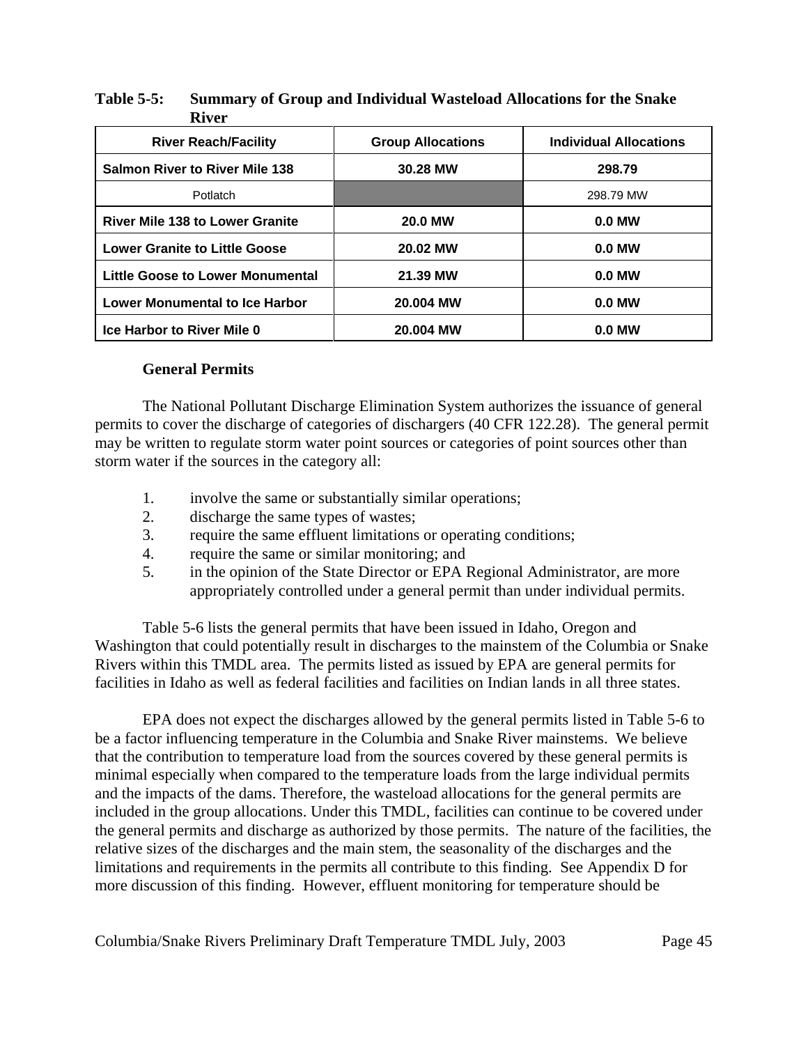**Table 5-5: Summary of Group and Individual Wasteload Allocations for the Snake River**

| River Reach/Facility | Group Allocations | Individual Allocations |
|---|---|---|
| **Salmon River to River Mile 138** | **30.28 MW** | **298.79** |
| Potlatch | | 298.79 MW |
| **River Mile 138 to Lower Granite** | **20.0 MW** | **0.0 MW** |
| **Lower Granite to Little Goose** | **20.02 MW** | **0.0 MW** |
| **Little Goose to Lower Monumental** | **21.39 MW** | **0.0 MW** |
| **Lower Monumental to Ice Harbor** | **20.004 MW** | **0.0 MW** |
| **Ice Harbor to River Mile 0** | **20.004 MW** | **0.0 MW** |

### General Permits

The National Pollutant Discharge Elimination System authorizes the issuance of general permits to cover the discharge of categories of dischargers (40 CFR 122.28). The general permit may be written to regulate storm water point sources or categories of point sources other than storm water if the sources in the category all:

1. involve the same or substantially similar operations;
2. discharge the same types of wastes;
3. require the same effluent limitations or operating conditions;
4. require the same or similar monitoring; and
5. in the opinion of the State Director or EPA Regional Administrator, are more appropriately controlled under a general permit than under individual permits.

Table 5-6 lists the general permits that have been issued in Idaho, Oregon and Washington that could potentially result in discharges to the mainstem of the Columbia or Snake Rivers within this TMDL area. The permits listed as issued by EPA are general permits for facilities in Idaho as well as federal facilities and facilities on Indian lands in all three states.

EPA does not expect the discharges allowed by the general permits listed in Table 5-6 to be a factor influencing temperature in the Columbia and Snake River mainstems. We believe that the contribution to temperature load from the sources covered by these general permits is minimal especially when compared to the temperature loads from the large individual permits and the impacts of the dams. Therefore, the wasteload allocations for the general permits are included in the group allocations. Under this TMDL, facilities can continue to be covered under the general permits and discharge as authorized by those permits. The nature of the facilities, the relative sizes of the discharges and the main stem, the seasonality of the discharges and the limitations and requirements in the permits all contribute to this finding. See Appendix D for more discussion of this finding. However, effluent monitoring for temperature should be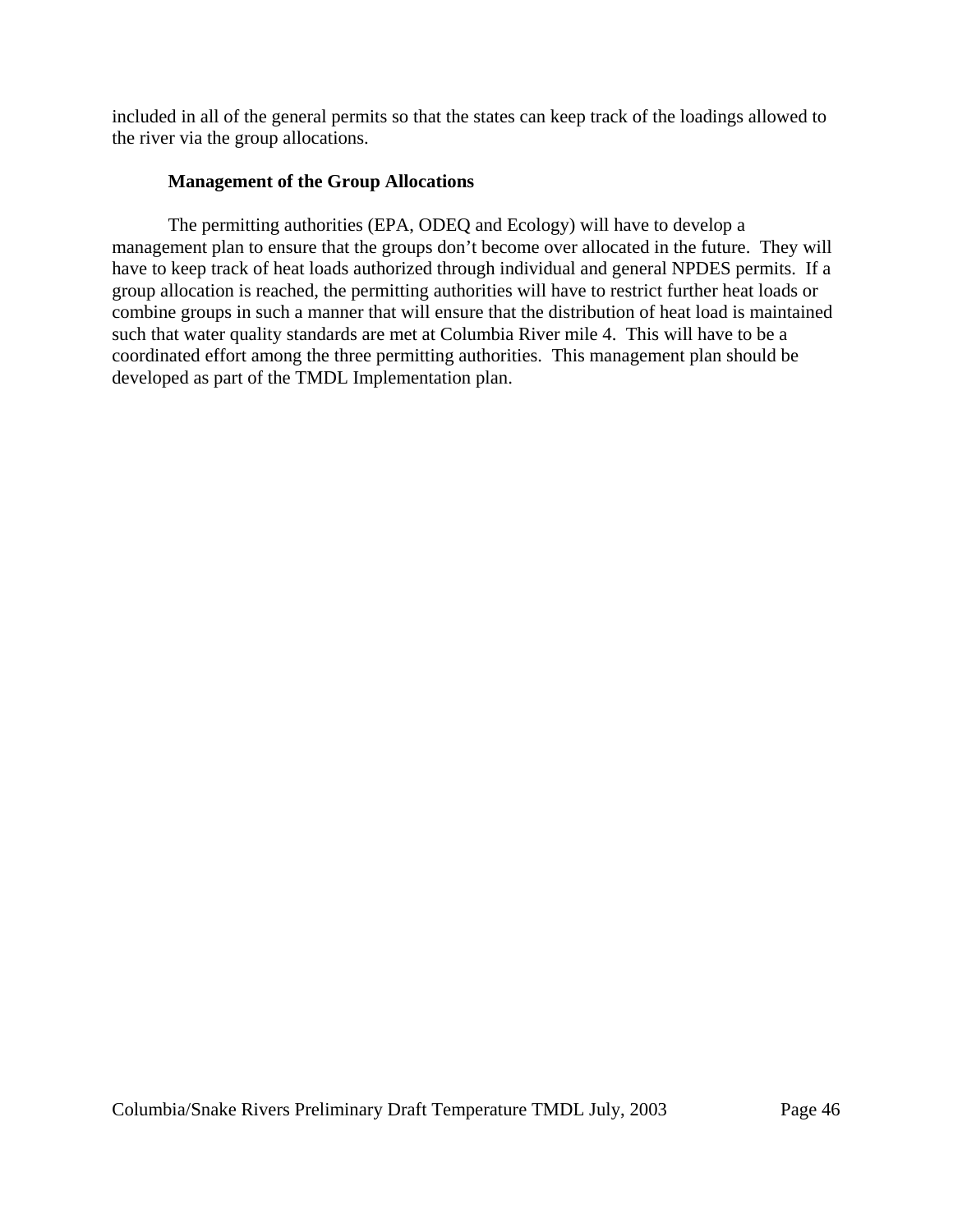included in all of the general permits so that the states can keep track of the loadings allowed to the river via the group allocations.

**Management of the Group Allocations**

The permitting authorities (EPA, ODEQ and Ecology) will have to develop a management plan to ensure that the groups don't become over allocated in the future. They will have to keep track of heat loads authorized through individual and general NPDES permits. If a group allocation is reached, the permitting authorities will have to restrict further heat loads or combine groups in such a manner that will ensure that the distribution of heat load is maintained such that water quality standards are met at Columbia River mile 4. This will have to be a coordinated effort among the three permitting authorities. This management plan should be developed as part of the TMDL Implementation plan.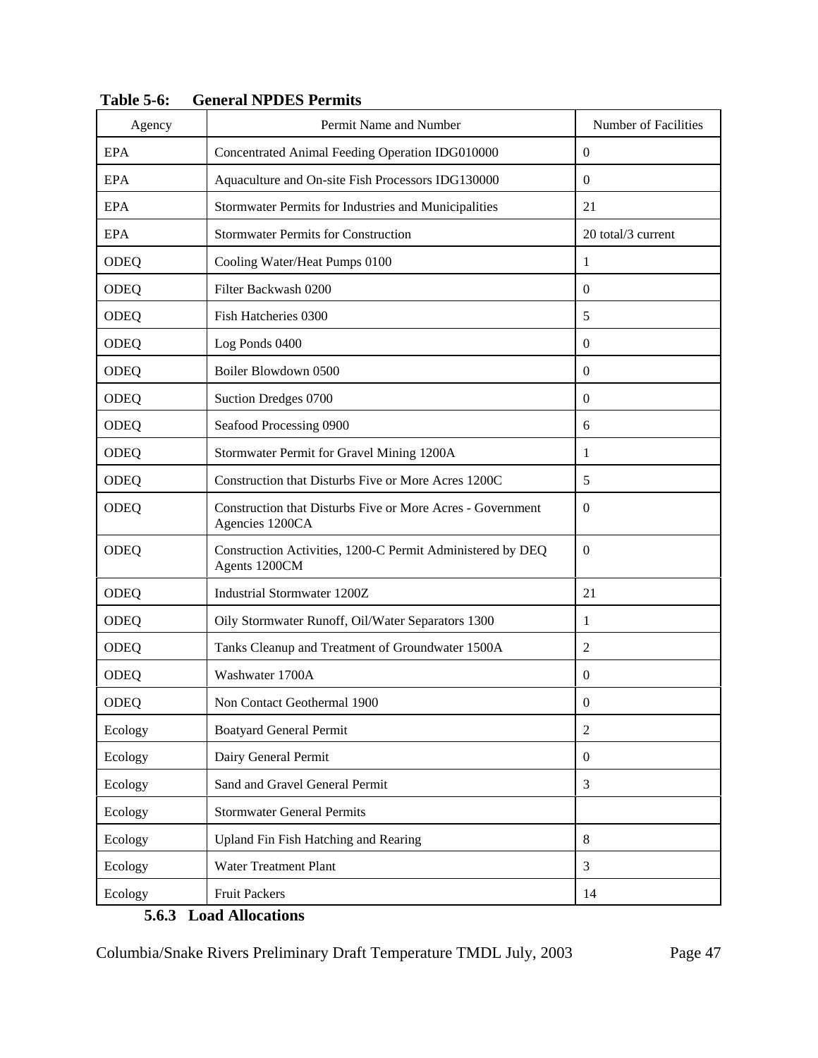**Table 5-6: General NPDES Permits**

| Agency | Permit Name and Number | Number of Facilities |
|---|---|---|
| EPA | Concentrated Animal Feeding Operation IDG010000 | 0 |
| EPA | Aquaculture and On-site Fish Processors IDG130000 | 0 |
| EPA | Stormwater Permits for Industries and Municipalities | 21 |
| EPA | Stormwater Permits for Construction | 20 total/3 current |
| ODEQ | Cooling Water/Heat Pumps 0100 | 1 |
| ODEQ | Filter Backwash 0200 | 0 |
| ODEQ | Fish Hatcheries 0300 | 5 |
| ODEQ | Log Ponds 0400 | 0 |
| ODEQ | Boiler Blowdown 0500 | 0 |
| ODEQ | Suction Dredges 0700 | 0 |
| ODEQ | Seafood Processing 0900 | 6 |
| ODEQ | Stormwater Permit for Gravel Mining 1200A | 1 |
| ODEQ | Construction that Disturbs Five or More Acres 1200C | 5 |
| ODEQ | Construction that Disturbs Five or More Acres - Government Agencies 1200CA | 0 |
| ODEQ | Construction Activities, 1200-C Permit Administered by DEQ Agents 1200CM | 0 |
| ODEQ | Industrial Stormwater 1200Z | 21 |
| ODEQ | Oily Stormwater Runoff, Oil/Water Separators 1300 | 1 |
| ODEQ | Tanks Cleanup and Treatment of Groundwater 1500A | 2 |
| ODEQ | Washwater 1700A | 0 |
| ODEQ | Non Contact Geothermal 1900 | 0 |
| Ecology | Boatyard General Permit | 2 |
| Ecology | Dairy General Permit | 0 |
| Ecology | Sand and Gravel General Permit | 3 |
| Ecology | Stormwater General Permits | |
| Ecology | Upland Fin Fish Hatching and Rearing | 8 |
| Ecology | Water Treatment Plant | 3 |
| Ecology | Fruit Packers | 14 |

### 5.6.3 Load Allocations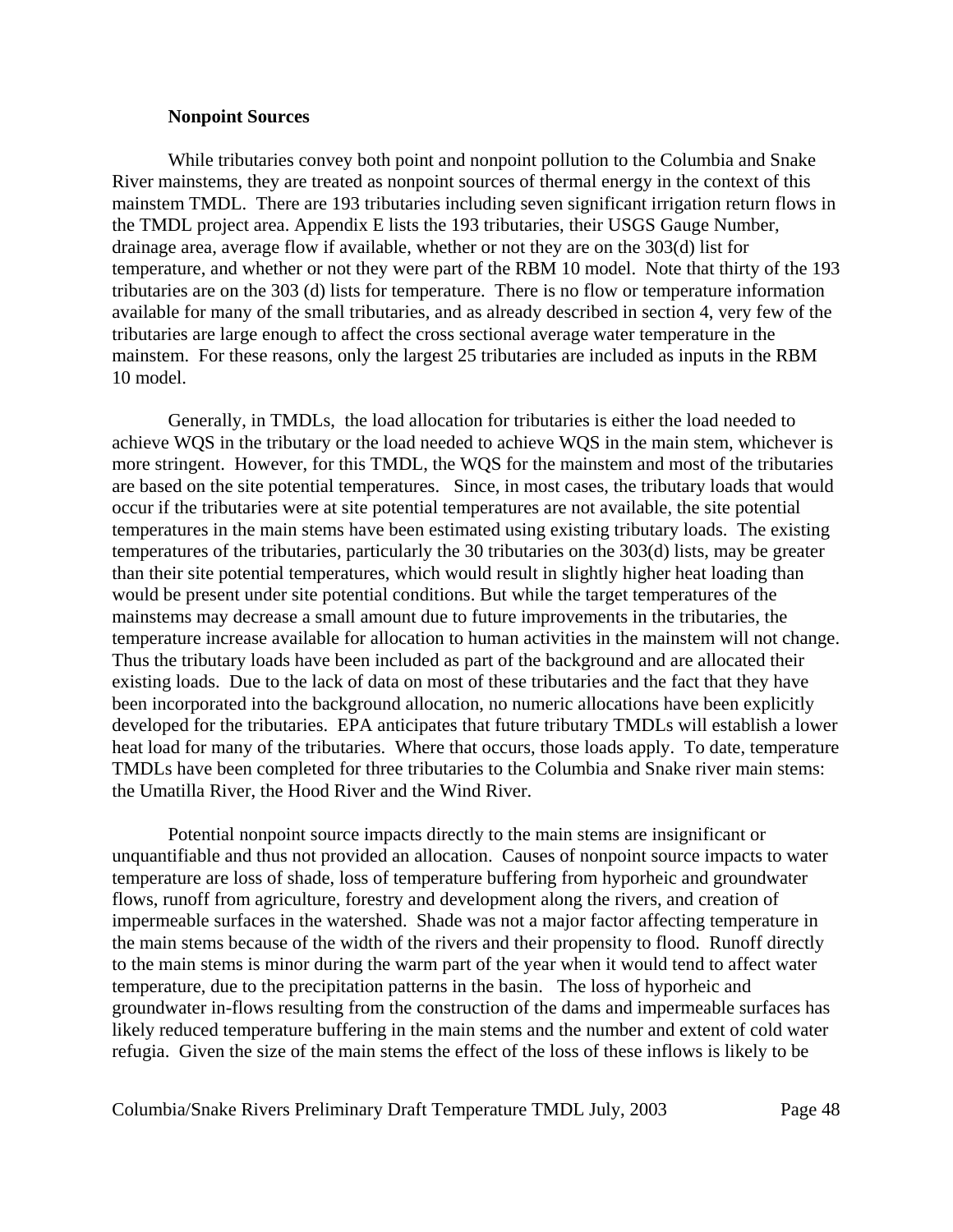**Nonpoint Sources**

While tributaries convey both point and nonpoint pollution to the Columbia and Snake River mainstems, they are treated as nonpoint sources of thermal energy in the context of this mainstem TMDL. There are 193 tributaries including seven significant irrigation return flows in the TMDL project area. Appendix E lists the 193 tributaries, their USGS Gauge Number, drainage area, average flow if available, whether or not they are on the 303(d) list for temperature, and whether or not they were part of the RBM 10 model. Note that thirty of the 193 tributaries are on the 303 (d) lists for temperature. There is no flow or temperature information available for many of the small tributaries, and as already described in section 4, very few of the tributaries are large enough to affect the cross sectional average water temperature in the mainstem. For these reasons, only the largest 25 tributaries are included as inputs in the RBM 10 model.

Generally, in TMDLs, the load allocation for tributaries is either the load needed to achieve WQS in the tributary or the load needed to achieve WQS in the main stem, whichever is more stringent. However, for this TMDL, the WQS for the mainstem and most of the tributaries are based on the site potential temperatures. Since, in most cases, the tributary loads that would occur if the tributaries were at site potential temperatures are not available, the site potential temperatures in the main stems have been estimated using existing tributary loads. The existing temperatures of the tributaries, particularly the 30 tributaries on the 303(d) lists, may be greater than their site potential temperatures, which would result in slightly higher heat loading than would be present under site potential conditions. But while the target temperatures of the mainstems may decrease a small amount due to future improvements in the tributaries, the temperature increase available for allocation to human activities in the mainstem will not change. Thus the tributary loads have been included as part of the background and are allocated their existing loads. Due to the lack of data on most of these tributaries and the fact that they have been incorporated into the background allocation, no numeric allocations have been explicitly developed for the tributaries. EPA anticipates that future tributary TMDLs will establish a lower heat load for many of the tributaries. Where that occurs, those loads apply. To date, temperature TMDLs have been completed for three tributaries to the Columbia and Snake river main stems: the Umatilla River, the Hood River and the Wind River.

Potential nonpoint source impacts directly to the main stems are insignificant or unquantifiable and thus not provided an allocation. Causes of nonpoint source impacts to water temperature are loss of shade, loss of temperature buffering from hyporheic and groundwater flows, runoff from agriculture, forestry and development along the rivers, and creation of impermeable surfaces in the watershed. Shade was not a major factor affecting temperature in the main stems because of the width of the rivers and their propensity to flood. Runoff directly to the main stems is minor during the warm part of the year when it would tend to affect water temperature, due to the precipitation patterns in the basin. The loss of hyporheic and groundwater in-flows resulting from the construction of the dams and impermeable surfaces has likely reduced temperature buffering in the main stems and the number and extent of cold water refugia. Given the size of the main stems the effect of the loss of these inflows is likely to be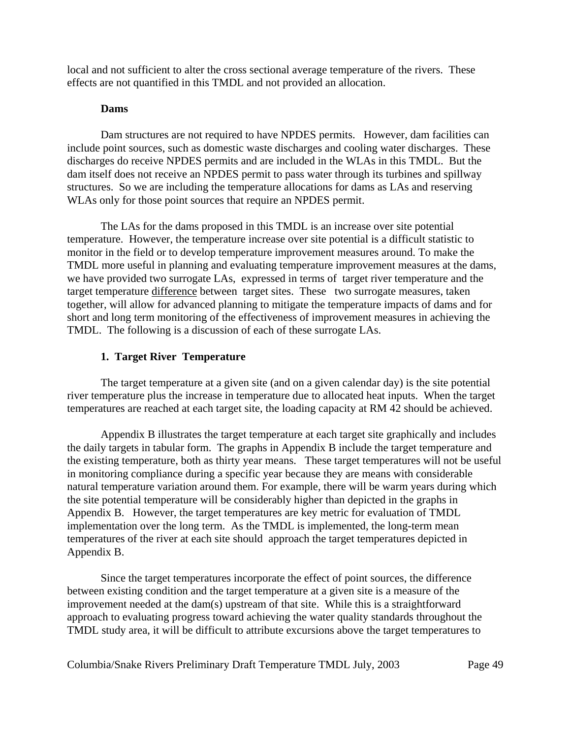local and not sufficient to alter the cross sectional average temperature of the rivers. These effects are not quantified in this TMDL and not provided an allocation.

**Dams**

Dam structures are not required to have NPDES permits. However, dam facilities can include point sources, such as domestic waste discharges and cooling water discharges. These discharges do receive NPDES permits and are included in the WLAs in this TMDL. But the dam itself does not receive an NPDES permit to pass water through its turbines and spillway structures. So we are including the temperature allocations for dams as LAs and reserving WLAs only for those point sources that require an NPDES permit.

The LAs for the dams proposed in this TMDL is an increase over site potential temperature. However, the temperature increase over site potential is a difficult statistic to monitor in the field or to develop temperature improvement measures around. To make the TMDL more useful in planning and evaluating temperature improvement measures at the dams, we have provided two surrogate LAs, expressed in terms of target river temperature and the target temperature <u>difference</u> between target sites. These two surrogate measures, taken together, will allow for advanced planning to mitigate the temperature impacts of dams and for short and long term monitoring of the effectiveness of improvement measures in achieving the TMDL. The following is a discussion of each of these surrogate LAs.

**1. Target River Temperature**

The target temperature at a given site (and on a given calendar day) is the site potential river temperature plus the increase in temperature due to allocated heat inputs. When the target temperatures are reached at each target site, the loading capacity at RM 42 should be achieved.

Appendix B illustrates the target temperature at each target site graphically and includes the daily targets in tabular form. The graphs in Appendix B include the target temperature and the existing temperature, both as thirty year means. These target temperatures will not be useful in monitoring compliance during a specific year because they are means with considerable natural temperature variation around them. For example, there will be warm years during which the site potential temperature will be considerably higher than depicted in the graphs in Appendix B. However, the target temperatures are key metric for evaluation of TMDL implementation over the long term. As the TMDL is implemented, the long-term mean temperatures of the river at each site should approach the target temperatures depicted in Appendix B.

Since the target temperatures incorporate the effect of point sources, the difference between existing condition and the target temperature at a given site is a measure of the improvement needed at the dam(s) upstream of that site. While this is a straightforward approach to evaluating progress toward achieving the water quality standards throughout the TMDL study area, it will be difficult to attribute excursions above the target temperatures to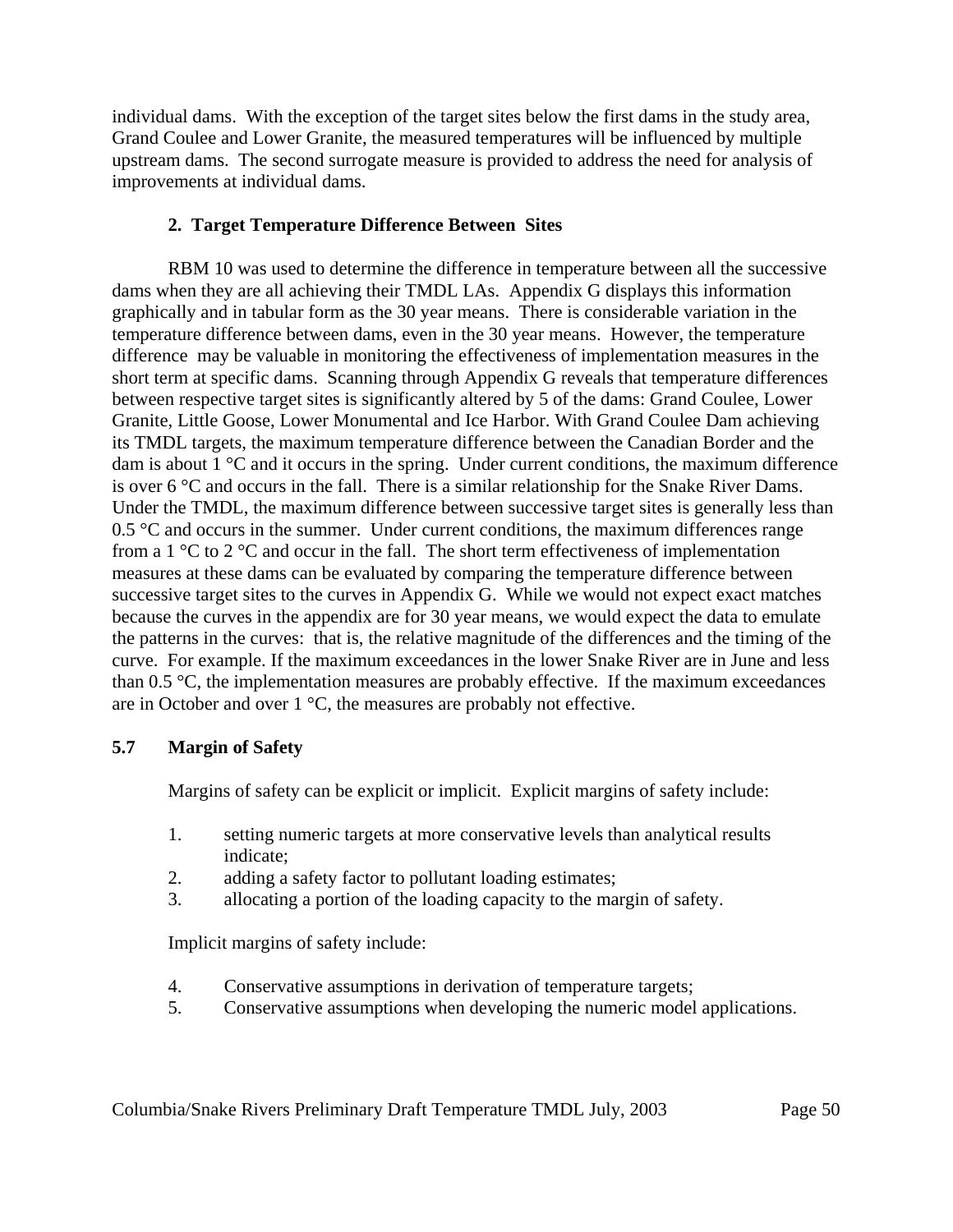individual dams. With the exception of the target sites below the first dams in the study area, Grand Coulee and Lower Granite, the measured temperatures will be influenced by multiple upstream dams. The second surrogate measure is provided to address the need for analysis of improvements at individual dams.

**2. Target Temperature Difference Between Sites**

RBM 10 was used to determine the difference in temperature between all the successive dams when they are all achieving their TMDL LAs. Appendix G displays this information graphically and in tabular form as the 30 year means. There is considerable variation in the temperature difference between dams, even in the 30 year means. However, the temperature difference may be valuable in monitoring the effectiveness of implementation measures in the short term at specific dams. Scanning through Appendix G reveals that temperature differences between respective target sites is significantly altered by 5 of the dams: Grand Coulee, Lower Granite, Little Goose, Lower Monumental and Ice Harbor. With Grand Coulee Dam achieving its TMDL targets, the maximum temperature difference between the Canadian Border and the dam is about 1 °C and it occurs in the spring. Under current conditions, the maximum difference is over 6 °C and occurs in the fall. There is a similar relationship for the Snake River Dams. Under the TMDL, the maximum difference between successive target sites is generally less than 0.5 °C and occurs in the summer. Under current conditions, the maximum differences range from a 1 °C to 2 °C and occur in the fall. The short term effectiveness of implementation measures at these dams can be evaluated by comparing the temperature difference between successive target sites to the curves in Appendix G. While we would not expect exact matches because the curves in the appendix are for 30 year means, we would expect the data to emulate the patterns in the curves: that is, the relative magnitude of the differences and the timing of the curve. For example. If the maximum exceedances in the lower Snake River are in June and less than 0.5 °C, the implementation measures are probably effective. If the maximum exceedances are in October and over 1 °C, the measures are probably not effective.

## 5.7 Margin of Safety

Margins of safety can be explicit or implicit. Explicit margins of safety include:

1. setting numeric targets at more conservative levels than analytical results indicate;
2. adding a safety factor to pollutant loading estimates;
3. allocating a portion of the loading capacity to the margin of safety.

Implicit margins of safety include:

4. Conservative assumptions in derivation of temperature targets;
5. Conservative assumptions when developing the numeric model applications.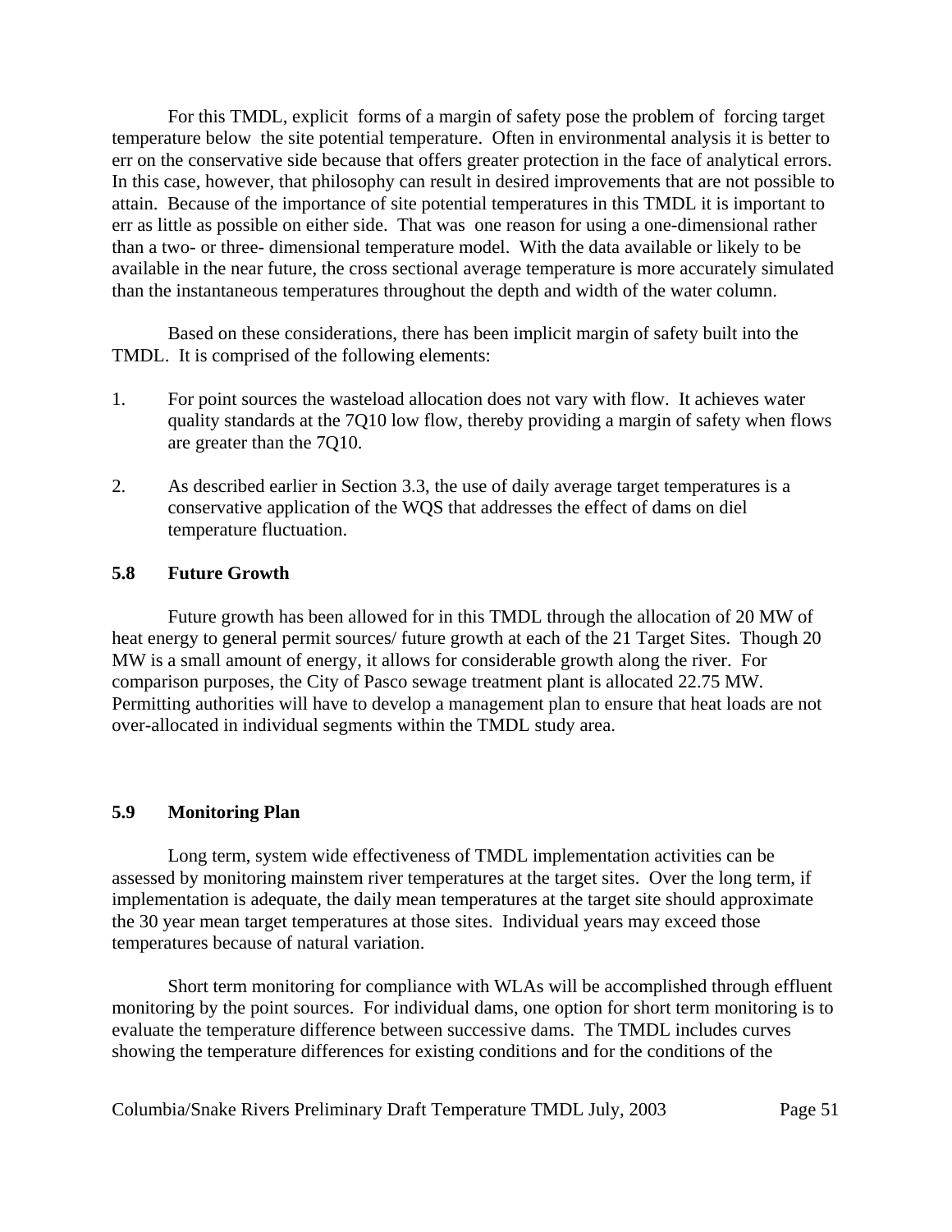For this TMDL, explicit forms of a margin of safety pose the problem of forcing target temperature below the site potential temperature. Often in environmental analysis it is better to err on the conservative side because that offers greater protection in the face of analytical errors. In this case, however, that philosophy can result in desired improvements that are not possible to attain. Because of the importance of site potential temperatures in this TMDL it is important to err as little as possible on either side. That was one reason for using a one-dimensional rather than a two- or three- dimensional temperature model. With the data available or likely to be available in the near future, the cross sectional average temperature is more accurately simulated than the instantaneous temperatures throughout the depth and width of the water column.

Based on these considerations, there has been implicit margin of safety built into the TMDL. It is comprised of the following elements:

1. For point sources the wasteload allocation does not vary with flow. It achieves water quality standards at the 7Q10 low flow, thereby providing a margin of safety when flows are greater than the 7Q10.

2. As described earlier in Section 3.3, the use of daily average target temperatures is a conservative application of the WQS that addresses the effect of dams on diel temperature fluctuation.

### 5.8 Future Growth

Future growth has been allowed for in this TMDL through the allocation of 20 MW of heat energy to general permit sources/ future growth at each of the 21 Target Sites. Though 20 MW is a small amount of energy, it allows for considerable growth along the river. For comparison purposes, the City of Pasco sewage treatment plant is allocated 22.75 MW. Permitting authorities will have to develop a management plan to ensure that heat loads are not over-allocated in individual segments within the TMDL study area.

### 5.9 Monitoring Plan

Long term, system wide effectiveness of TMDL implementation activities can be assessed by monitoring mainstem river temperatures at the target sites. Over the long term, if implementation is adequate, the daily mean temperatures at the target site should approximate the 30 year mean target temperatures at those sites. Individual years may exceed those temperatures because of natural variation.

Short term monitoring for compliance with WLAs will be accomplished through effluent monitoring by the point sources. For individual dams, one option for short term monitoring is to evaluate the temperature difference between successive dams. The TMDL includes curves showing the temperature differences for existing conditions and for the conditions of the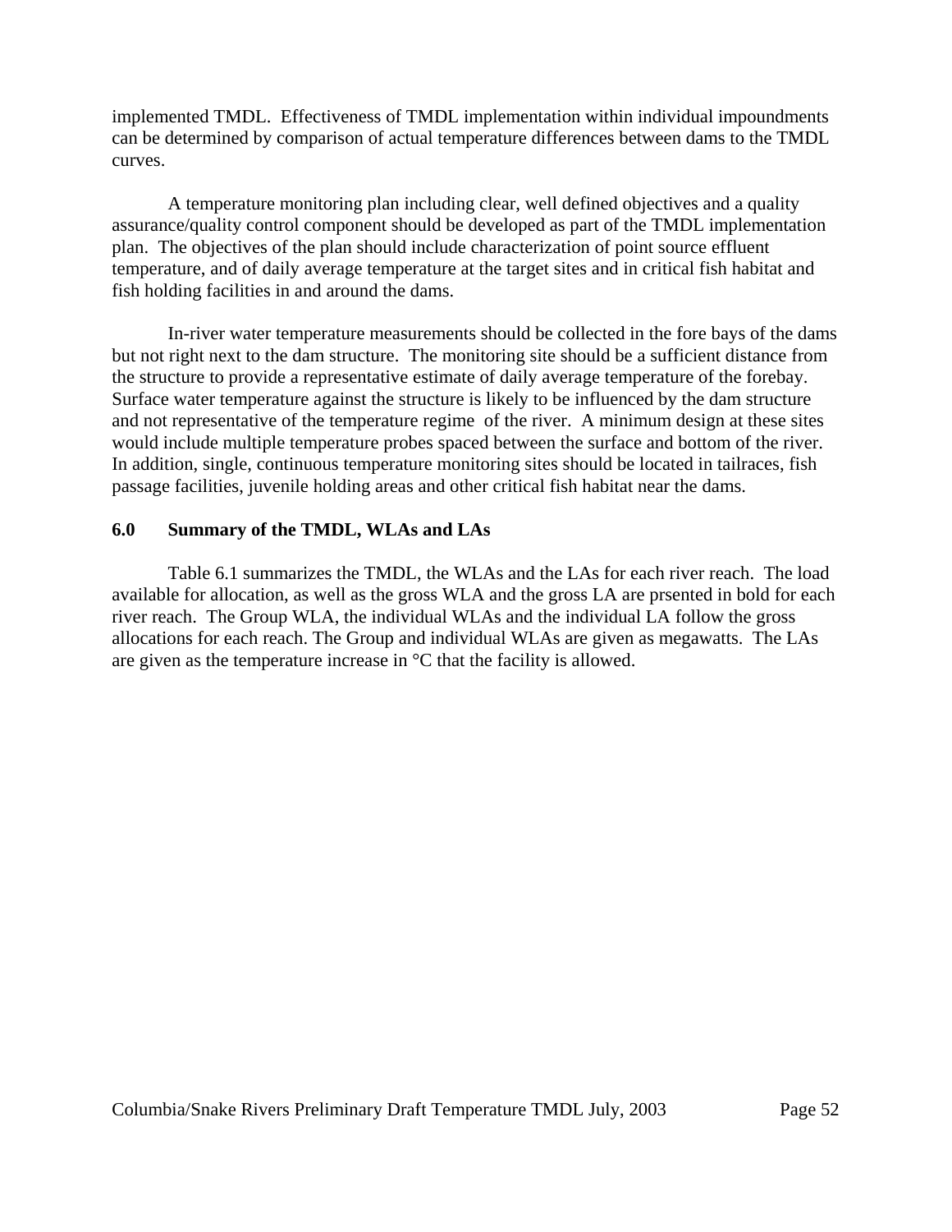implemented TMDL. Effectiveness of TMDL implementation within individual impoundments can be determined by comparison of actual temperature differences between dams to the TMDL curves.

A temperature monitoring plan including clear, well defined objectives and a quality assurance/quality control component should be developed as part of the TMDL implementation plan. The objectives of the plan should include characterization of point source effluent temperature, and of daily average temperature at the target sites and in critical fish habitat and fish holding facilities in and around the dams.

In-river water temperature measurements should be collected in the fore bays of the dams but not right next to the dam structure. The monitoring site should be a sufficient distance from the structure to provide a representative estimate of daily average temperature of the forebay. Surface water temperature against the structure is likely to be influenced by the dam structure and not representative of the temperature regime of the river. A minimum design at these sites would include multiple temperature probes spaced between the surface and bottom of the river. In addition, single, continuous temperature monitoring sites should be located in tailraces, fish passage facilities, juvenile holding areas and other critical fish habitat near the dams.

## 6.0 Summary of the TMDL, WLAs and LAs

Table 6.1 summarizes the TMDL, the WLAs and the LAs for each river reach. The load available for allocation, as well as the gross WLA and the gross LA are prsented in bold for each river reach. The Group WLA, the individual WLAs and the individual LA follow the gross allocations for each reach. The Group and individual WLAs are given as megawatts. The LAs are given as the temperature increase in °C that the facility is allowed.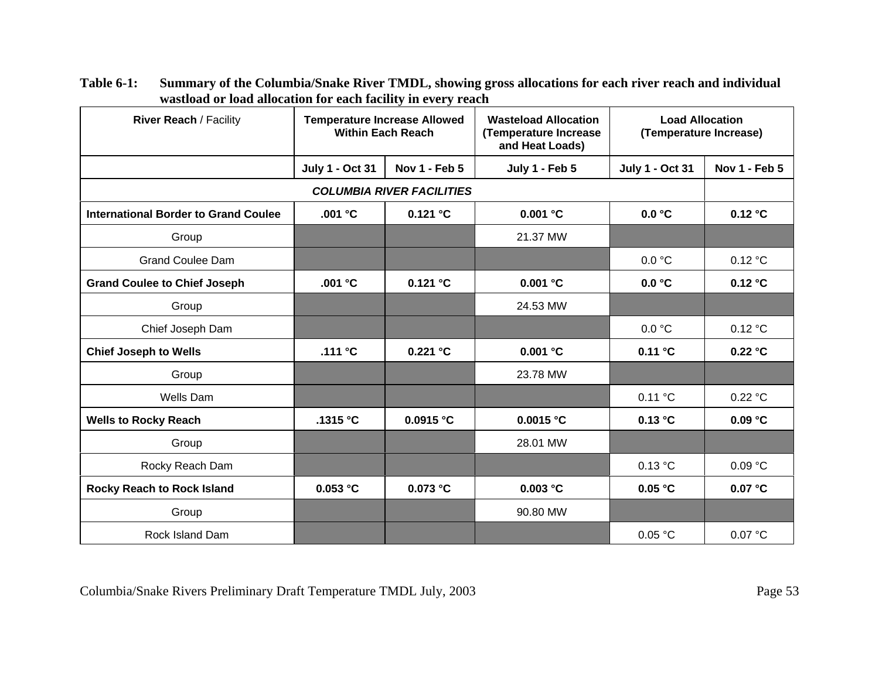**Table 6-1: Summary of the Columbia/Snake River TMDL, showing gross allocations for each river reach and individual wastload or load allocation for each facility in every reach**

| **River Reach** / Facility | **Temperature Increase Allowed Within Each Reach** | | **Wasteload Allocation (Temperature Increase and Heat Loads)** | **Load Allocation (Temperature Increase)** | |
|---|---|---|---|---|---|
| | **July 1 - Oct 31** | **Nov 1 - Feb 5** | **July 1 - Feb 5** | **July 1 - Oct 31** | **Nov 1 - Feb 5** |
| ***COLUMBIA RIVER FACILITIES*** | | | | | |
| **International Border to Grand Coulee** | **.001 °C** | **0.121 °C** | **0.001 °C** | **0.0 °C** | **0.12 °C** |
| Group | | | 21.37 MW | | |
| Grand Coulee Dam | | | | 0.0 °C | 0.12 °C |
| **Grand Coulee to Chief Joseph** | **.001 °C** | **0.121 °C** | **0.001 °C** | **0.0 °C** | **0.12 °C** |
| Group | | | 24.53 MW | | |
| Chief Joseph Dam | | | | 0.0 °C | 0.12 °C |
| **Chief Joseph to Wells** | **.111 °C** | **0.221 °C** | **0.001 °C** | **0.11 °C** | **0.22 °C** |
| Group | | | 23.78 MW | | |
| Wells Dam | | | | 0.11 °C | 0.22 °C |
| **Wells to Rocky Reach** | **.1315 °C** | **0.0915 °C** | **0.0015 °C** | **0.13 °C** | **0.09 °C** |
| Group | | | 28.01 MW | | |
| Rocky Reach Dam | | | | 0.13 °C | 0.09 °C |
| **Rocky Reach to Rock Island** | **0.053 °C** | **0.073 °C** | **0.003 °C** | **0.05 °C** | **0.07 °C** |
| Group | | | 90.80 MW | | |
| Rock Island Dam | | | | 0.05 °C | 0.07 °C |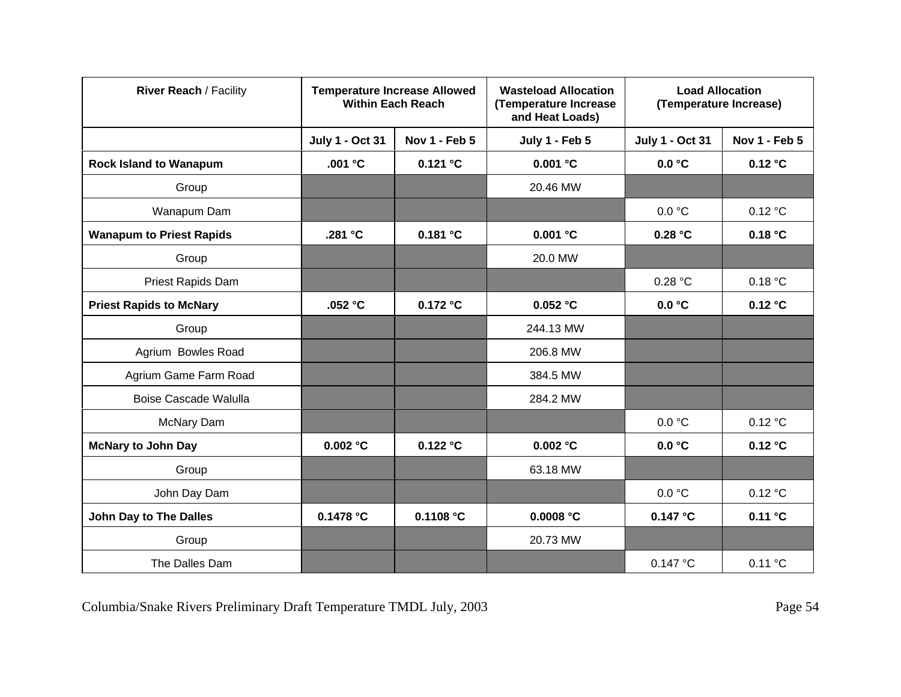| **River Reach** / Facility | **Temperature Increase Allowed Within Each Reach** | | **Wasteload Allocation (Temperature Increase and Heat Loads)** | **Load Allocation (Temperature Increase)** | |
|---|---|---|---|---|---|
| | **July 1 - Oct 31** | **Nov 1 - Feb 5** | **July 1 - Feb 5** | **July 1 - Oct 31** | **Nov 1 - Feb 5** |
| **Rock Island to Wanapum** | **.001 °C** | **0.121 °C** | **0.001 °C** | **0.0 °C** | **0.12 °C** |
| Group | | | 20.46 MW | | |
| Wanapum Dam | | | | 0.0 °C | 0.12 °C |
| **Wanapum to Priest Rapids** | **.281 °C** | **0.181 °C** | **0.001 °C** | **0.28 °C** | **0.18 °C** |
| Group | | | 20.0 MW | | |
| Priest Rapids Dam | | | | 0.28 °C | 0.18 °C |
| **Priest Rapids to McNary** | **.052 °C** | **0.172 °C** | **0.052 °C** | **0.0 °C** | **0.12 °C** |
| Group | | | 244.13 MW | | |
| Agrium Bowles Road | | | 206.8 MW | | |
| Agrium Game Farm Road | | | 384.5 MW | | |
| Boise Cascade Walulla | | | 284.2 MW | | |
| McNary Dam | | | | 0.0 °C | 0.12 °C |
| **McNary to John Day** | **0.002 °C** | **0.122 °C** | **0.002 °C** | **0.0 °C** | **0.12 °C** |
| Group | | | 63.18 MW | | |
| John Day Dam | | | | 0.0 °C | 0.12 °C |
| **John Day to The Dalles** | **0.1478 °C** | **0.1108 °C** | **0.0008 °C** | **0.147 °C** | **0.11 °C** |
| Group | | | 20.73 MW | | |
| The Dalles Dam | | | | 0.147 °C | 0.11 °C |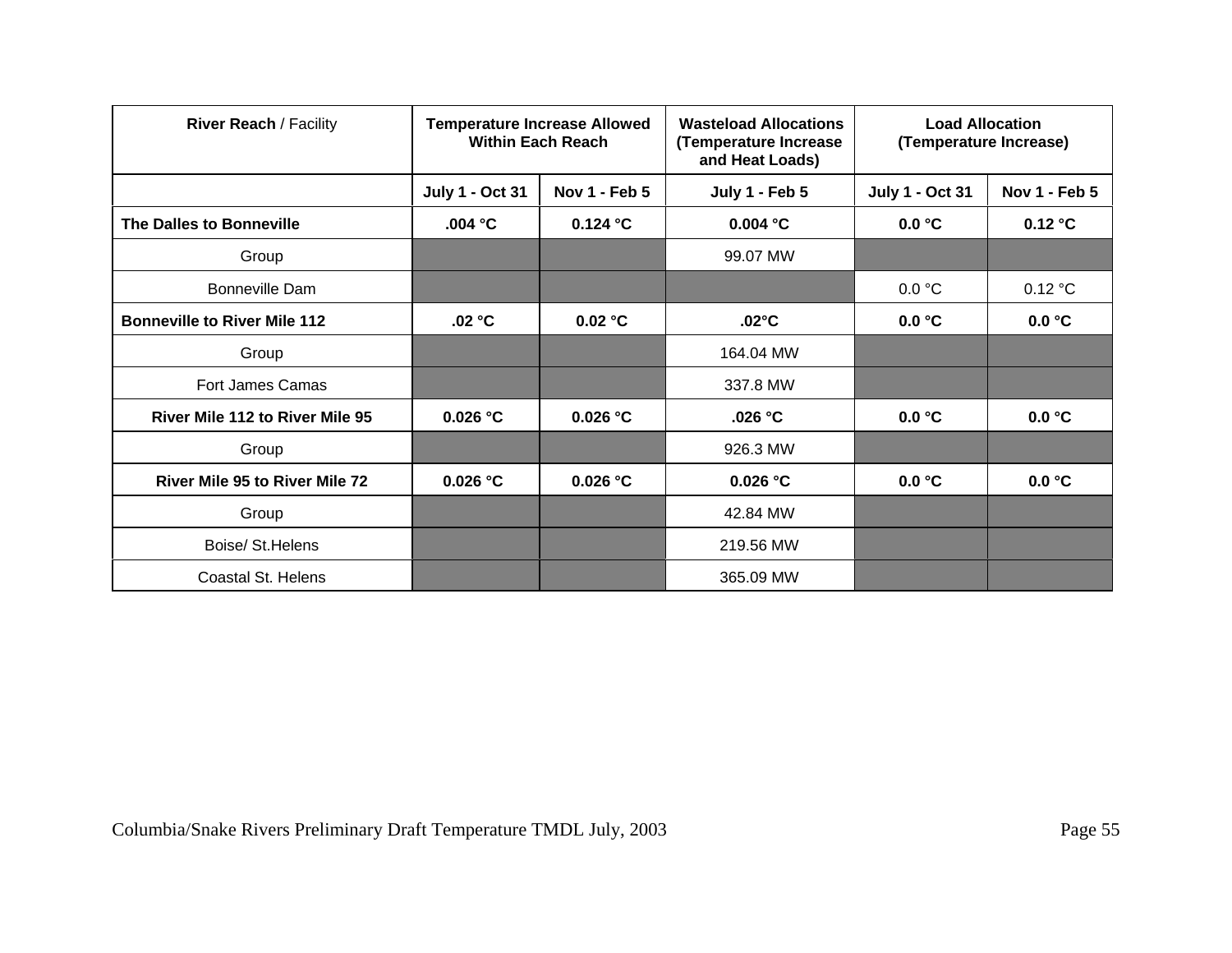| **River Reach** / Facility | **Temperature Increase Allowed Within Each Reach** | | **Wasteload Allocations (Temperature Increase and Heat Loads)** | **Load Allocation (Temperature Increase)** | |
|---|---|---|---|---|---|
| | **July 1 - Oct 31** | **Nov 1 - Feb 5** | **July 1 - Feb 5** | **July 1 - Oct 31** | **Nov 1 - Feb 5** |
| **The Dalles to Bonneville** | **.004 °C** | **0.124 °C** | **0.004 °C** | **0.0 °C** | **0.12 °C** |
| Group | | | 99.07 MW | | |
| Bonneville Dam | | | | 0.0 °C | 0.12 °C |
| **Bonneville to River Mile 112** | **.02 °C** | **0.02 °C** | **.02°C** | **0.0 °C** | **0.0 °C** |
| Group | | | 164.04 MW | | |
| Fort James Camas | | | 337.8 MW | | |
| **River Mile 112 to River Mile 95** | **0.026 °C** | **0.026 °C** | **.026 °C** | **0.0 °C** | **0.0 °C** |
| Group | | | 926.3 MW | | |
| **River Mile 95 to River Mile 72** | **0.026 °C** | **0.026 °C** | **0.026 °C** | **0.0 °C** | **0.0 °C** |
| Group | | | 42.84 MW | | |
| Boise/ St.Helens | | | 219.56 MW | | |
| Coastal St. Helens | | | 365.09 MW | | |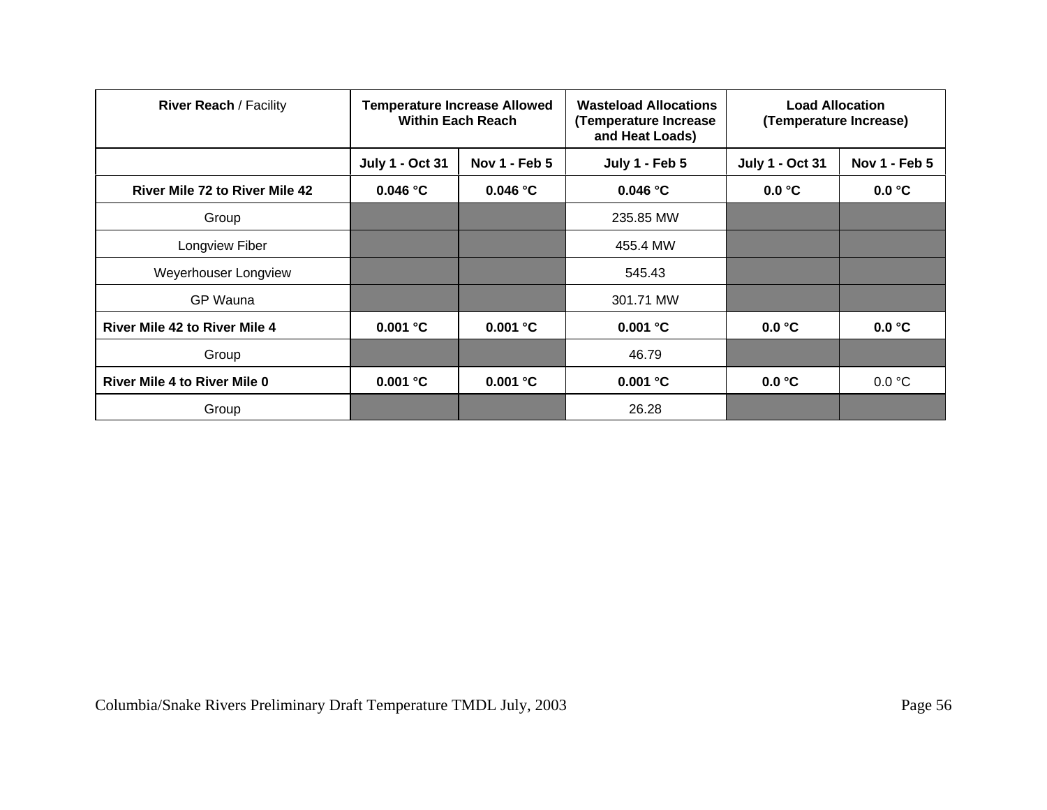| **River Reach** / Facility | **Temperature Increase Allowed Within Each Reach** | | **Wasteload Allocations (Temperature Increase and Heat Loads)** | **Load Allocation (Temperature Increase)** | |
|---|---|---|---|---|---|
| | **July 1 - Oct 31** | **Nov 1 - Feb 5** | **July 1 - Feb 5** | **July 1 - Oct 31** | **Nov 1 - Feb 5** |
| **River Mile 72 to River Mile 42** | **0.046 °C** | **0.046 °C** | **0.046 °C** | **0.0 °C** | **0.0 °C** |
| Group | | | 235.85 MW | | |
| Longview Fiber | | | 455.4 MW | | |
| Weyerhouser Longview | | | 545.43 | | |
| GP Wauna | | | 301.71 MW | | |
| **River Mile 42 to River Mile 4** | **0.001 °C** | **0.001 °C** | **0.001 °C** | **0.0 °C** | **0.0 °C** |
| Group | | | 46.79 | | |
| **River Mile 4 to River Mile 0** | **0.001 °C** | **0.001 °C** | **0.001 °C** | **0.0 °C** | 0.0 °C |
| Group | | | 26.28 | | |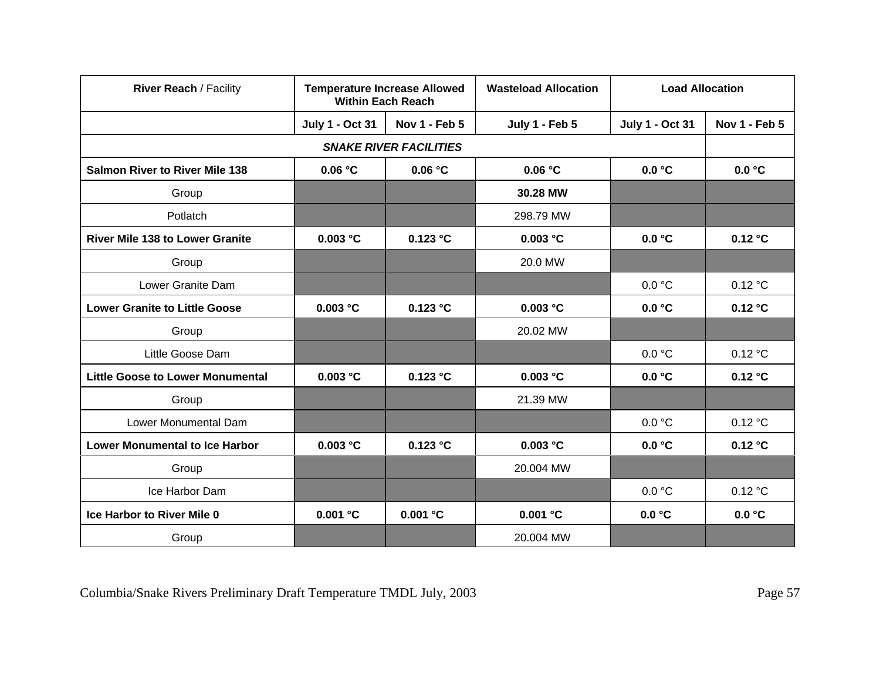| **River Reach** / Facility | **Temperature Increase Allowed Within Each Reach** | | **Wasteload Allocation** | **Load Allocation** | |
|---|---|---|---|---|---|
| | **July 1 - Oct 31** | **Nov 1 - Feb 5** | **July 1 - Feb 5** | **July 1 - Oct 31** | **Nov 1 - Feb 5** |
| ***SNAKE RIVER FACILITIES*** | | | | | |
| **Salmon River to River Mile 138** | **0.06 °C** | **0.06 °C** | **0.06 °C** | **0.0 °C** | **0.0 °C** |
| Group | | | **30.28 MW** | | |
| Potlatch | | | 298.79 MW | | |
| **River Mile 138 to Lower Granite** | **0.003 °C** | **0.123 °C** | **0.003 °C** | **0.0 °C** | **0.12 °C** |
| Group | | | 20.0 MW | | |
| Lower Granite Dam | | | | 0.0 °C | 0.12 °C |
| **Lower Granite to Little Goose** | **0.003 °C** | **0.123 °C** | **0.003 °C** | **0.0 °C** | **0.12 °C** |
| Group | | | 20.02 MW | | |
| Little Goose Dam | | | | 0.0 °C | 0.12 °C |
| **Little Goose to Lower Monumental** | **0.003 °C** | **0.123 °C** | **0.003 °C** | **0.0 °C** | **0.12 °C** |
| Group | | | 21.39 MW | | |
| Lower Monumental Dam | | | | 0.0 °C | 0.12 °C |
| **Lower Monumental to Ice Harbor** | **0.003 °C** | **0.123 °C** | **0.003 °C** | **0.0 °C** | **0.12 °C** |
| Group | | | 20.004 MW | | |
| Ice Harbor Dam | | | | 0.0 °C | 0.12 °C |
| **Ice Harbor to River Mile 0** | **0.001 °C** | **0.001 °C** | **0.001 °C** | **0.0 °C** | **0.0 °C** |
| Group | | | 20.004 MW | | |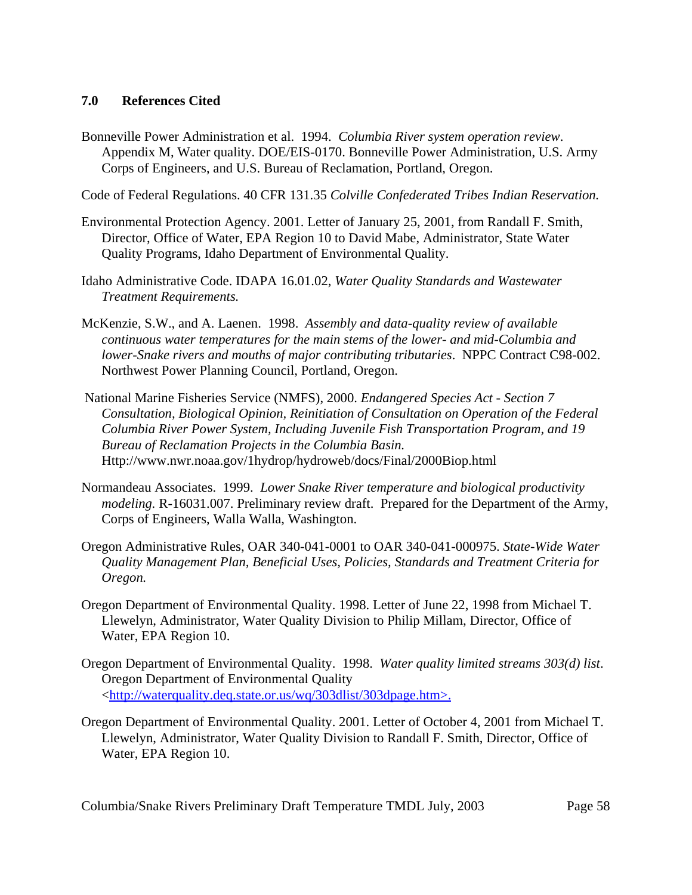## 7.0 References Cited

Bonneville Power Administration et al. 1994. *Columbia River system operation review*. Appendix M, Water quality. DOE/EIS-0170. Bonneville Power Administration, U.S. Army Corps of Engineers, and U.S. Bureau of Reclamation, Portland, Oregon.

Code of Federal Regulations. 40 CFR 131.35 *Colville Confederated Tribes Indian Reservation.*

Environmental Protection Agency. 2001. Letter of January 25, 2001, from Randall F. Smith, Director, Office of Water, EPA Region 10 to David Mabe, Administrator, State Water Quality Programs, Idaho Department of Environmental Quality.

Idaho Administrative Code. IDAPA 16.01.02, *Water Quality Standards and Wastewater Treatment Requirements.*

McKenzie, S.W., and A. Laenen. 1998. *Assembly and data-quality review of available continuous water temperatures for the main stems of the lower- and mid-Columbia and lower-Snake rivers and mouths of major contributing tributaries*. NPPC Contract C98-002. Northwest Power Planning Council, Portland, Oregon.

National Marine Fisheries Service (NMFS), 2000. *Endangered Species Act - Section 7 Consultation, Biological Opinion, Reinitiation of Consultation on Operation of the Federal Columbia River Power System, Including Juvenile Fish Transportation Program, and 19 Bureau of Reclamation Projects in the Columbia Basin.* Http://www.nwr.noaa.gov/1hydrop/hydroweb/docs/Final/2000Biop.html

Normandeau Associates. 1999. *Lower Snake River temperature and biological productivity modeling.* R-16031.007. Preliminary review draft. Prepared for the Department of the Army, Corps of Engineers, Walla Walla, Washington.

Oregon Administrative Rules, OAR 340-041-0001 to OAR 340-041-000975. *State-Wide Water Quality Management Plan, Beneficial Uses, Policies, Standards and Treatment Criteria for Oregon.*

Oregon Department of Environmental Quality. 1998. Letter of June 22, 1998 from Michael T. Llewelyn, Administrator, Water Quality Division to Philip Millam, Director, Office of Water, EPA Region 10.

Oregon Department of Environmental Quality. 1998. *Water quality limited streams 303(d) list*. Oregon Department of Environmental Quality <http://waterquality.deq.state.or.us/wq/303dlist/303dpage.htm>.

Oregon Department of Environmental Quality. 2001. Letter of October 4, 2001 from Michael T. Llewelyn, Administrator, Water Quality Division to Randall F. Smith, Director, Office of Water, EPA Region 10.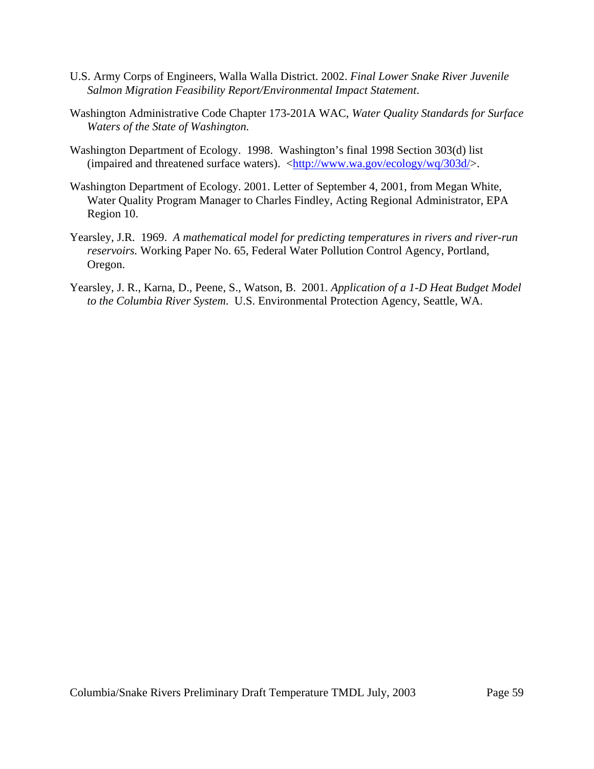U.S. Army Corps of Engineers, Walla Walla District. 2002. *Final Lower Snake River Juvenile Salmon Migration Feasibility Report/Environmental Impact Statement*.

Washington Administrative Code Chapter 173-201A WAC, *Water Quality Standards for Surface Waters of the State of Washington.*

Washington Department of Ecology. 1998. Washington's final 1998 Section 303(d) list (impaired and threatened surface waters). <http://www.wa.gov/ecology/wq/303d/>.

Washington Department of Ecology. 2001. Letter of September 4, 2001, from Megan White, Water Quality Program Manager to Charles Findley, Acting Regional Administrator, EPA Region 10.

Yearsley, J.R. 1969. *A mathematical model for predicting temperatures in rivers and river-run reservoirs.* Working Paper No. 65, Federal Water Pollution Control Agency, Portland, Oregon.

Yearsley, J. R., Karna, D., Peene, S., Watson, B. 2001. *Application of a 1-D Heat Budget Model to the Columbia River System*. U.S. Environmental Protection Agency, Seattle, WA.